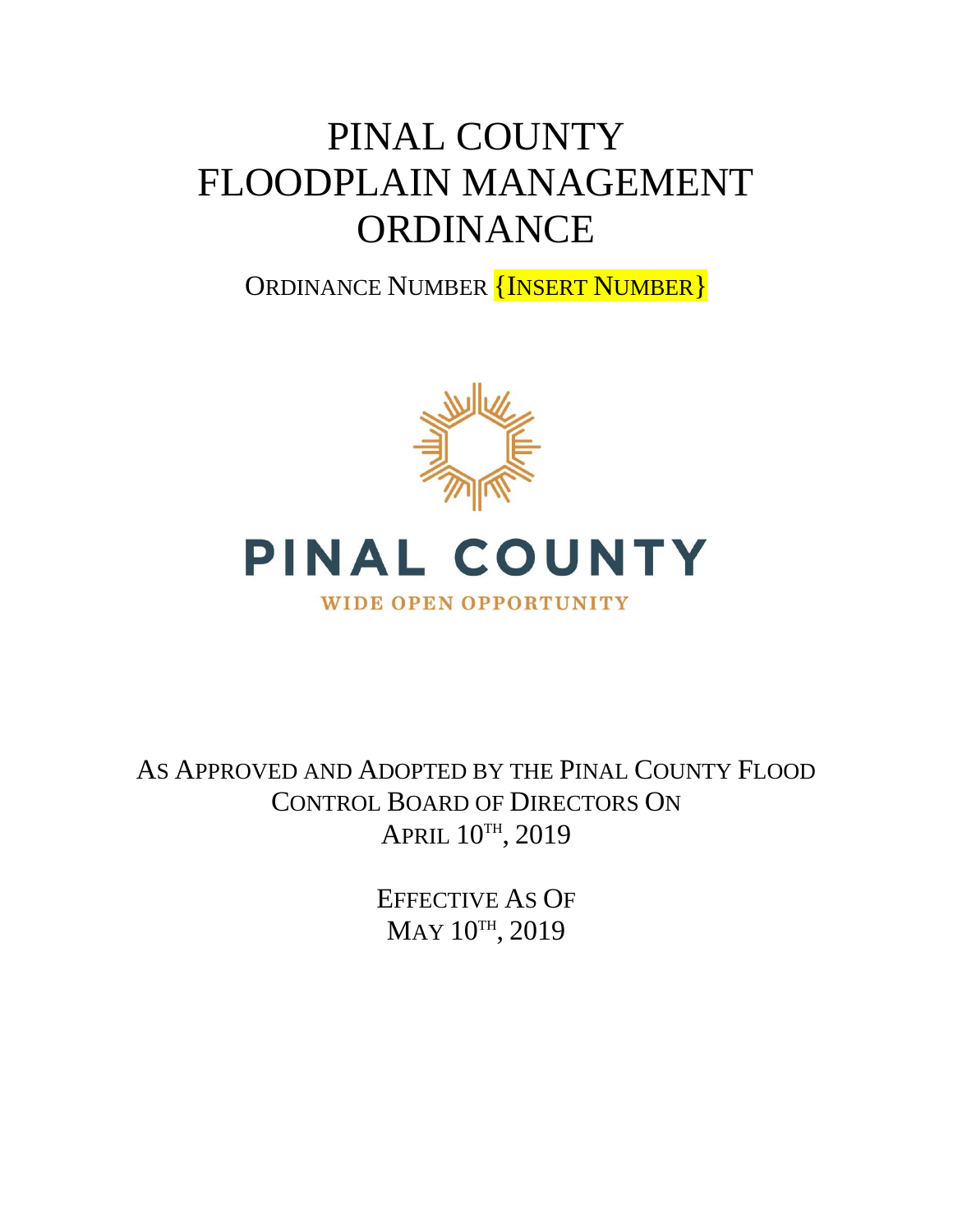# PINAL COUNTY FLOODPLAIN MANAGEMENT ORDINANCE

ORDINANCE NUMBER {INSERT NUMBER}

PINAL COUNTY

WIDE OPEN OPPORTUNITY

AS APPROVED AND ADOPTED BY THE PINAL COUNTY FLOOD CONTROL BOARD OF DIRECTORS ON APRIL 10TH, 2019

EFFECTIVE AS OF MAY 10TH, 2019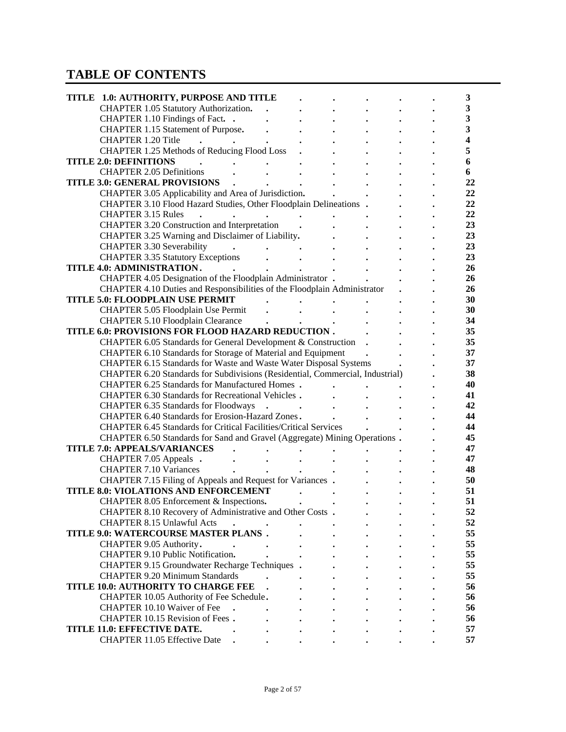# TABLE OF CONTENTS

| | |
|---|---|
| **TITLE 1.0: AUTHORITY, PURPOSE AND TITLE** | **3** |
| CHAPTER 1.05 Statutory Authorization | **3** |
| CHAPTER 1.10 Findings of Fact | **3** |
| CHAPTER 1.15 Statement of Purpose | **3** |
| CHAPTER 1.20 Title | **4** |
| CHAPTER 1.25 Methods of Reducing Flood Loss | **5** |
| **TITLE 2.0: DEFINITIONS** | **6** |
| CHAPTER 2.05 Definitions | **6** |
| **TITLE 3.0: GENERAL PROVISIONS** | **22** |
| CHAPTER 3.05 Applicability and Area of Jurisdiction | **22** |
| CHAPTER 3.10 Flood Hazard Studies, Other Floodplain Delineations | **22** |
| CHAPTER 3.15 Rules | **22** |
| CHAPTER 3.20 Construction and Interpretation | **23** |
| CHAPTER 3.25 Warning and Disclaimer of Liability | **23** |
| CHAPTER 3.30 Severability | **23** |
| CHAPTER 3.35 Statutory Exceptions | **23** |
| **TITLE 4.0: ADMINISTRATION** | **26** |
| CHAPTER 4.05 Designation of the Floodplain Administrator | **26** |
| CHAPTER 4.10 Duties and Responsibilities of the Floodplain Administrator | **26** |
| **TITLE 5.0: FLOODPLAIN USE PERMIT** | **30** |
| CHAPTER 5.05 Floodplain Use Permit | **30** |
| CHAPTER 5.10 Floodplain Clearance | **34** |
| **TITLE 6.0: PROVISIONS FOR FLOOD HAZARD REDUCTION** | **35** |
| CHAPTER 6.05 Standards for General Development & Construction | **35** |
| CHAPTER 6.10 Standards for Storage of Material and Equipment | **37** |
| CHAPTER 6.15 Standards for Waste and Waste Water Disposal Systems | **37** |
| CHAPTER 6.20 Standards for Subdivisions (Residential, Commercial, Industrial) | **38** |
| CHAPTER 6.25 Standards for Manufactured Homes | **40** |
| CHAPTER 6.30 Standards for Recreational Vehicles | **41** |
| CHAPTER 6.35 Standards for Floodways | **42** |
| CHAPTER 6.40 Standards for Erosion-Hazard Zones | **44** |
| CHAPTER 6.45 Standards for Critical Facilities/Critical Services | **44** |
| CHAPTER 6.50 Standards for Sand and Gravel (Aggregate) Mining Operations | **45** |
| **TITLE 7.0: APPEALS/VARIANCES** | **47** |
| CHAPTER 7.05 Appeals | **47** |
| CHAPTER 7.10 Variances | **48** |
| CHAPTER 7.15 Filing of Appeals and Request for Variances | **50** |
| **TITLE 8.0: VIOLATIONS AND ENFORCEMENT** | **51** |
| CHAPTER 8.05 Enforcement & Inspections | **51** |
| CHAPTER 8.10 Recovery of Administrative and Other Costs | **52** |
| CHAPTER 8.15 Unlawful Acts | **52** |
| **TITLE 9.0: WATERCOURSE MASTER PLANS** | **55** |
| CHAPTER 9.05 Authority | **55** |
| CHAPTER 9.10 Public Notification | **55** |
| CHAPTER 9.15 Groundwater Recharge Techniques | **55** |
| CHAPTER 9.20 Minimum Standards | **55** |
| **TITLE 10.0: AUTHORITY TO CHARGE FEE** | **56** |
| CHAPTER 10.05 Authority of Fee Schedule | **56** |
| CHAPTER 10.10 Waiver of Fee | **56** |
| CHAPTER 10.15 Revision of Fees | **56** |
| **TITLE 11.0: EFFECTIVE DATE.** | **57** |
| CHAPTER 11.05 Effective Date | **57** |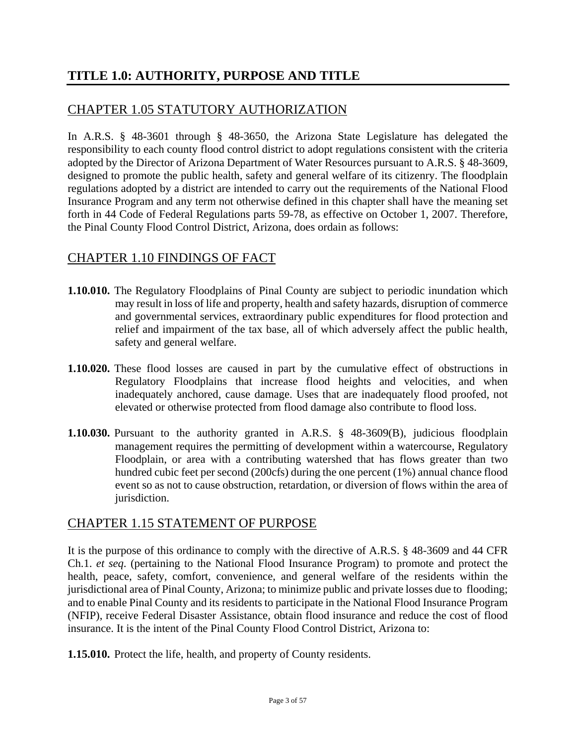# TITLE 1.0: AUTHORITY, PURPOSE AND TITLE

## CHAPTER 1.05 STATUTORY AUTHORIZATION

In A.R.S. § 48-3601 through § 48-3650, the Arizona State Legislature has delegated the responsibility to each county flood control district to adopt regulations consistent with the criteria adopted by the Director of Arizona Department of Water Resources pursuant to A.R.S. § 48-3609, designed to promote the public health, safety and general welfare of its citizenry. The floodplain regulations adopted by a district are intended to carry out the requirements of the National Flood Insurance Program and any term not otherwise defined in this chapter shall have the meaning set forth in 44 Code of Federal Regulations parts 59-78, as effective on October 1, 2007. Therefore, the Pinal County Flood Control District, Arizona, does ordain as follows:

## CHAPTER 1.10 FINDINGS OF FACT

**1.10.010.** The Regulatory Floodplains of Pinal County are subject to periodic inundation which may result in loss of life and property, health and safety hazards, disruption of commerce and governmental services, extraordinary public expenditures for flood protection and relief and impairment of the tax base, all of which adversely affect the public health, safety and general welfare.

**1.10.020.** These flood losses are caused in part by the cumulative effect of obstructions in Regulatory Floodplains that increase flood heights and velocities, and when inadequately anchored, cause damage. Uses that are inadequately flood proofed, not elevated or otherwise protected from flood damage also contribute to flood loss.

**1.10.030.** Pursuant to the authority granted in A.R.S. § 48-3609(B), judicious floodplain management requires the permitting of development within a watercourse, Regulatory Floodplain, or area with a contributing watershed that has flows greater than two hundred cubic feet per second (200cfs) during the one percent (1%) annual chance flood event so as not to cause obstruction, retardation, or diversion of flows within the area of jurisdiction.

## CHAPTER 1.15 STATEMENT OF PURPOSE

It is the purpose of this ordinance to comply with the directive of A.R.S. § 48-3609 and 44 CFR Ch.1. *et seq*. (pertaining to the National Flood Insurance Program) to promote and protect the health, peace, safety, comfort, convenience, and general welfare of the residents within the jurisdictional area of Pinal County, Arizona; to minimize public and private losses due to flooding; and to enable Pinal County and its residents to participate in the National Flood Insurance Program (NFIP), receive Federal Disaster Assistance, obtain flood insurance and reduce the cost of flood insurance. It is the intent of the Pinal County Flood Control District, Arizona to:

**1.15.010.** Protect the life, health, and property of County residents.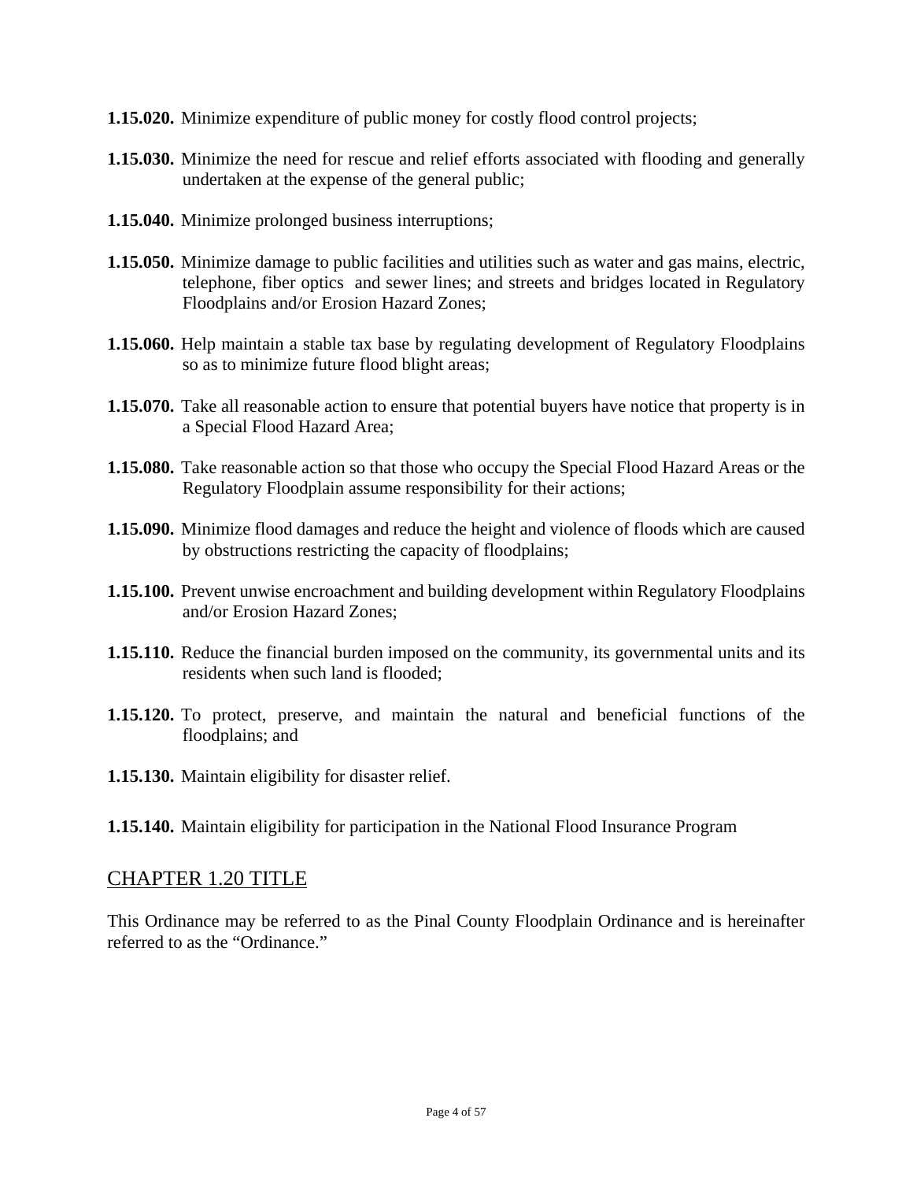**1.15.020.** Minimize expenditure of public money for costly flood control projects;

**1.15.030.** Minimize the need for rescue and relief efforts associated with flooding and generally undertaken at the expense of the general public;

**1.15.040.** Minimize prolonged business interruptions;

**1.15.050.** Minimize damage to public facilities and utilities such as water and gas mains, electric, telephone, fiber optics and sewer lines; and streets and bridges located in Regulatory Floodplains and/or Erosion Hazard Zones;

**1.15.060.** Help maintain a stable tax base by regulating development of Regulatory Floodplains so as to minimize future flood blight areas;

**1.15.070.** Take all reasonable action to ensure that potential buyers have notice that property is in a Special Flood Hazard Area;

**1.15.080.** Take reasonable action so that those who occupy the Special Flood Hazard Areas or the Regulatory Floodplain assume responsibility for their actions;

**1.15.090.** Minimize flood damages and reduce the height and violence of floods which are caused by obstructions restricting the capacity of floodplains;

**1.15.100.** Prevent unwise encroachment and building development within Regulatory Floodplains and/or Erosion Hazard Zones;

**1.15.110.** Reduce the financial burden imposed on the community, its governmental units and its residents when such land is flooded;

**1.15.120.** To protect, preserve, and maintain the natural and beneficial functions of the floodplains; and

**1.15.130.** Maintain eligibility for disaster relief.

**1.15.140.** Maintain eligibility for participation in the National Flood Insurance Program

## CHAPTER 1.20 TITLE

This Ordinance may be referred to as the Pinal County Floodplain Ordinance and is hereinafter referred to as the "Ordinance."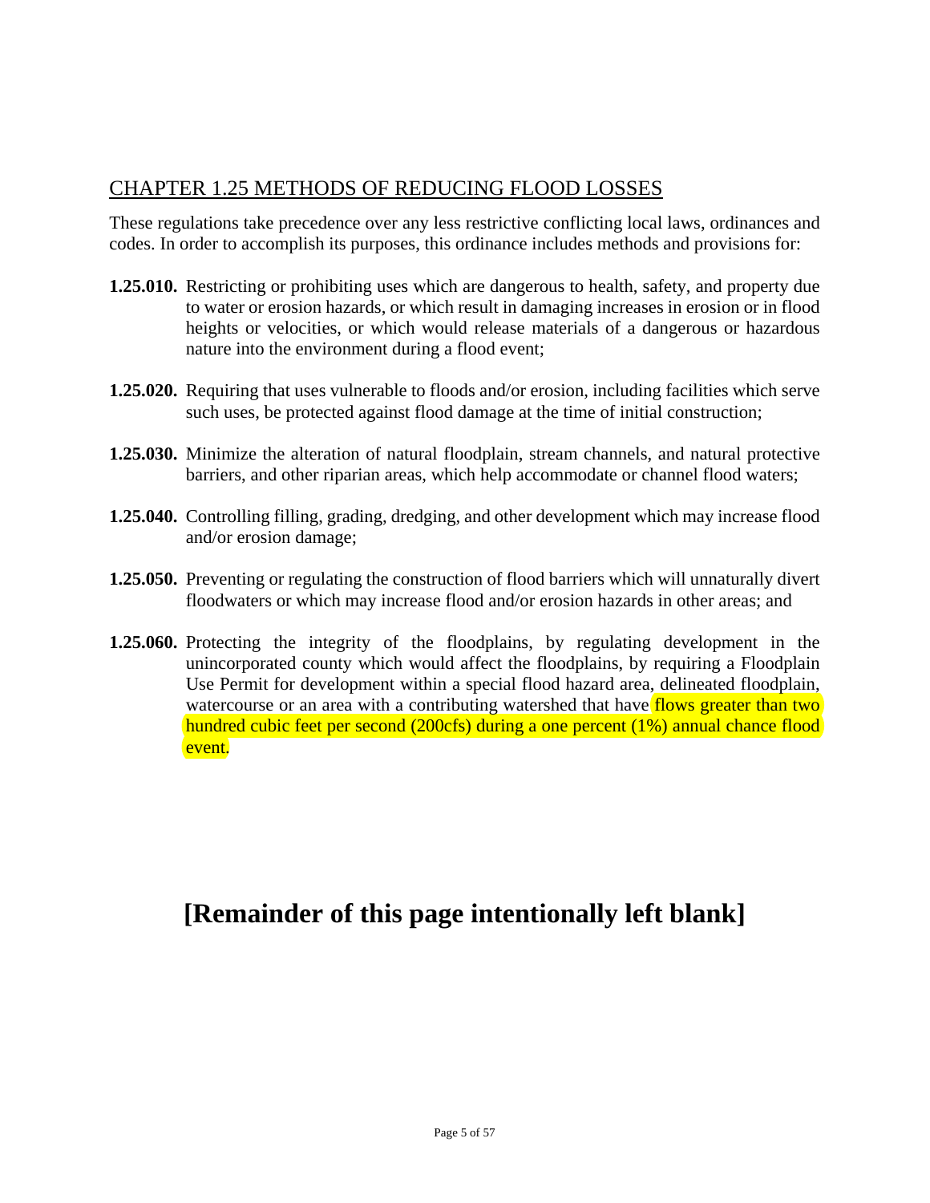## CHAPTER 1.25 METHODS OF REDUCING FLOOD LOSSES

These regulations take precedence over any less restrictive conflicting local laws, ordinances and codes. In order to accomplish its purposes, this ordinance includes methods and provisions for:

**1.25.010.** Restricting or prohibiting uses which are dangerous to health, safety, and property due to water or erosion hazards, or which result in damaging increases in erosion or in flood heights or velocities, or which would release materials of a dangerous or hazardous nature into the environment during a flood event;

**1.25.020.** Requiring that uses vulnerable to floods and/or erosion, including facilities which serve such uses, be protected against flood damage at the time of initial construction;

**1.25.030.** Minimize the alteration of natural floodplain, stream channels, and natural protective barriers, and other riparian areas, which help accommodate or channel flood waters;

**1.25.040.** Controlling filling, grading, dredging, and other development which may increase flood and/or erosion damage;

**1.25.050.** Preventing or regulating the construction of flood barriers which will unnaturally divert floodwaters or which may increase flood and/or erosion hazards in other areas; and

**1.25.060.** Protecting the integrity of the floodplains, by regulating development in the unincorporated county which would affect the floodplains, by requiring a Floodplain Use Permit for development within a special flood hazard area, delineated floodplain, watercourse or an area with a contributing watershed that have flows greater than two hundred cubic feet per second (200cfs) during a one percent (1%) annual chance flood event.

# [Remainder of this page intentionally left blank]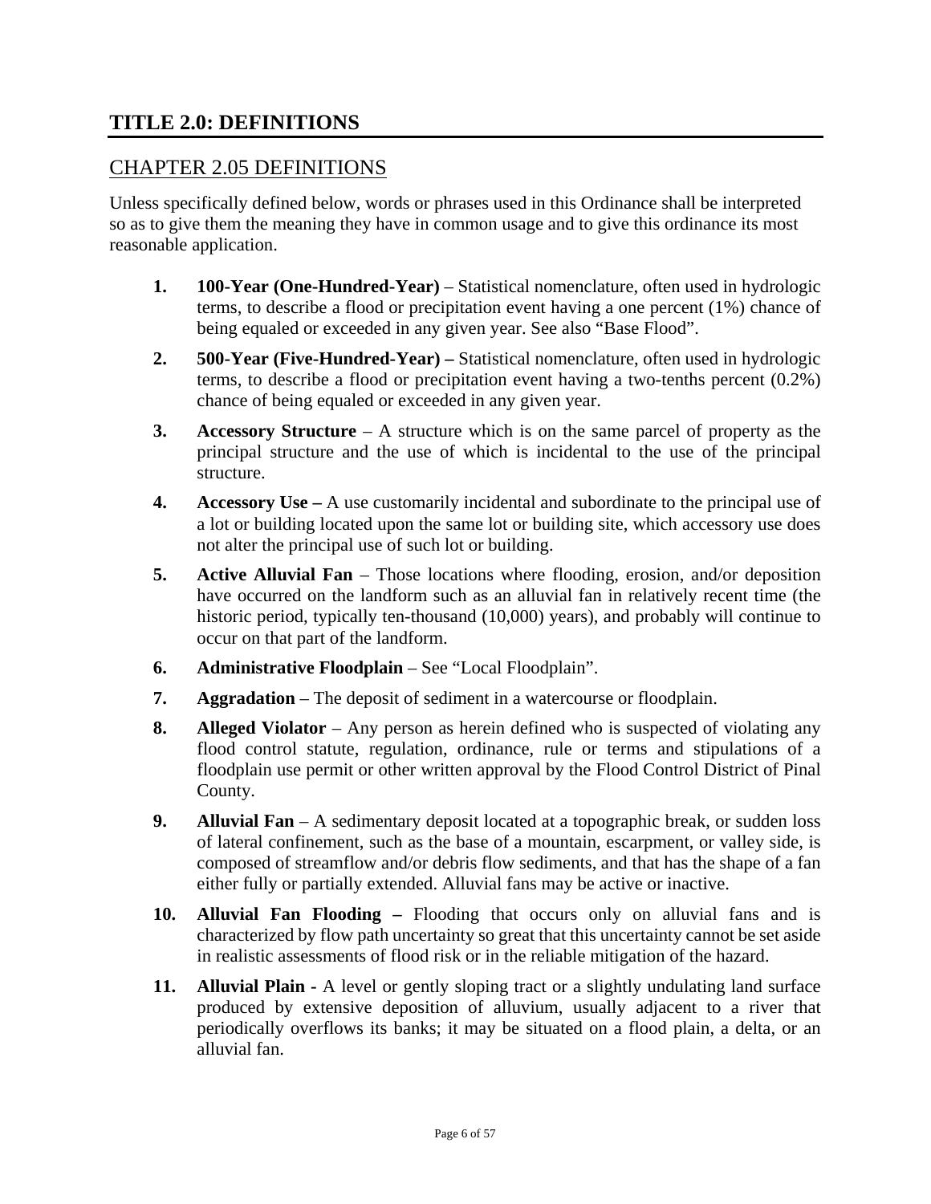# TITLE 2.0: DEFINITIONS

## CHAPTER 2.05 DEFINITIONS

Unless specifically defined below, words or phrases used in this Ordinance shall be interpreted so as to give them the meaning they have in common usage and to give this ordinance its most reasonable application.

1. **100-Year (One-Hundred-Year)** – Statistical nomenclature, often used in hydrologic terms, to describe a flood or precipitation event having a one percent (1%) chance of being equaled or exceeded in any given year. See also "Base Flood".
2. **500-Year (Five-Hundred-Year) –** Statistical nomenclature, often used in hydrologic terms, to describe a flood or precipitation event having a two-tenths percent (0.2%) chance of being equaled or exceeded in any given year.
3. **Accessory Structure** – A structure which is on the same parcel of property as the principal structure and the use of which is incidental to the use of the principal structure.
4. **Accessory Use –** A use customarily incidental and subordinate to the principal use of a lot or building located upon the same lot or building site, which accessory use does not alter the principal use of such lot or building.
5. **Active Alluvial Fan** – Those locations where flooding, erosion, and/or deposition have occurred on the landform such as an alluvial fan in relatively recent time (the historic period, typically ten-thousand (10,000) years), and probably will continue to occur on that part of the landform.
6. **Administrative Floodplain** – See "Local Floodplain".
7. **Aggradation** – The deposit of sediment in a watercourse or floodplain.
8. **Alleged Violator** – Any person as herein defined who is suspected of violating any flood control statute, regulation, ordinance, rule or terms and stipulations of a floodplain use permit or other written approval by the Flood Control District of Pinal County.
9. **Alluvial Fan** – A sedimentary deposit located at a topographic break, or sudden loss of lateral confinement, such as the base of a mountain, escarpment, or valley side, is composed of streamflow and/or debris flow sediments, and that has the shape of a fan either fully or partially extended. Alluvial fans may be active or inactive.
10. **Alluvial Fan Flooding –** Flooding that occurs only on alluvial fans and is characterized by flow path uncertainty so great that this uncertainty cannot be set aside in realistic assessments of flood risk or in the reliable mitigation of the hazard.
11. **Alluvial Plain -** A level or gently sloping tract or a slightly undulating land surface produced by extensive deposition of alluvium, usually adjacent to a river that periodically overflows its banks; it may be situated on a flood plain, a delta, or an alluvial fan.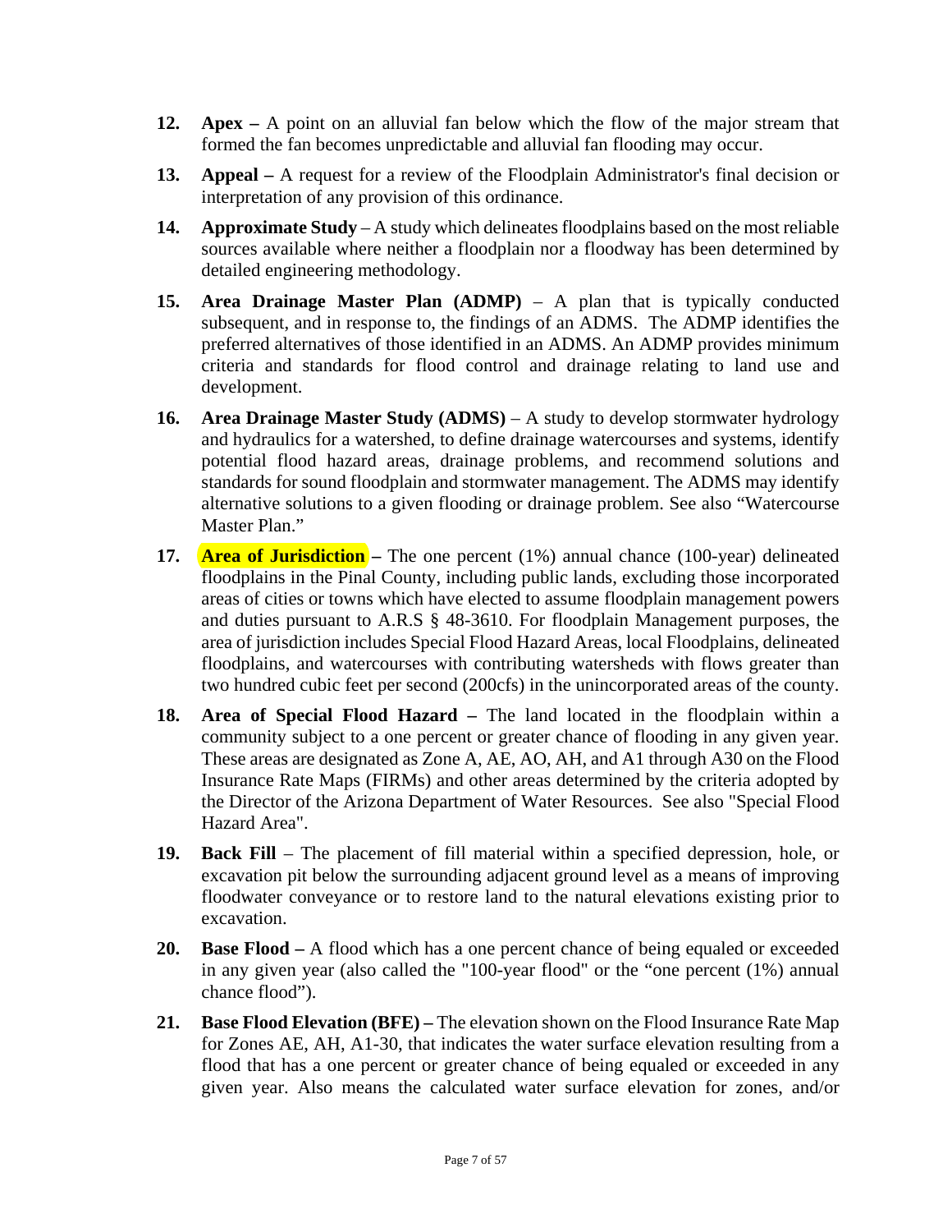12. **Apex –** A point on an alluvial fan below which the flow of the major stream that formed the fan becomes unpredictable and alluvial fan flooding may occur.

13. **Appeal –** A request for a review of the Floodplain Administrator's final decision or interpretation of any provision of this ordinance.

14. **Approximate Study** – A study which delineates floodplains based on the most reliable sources available where neither a floodplain nor a floodway has been determined by detailed engineering methodology.

15. **Area Drainage Master Plan (ADMP)** – A plan that is typically conducted subsequent, and in response to, the findings of an ADMS. The ADMP identifies the preferred alternatives of those identified in an ADMS. An ADMP provides minimum criteria and standards for flood control and drainage relating to land use and development.

16. **Area Drainage Master Study (ADMS)** – A study to develop stormwater hydrology and hydraulics for a watershed, to define drainage watercourses and systems, identify potential flood hazard areas, drainage problems, and recommend solutions and standards for sound floodplain and stormwater management. The ADMS may identify alternative solutions to a given flooding or drainage problem. See also "Watercourse Master Plan."

17. **Area of Jurisdiction –** The one percent (1%) annual chance (100-year) delineated floodplains in the Pinal County, including public lands, excluding those incorporated areas of cities or towns which have elected to assume floodplain management powers and duties pursuant to A.R.S § 48-3610. For floodplain Management purposes, the area of jurisdiction includes Special Flood Hazard Areas, local Floodplains, delineated floodplains, and watercourses with contributing watersheds with flows greater than two hundred cubic feet per second (200cfs) in the unincorporated areas of the county.

18. **Area of Special Flood Hazard –** The land located in the floodplain within a community subject to a one percent or greater chance of flooding in any given year. These areas are designated as Zone A, AE, AO, AH, and A1 through A30 on the Flood Insurance Rate Maps (FIRMs) and other areas determined by the criteria adopted by the Director of the Arizona Department of Water Resources. See also "Special Flood Hazard Area".

19. **Back Fill** – The placement of fill material within a specified depression, hole, or excavation pit below the surrounding adjacent ground level as a means of improving floodwater conveyance or to restore land to the natural elevations existing prior to excavation.

20. **Base Flood –** A flood which has a one percent chance of being equaled or exceeded in any given year (also called the "100-year flood" or the "one percent (1%) annual chance flood").

21. **Base Flood Elevation (BFE) –** The elevation shown on the Flood Insurance Rate Map for Zones AE, AH, A1-30, that indicates the water surface elevation resulting from a flood that has a one percent or greater chance of being equaled or exceeded in any given year. Also means the calculated water surface elevation for zones, and/or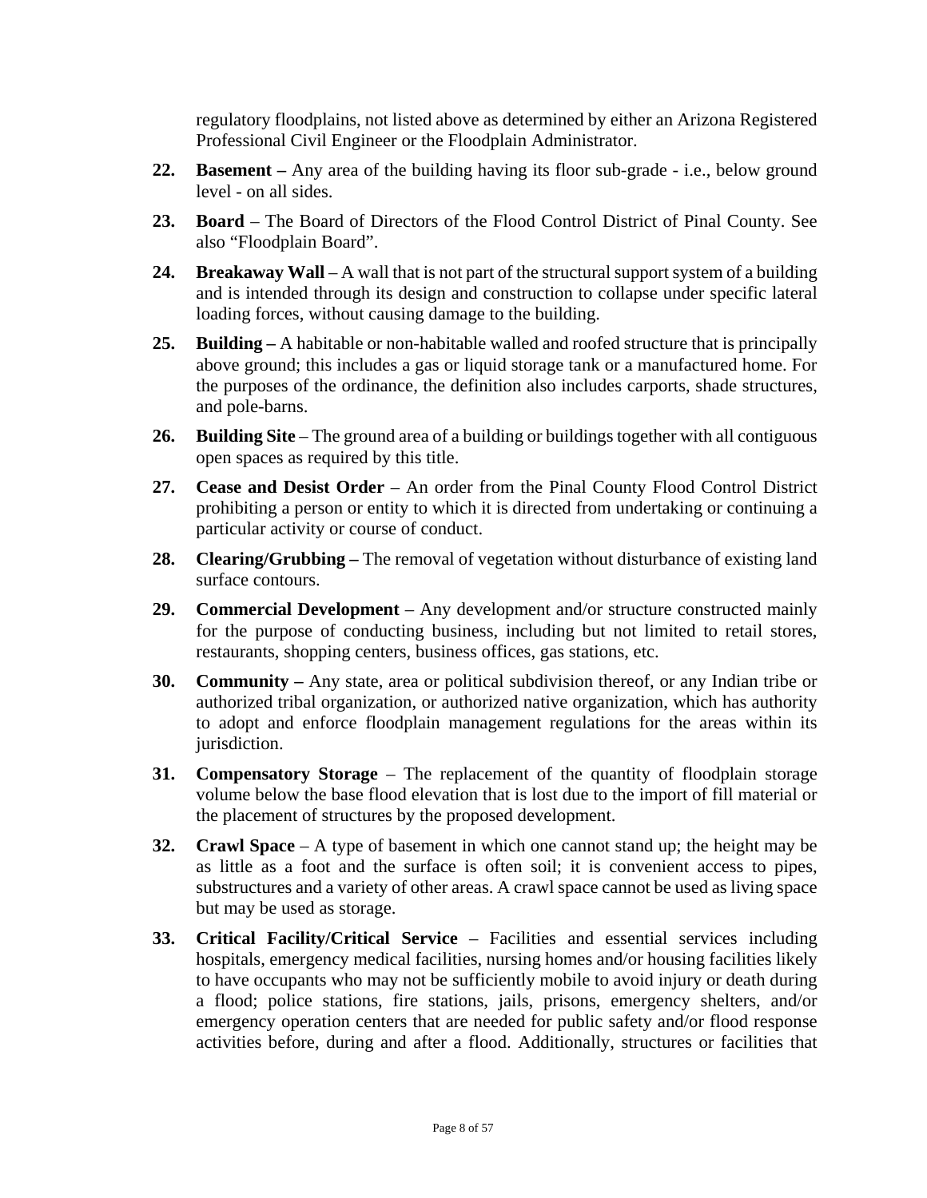regulatory floodplains, not listed above as determined by either an Arizona Registered Professional Civil Engineer or the Floodplain Administrator.

**22. Basement –** Any area of the building having its floor sub-grade - i.e., below ground level - on all sides.

**23. Board** – The Board of Directors of the Flood Control District of Pinal County. See also "Floodplain Board".

**24. Breakaway Wall** – A wall that is not part of the structural support system of a building and is intended through its design and construction to collapse under specific lateral loading forces, without causing damage to the building.

**25. Building –** A habitable or non-habitable walled and roofed structure that is principally above ground; this includes a gas or liquid storage tank or a manufactured home. For the purposes of the ordinance, the definition also includes carports, shade structures, and pole-barns.

**26. Building Site** – The ground area of a building or buildings together with all contiguous open spaces as required by this title.

**27. Cease and Desist Order** – An order from the Pinal County Flood Control District prohibiting a person or entity to which it is directed from undertaking or continuing a particular activity or course of conduct.

**28. Clearing/Grubbing –** The removal of vegetation without disturbance of existing land surface contours.

**29. Commercial Development** – Any development and/or structure constructed mainly for the purpose of conducting business, including but not limited to retail stores, restaurants, shopping centers, business offices, gas stations, etc.

**30. Community –** Any state, area or political subdivision thereof, or any Indian tribe or authorized tribal organization, or authorized native organization, which has authority to adopt and enforce floodplain management regulations for the areas within its jurisdiction.

**31. Compensatory Storage** – The replacement of the quantity of floodplain storage volume below the base flood elevation that is lost due to the import of fill material or the placement of structures by the proposed development.

**32. Crawl Space** – A type of basement in which one cannot stand up; the height may be as little as a foot and the surface is often soil; it is convenient access to pipes, substructures and a variety of other areas. A crawl space cannot be used as living space but may be used as storage.

**33. Critical Facility/Critical Service** – Facilities and essential services including hospitals, emergency medical facilities, nursing homes and/or housing facilities likely to have occupants who may not be sufficiently mobile to avoid injury or death during a flood; police stations, fire stations, jails, prisons, emergency shelters, and/or emergency operation centers that are needed for public safety and/or flood response activities before, during and after a flood. Additionally, structures or facilities that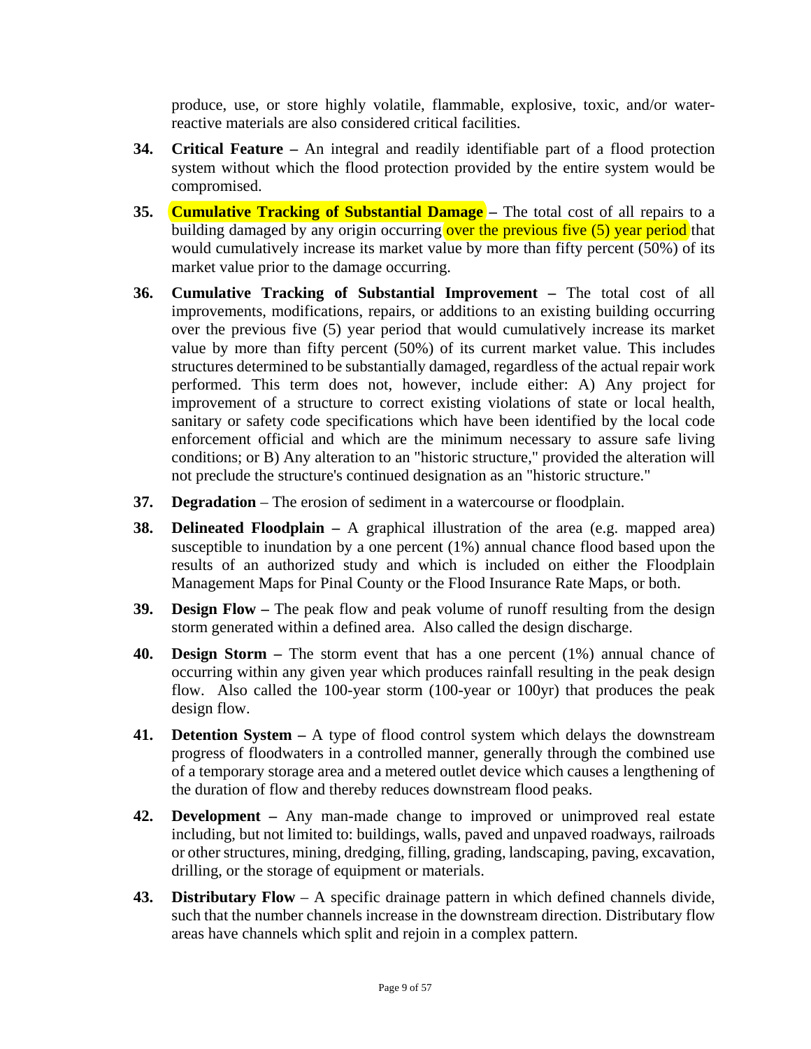produce, use, or store highly volatile, flammable, explosive, toxic, and/or water-reactive materials are also considered critical facilities.

34. **Critical Feature –** An integral and readily identifiable part of a flood protection system without which the flood protection provided by the entire system would be compromised.

35. **Cumulative Tracking of Substantial Damage –** The total cost of all repairs to a building damaged by any origin occurring over the previous five (5) year period that would cumulatively increase its market value by more than fifty percent (50%) of its market value prior to the damage occurring.

36. **Cumulative Tracking of Substantial Improvement –** The total cost of all improvements, modifications, repairs, or additions to an existing building occurring over the previous five (5) year period that would cumulatively increase its market value by more than fifty percent (50%) of its current market value. This includes structures determined to be substantially damaged, regardless of the actual repair work performed. This term does not, however, include either: A) Any project for improvement of a structure to correct existing violations of state or local health, sanitary or safety code specifications which have been identified by the local code enforcement official and which are the minimum necessary to assure safe living conditions; or B) Any alteration to an "historic structure," provided the alteration will not preclude the structure's continued designation as an "historic structure."

37. **Degradation** – The erosion of sediment in a watercourse or floodplain.

38. **Delineated Floodplain –** A graphical illustration of the area (e.g. mapped area) susceptible to inundation by a one percent (1%) annual chance flood based upon the results of an authorized study and which is included on either the Floodplain Management Maps for Pinal County or the Flood Insurance Rate Maps, or both.

39. **Design Flow –** The peak flow and peak volume of runoff resulting from the design storm generated within a defined area. Also called the design discharge.

40. **Design Storm –** The storm event that has a one percent (1%) annual chance of occurring within any given year which produces rainfall resulting in the peak design flow. Also called the 100-year storm (100-year or 100yr) that produces the peak design flow.

41. **Detention System –** A type of flood control system which delays the downstream progress of floodwaters in a controlled manner, generally through the combined use of a temporary storage area and a metered outlet device which causes a lengthening of the duration of flow and thereby reduces downstream flood peaks.

42. **Development –** Any man-made change to improved or unimproved real estate including, but not limited to: buildings, walls, paved and unpaved roadways, railroads or other structures, mining, dredging, filling, grading, landscaping, paving, excavation, drilling, or the storage of equipment or materials.

43. **Distributary Flow** – A specific drainage pattern in which defined channels divide, such that the number channels increase in the downstream direction. Distributary flow areas have channels which split and rejoin in a complex pattern.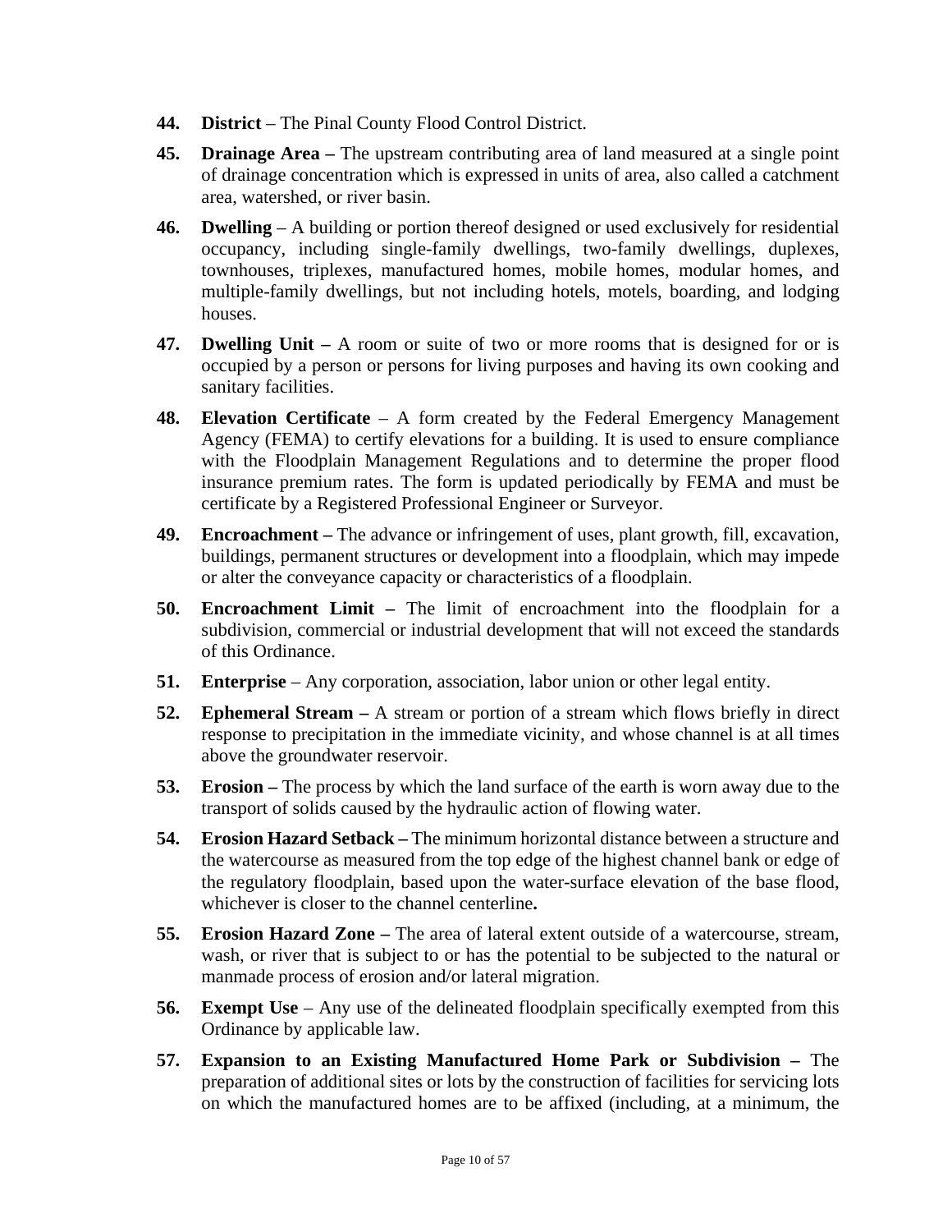**44.** **District** – The Pinal County Flood Control District.

**45.** **Drainage Area –** The upstream contributing area of land measured at a single point of drainage concentration which is expressed in units of area, also called a catchment area, watershed, or river basin.

**46.** **Dwelling** – A building or portion thereof designed or used exclusively for residential occupancy, including single-family dwellings, two-family dwellings, duplexes, townhouses, triplexes, manufactured homes, mobile homes, modular homes, and multiple-family dwellings, but not including hotels, motels, boarding, and lodging houses.

**47.** **Dwelling Unit –** A room or suite of two or more rooms that is designed for or is occupied by a person or persons for living purposes and having its own cooking and sanitary facilities.

**48.** **Elevation Certificate** – A form created by the Federal Emergency Management Agency (FEMA) to certify elevations for a building. It is used to ensure compliance with the Floodplain Management Regulations and to determine the proper flood insurance premium rates. The form is updated periodically by FEMA and must be certificate by a Registered Professional Engineer or Surveyor.

**49.** **Encroachment –** The advance or infringement of uses, plant growth, fill, excavation, buildings, permanent structures or development into a floodplain, which may impede or alter the conveyance capacity or characteristics of a floodplain.

**50.** **Encroachment Limit –** The limit of encroachment into the floodplain for a subdivision, commercial or industrial development that will not exceed the standards of this Ordinance.

**51.** **Enterprise** – Any corporation, association, labor union or other legal entity.

**52.** **Ephemeral Stream –** A stream or portion of a stream which flows briefly in direct response to precipitation in the immediate vicinity, and whose channel is at all times above the groundwater reservoir.

**53.** **Erosion –** The process by which the land surface of the earth is worn away due to the transport of solids caused by the hydraulic action of flowing water.

**54.** **Erosion Hazard Setback –** The minimum horizontal distance between a structure and the watercourse as measured from the top edge of the highest channel bank or edge of the regulatory floodplain, based upon the water-surface elevation of the base flood, whichever is closer to the channel centerline**.**

**55.** **Erosion Hazard Zone –** The area of lateral extent outside of a watercourse, stream, wash, or river that is subject to or has the potential to be subjected to the natural or manmade process of erosion and/or lateral migration.

**56.** **Exempt Use** – Any use of the delineated floodplain specifically exempted from this Ordinance by applicable law.

**57.** **Expansion to an Existing Manufactured Home Park or Subdivision –** The preparation of additional sites or lots by the construction of facilities for servicing lots on which the manufactured homes are to be affixed (including, at a minimum, the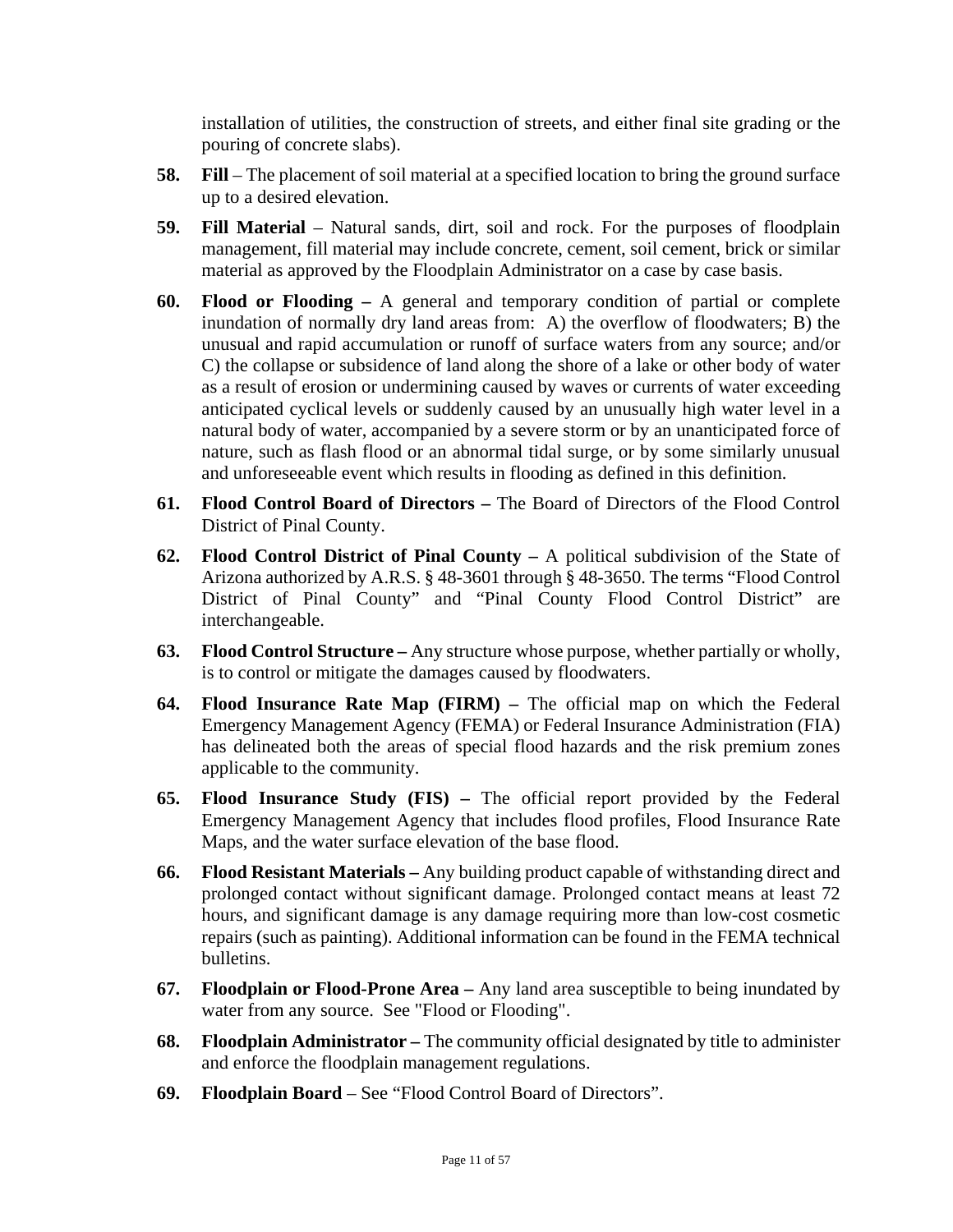installation of utilities, the construction of streets, and either final site grading or the pouring of concrete slabs).

58. **Fill** – The placement of soil material at a specified location to bring the ground surface up to a desired elevation.

59. **Fill Material** – Natural sands, dirt, soil and rock. For the purposes of floodplain management, fill material may include concrete, cement, soil cement, brick or similar material as approved by the Floodplain Administrator on a case by case basis.

60. **Flood or Flooding –** A general and temporary condition of partial or complete inundation of normally dry land areas from: A) the overflow of floodwaters; B) the unusual and rapid accumulation or runoff of surface waters from any source; and/or C) the collapse or subsidence of land along the shore of a lake or other body of water as a result of erosion or undermining caused by waves or currents of water exceeding anticipated cyclical levels or suddenly caused by an unusually high water level in a natural body of water, accompanied by a severe storm or by an unanticipated force of nature, such as flash flood or an abnormal tidal surge, or by some similarly unusual and unforeseeable event which results in flooding as defined in this definition.

61. **Flood Control Board of Directors –** The Board of Directors of the Flood Control District of Pinal County.

62. **Flood Control District of Pinal County –** A political subdivision of the State of Arizona authorized by A.R.S. § 48-3601 through § 48-3650. The terms "Flood Control District of Pinal County" and "Pinal County Flood Control District" are interchangeable.

63. **Flood Control Structure –** Any structure whose purpose, whether partially or wholly, is to control or mitigate the damages caused by floodwaters.

64. **Flood Insurance Rate Map (FIRM) –** The official map on which the Federal Emergency Management Agency (FEMA) or Federal Insurance Administration (FIA) has delineated both the areas of special flood hazards and the risk premium zones applicable to the community.

65. **Flood Insurance Study (FIS) –** The official report provided by the Federal Emergency Management Agency that includes flood profiles, Flood Insurance Rate Maps, and the water surface elevation of the base flood.

66. **Flood Resistant Materials –** Any building product capable of withstanding direct and prolonged contact without significant damage. Prolonged contact means at least 72 hours, and significant damage is any damage requiring more than low-cost cosmetic repairs (such as painting). Additional information can be found in the FEMA technical bulletins.

67. **Floodplain or Flood-Prone Area –** Any land area susceptible to being inundated by water from any source. See "Flood or Flooding".

68. **Floodplain Administrator –** The community official designated by title to administer and enforce the floodplain management regulations.

69. **Floodplain Board** – See "Flood Control Board of Directors".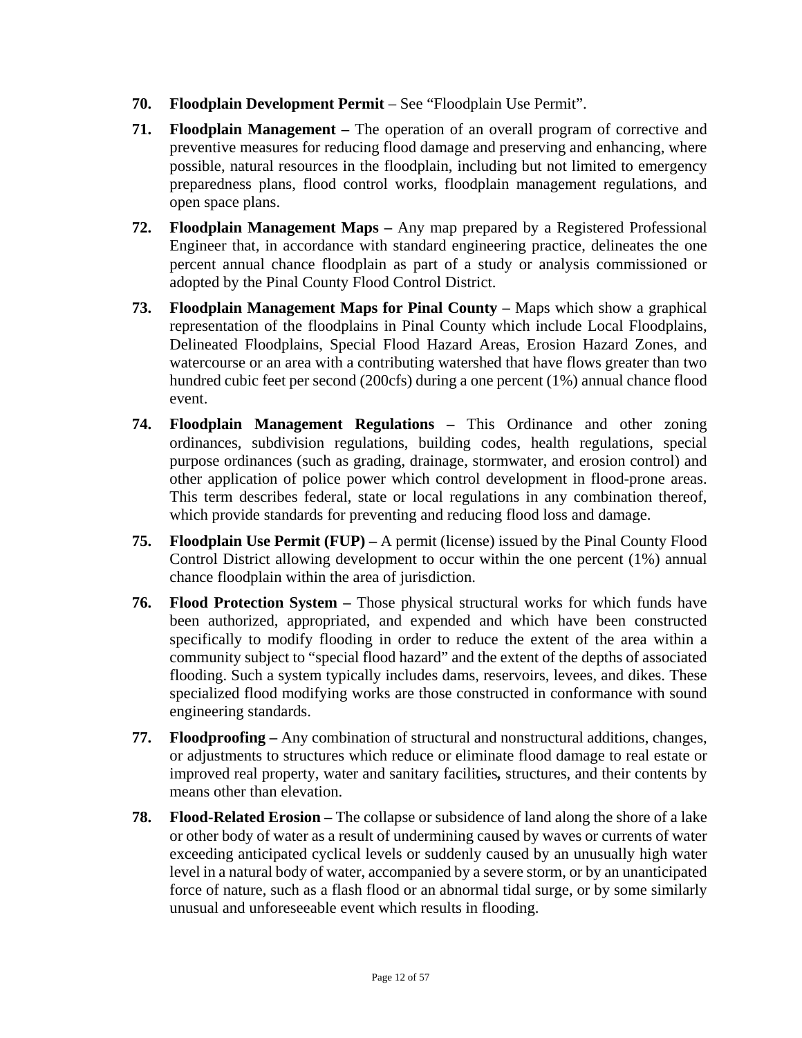70. **Floodplain Development Permit** – See "Floodplain Use Permit".

71. **Floodplain Management –** The operation of an overall program of corrective and preventive measures for reducing flood damage and preserving and enhancing, where possible, natural resources in the floodplain, including but not limited to emergency preparedness plans, flood control works, floodplain management regulations, and open space plans.

72. **Floodplain Management Maps –** Any map prepared by a Registered Professional Engineer that, in accordance with standard engineering practice, delineates the one percent annual chance floodplain as part of a study or analysis commissioned or adopted by the Pinal County Flood Control District.

73. **Floodplain Management Maps for Pinal County –** Maps which show a graphical representation of the floodplains in Pinal County which include Local Floodplains, Delineated Floodplains, Special Flood Hazard Areas, Erosion Hazard Zones, and watercourse or an area with a contributing watershed that have flows greater than two hundred cubic feet per second (200cfs) during a one percent (1%) annual chance flood event.

74. **Floodplain Management Regulations –** This Ordinance and other zoning ordinances, subdivision regulations, building codes, health regulations, special purpose ordinances (such as grading, drainage, stormwater, and erosion control) and other application of police power which control development in flood-prone areas. This term describes federal, state or local regulations in any combination thereof, which provide standards for preventing and reducing flood loss and damage.

75. **Floodplain Use Permit (FUP) –** A permit (license) issued by the Pinal County Flood Control District allowing development to occur within the one percent (1%) annual chance floodplain within the area of jurisdiction.

76. **Flood Protection System –** Those physical structural works for which funds have been authorized, appropriated, and expended and which have been constructed specifically to modify flooding in order to reduce the extent of the area within a community subject to "special flood hazard" and the extent of the depths of associated flooding. Such a system typically includes dams, reservoirs, levees, and dikes. These specialized flood modifying works are those constructed in conformance with sound engineering standards.

77. **Floodproofing –** Any combination of structural and nonstructural additions, changes, or adjustments to structures which reduce or eliminate flood damage to real estate or improved real property, water and sanitary facilities**,** structures, and their contents by means other than elevation.

78. **Flood-Related Erosion –** The collapse or subsidence of land along the shore of a lake or other body of water as a result of undermining caused by waves or currents of water exceeding anticipated cyclical levels or suddenly caused by an unusually high water level in a natural body of water, accompanied by a severe storm, or by an unanticipated force of nature, such as a flash flood or an abnormal tidal surge, or by some similarly unusual and unforeseeable event which results in flooding.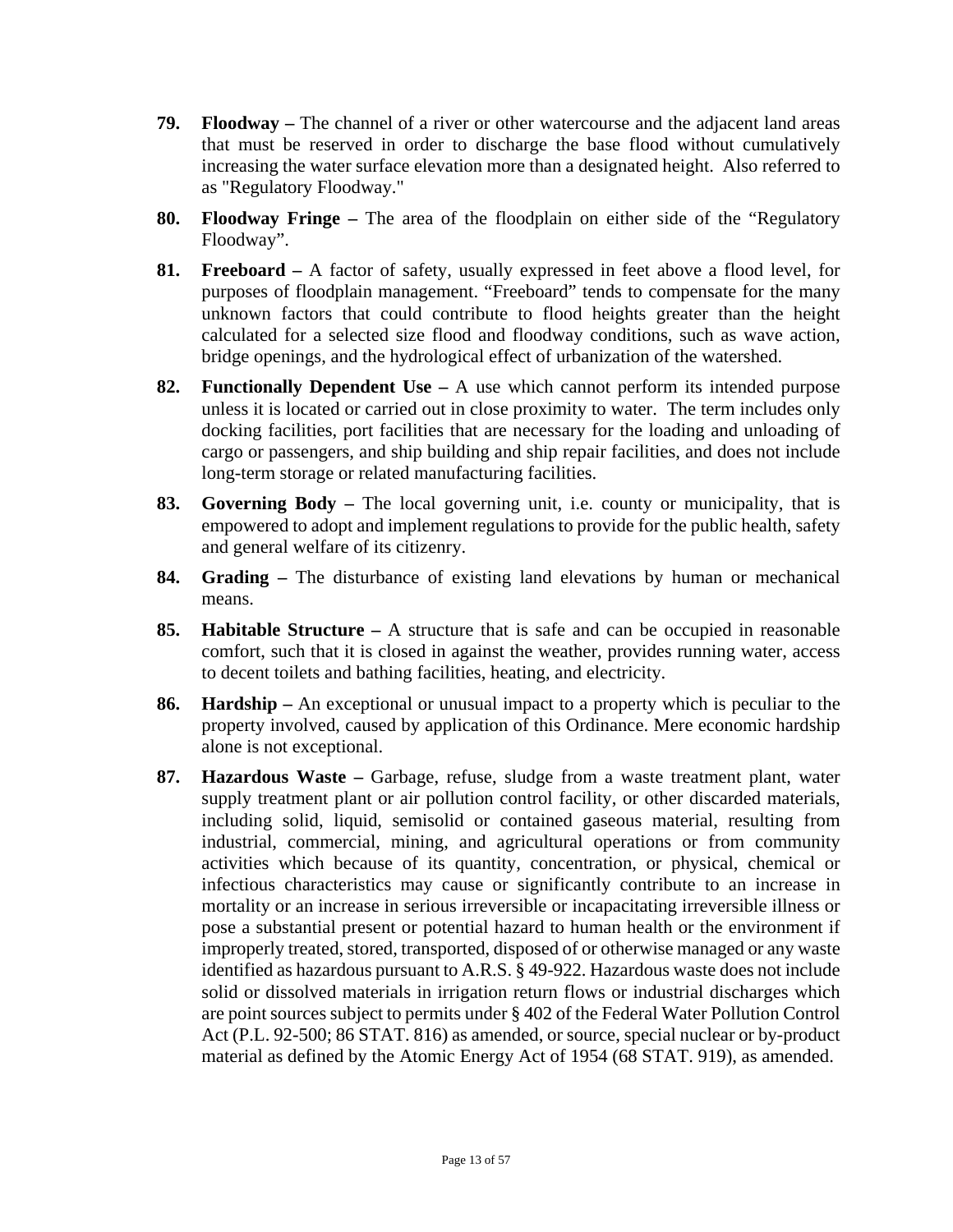**79. Floodway –** The channel of a river or other watercourse and the adjacent land areas that must be reserved in order to discharge the base flood without cumulatively increasing the water surface elevation more than a designated height. Also referred to as "Regulatory Floodway."

**80. Floodway Fringe –** The area of the floodplain on either side of the "Regulatory Floodway".

**81. Freeboard –** A factor of safety, usually expressed in feet above a flood level, for purposes of floodplain management. "Freeboard" tends to compensate for the many unknown factors that could contribute to flood heights greater than the height calculated for a selected size flood and floodway conditions, such as wave action, bridge openings, and the hydrological effect of urbanization of the watershed.

**82. Functionally Dependent Use –** A use which cannot perform its intended purpose unless it is located or carried out in close proximity to water. The term includes only docking facilities, port facilities that are necessary for the loading and unloading of cargo or passengers, and ship building and ship repair facilities, and does not include long-term storage or related manufacturing facilities.

**83. Governing Body –** The local governing unit, i.e. county or municipality, that is empowered to adopt and implement regulations to provide for the public health, safety and general welfare of its citizenry.

**84. Grading –** The disturbance of existing land elevations by human or mechanical means.

**85. Habitable Structure –** A structure that is safe and can be occupied in reasonable comfort, such that it is closed in against the weather, provides running water, access to decent toilets and bathing facilities, heating, and electricity.

**86. Hardship –** An exceptional or unusual impact to a property which is peculiar to the property involved, caused by application of this Ordinance. Mere economic hardship alone is not exceptional.

**87. Hazardous Waste –** Garbage, refuse, sludge from a waste treatment plant, water supply treatment plant or air pollution control facility, or other discarded materials, including solid, liquid, semisolid or contained gaseous material, resulting from industrial, commercial, mining, and agricultural operations or from community activities which because of its quantity, concentration, or physical, chemical or infectious characteristics may cause or significantly contribute to an increase in mortality or an increase in serious irreversible or incapacitating irreversible illness or pose a substantial present or potential hazard to human health or the environment if improperly treated, stored, transported, disposed of or otherwise managed or any waste identified as hazardous pursuant to A.R.S. § 49-922. Hazardous waste does not include solid or dissolved materials in irrigation return flows or industrial discharges which are point sources subject to permits under § 402 of the Federal Water Pollution Control Act (P.L. 92-500; 86 STAT. 816) as amended, or source, special nuclear or by-product material as defined by the Atomic Energy Act of 1954 (68 STAT. 919), as amended.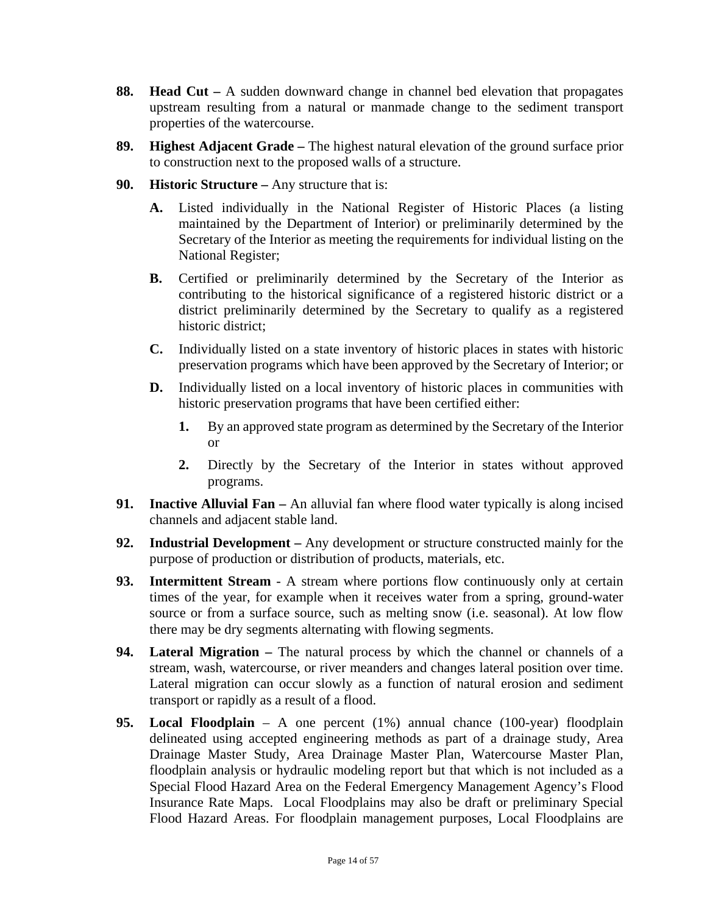**88.** **Head Cut –** A sudden downward change in channel bed elevation that propagates upstream resulting from a natural or manmade change to the sediment transport properties of the watercourse.

**89.** **Highest Adjacent Grade –** The highest natural elevation of the ground surface prior to construction next to the proposed walls of a structure.

**90.** **Historic Structure –** Any structure that is:

- **A.** Listed individually in the National Register of Historic Places (a listing maintained by the Department of Interior) or preliminarily determined by the Secretary of the Interior as meeting the requirements for individual listing on the National Register;
- **B.** Certified or preliminarily determined by the Secretary of the Interior as contributing to the historical significance of a registered historic district or a district preliminarily determined by the Secretary to qualify as a registered historic district;
- **C.** Individually listed on a state inventory of historic places in states with historic preservation programs which have been approved by the Secretary of Interior; or
- **D.** Individually listed on a local inventory of historic places in communities with historic preservation programs that have been certified either:
  - **1.** By an approved state program as determined by the Secretary of the Interior or
  - **2.** Directly by the Secretary of the Interior in states without approved programs.

**91.** **Inactive Alluvial Fan –** An alluvial fan where flood water typically is along incised channels and adjacent stable land.

**92.** **Industrial Development –** Any development or structure constructed mainly for the purpose of production or distribution of products, materials, etc.

**93.** **Intermittent Stream** - A stream where portions flow continuously only at certain times of the year, for example when it receives water from a spring, ground-water source or from a surface source, such as melting snow (i.e. seasonal). At low flow there may be dry segments alternating with flowing segments.

**94.** **Lateral Migration –** The natural process by which the channel or channels of a stream, wash, watercourse, or river meanders and changes lateral position over time. Lateral migration can occur slowly as a function of natural erosion and sediment transport or rapidly as a result of a flood.

**95.** **Local Floodplain** – A one percent (1%) annual chance (100-year) floodplain delineated using accepted engineering methods as part of a drainage study, Area Drainage Master Study, Area Drainage Master Plan, Watercourse Master Plan, floodplain analysis or hydraulic modeling report but that which is not included as a Special Flood Hazard Area on the Federal Emergency Management Agency's Flood Insurance Rate Maps. Local Floodplains may also be draft or preliminary Special Flood Hazard Areas. For floodplain management purposes, Local Floodplains are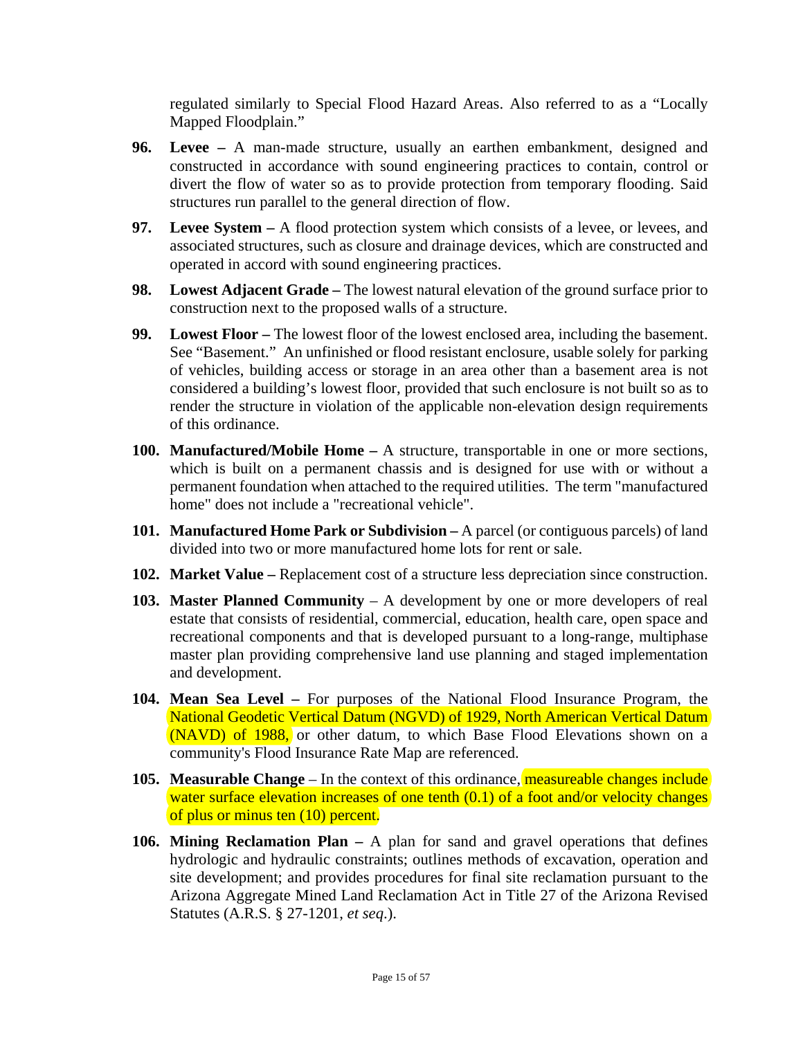regulated similarly to Special Flood Hazard Areas. Also referred to as a "Locally Mapped Floodplain."

96. **Levee –** A man-made structure, usually an earthen embankment, designed and constructed in accordance with sound engineering practices to contain, control or divert the flow of water so as to provide protection from temporary flooding. Said structures run parallel to the general direction of flow.

97. **Levee System –** A flood protection system which consists of a levee, or levees, and associated structures, such as closure and drainage devices, which are constructed and operated in accord with sound engineering practices.

98. **Lowest Adjacent Grade –** The lowest natural elevation of the ground surface prior to construction next to the proposed walls of a structure.

99. **Lowest Floor –** The lowest floor of the lowest enclosed area, including the basement. See "Basement." An unfinished or flood resistant enclosure, usable solely for parking of vehicles, building access or storage in an area other than a basement area is not considered a building's lowest floor, provided that such enclosure is not built so as to render the structure in violation of the applicable non-elevation design requirements of this ordinance.

100. **Manufactured/Mobile Home –** A structure, transportable in one or more sections, which is built on a permanent chassis and is designed for use with or without a permanent foundation when attached to the required utilities. The term "manufactured home" does not include a "recreational vehicle".

101. **Manufactured Home Park or Subdivision –** A parcel (or contiguous parcels) of land divided into two or more manufactured home lots for rent or sale.

102. **Market Value –** Replacement cost of a structure less depreciation since construction.

103. **Master Planned Community** – A development by one or more developers of real estate that consists of residential, commercial, education, health care, open space and recreational components and that is developed pursuant to a long-range, multiphase master plan providing comprehensive land use planning and staged implementation and development.

104. **Mean Sea Level –** For purposes of the National Flood Insurance Program, the National Geodetic Vertical Datum (NGVD) of 1929, North American Vertical Datum (NAVD) of 1988, or other datum, to which Base Flood Elevations shown on a community's Flood Insurance Rate Map are referenced.

105. **Measurable Change** – In the context of this ordinance, measureable changes include water surface elevation increases of one tenth (0.1) of a foot and/or velocity changes of plus or minus ten (10) percent.

106. **Mining Reclamation Plan –** A plan for sand and gravel operations that defines hydrologic and hydraulic constraints; outlines methods of excavation, operation and site development; and provides procedures for final site reclamation pursuant to the Arizona Aggregate Mined Land Reclamation Act in Title 27 of the Arizona Revised Statutes (A.R.S. § 27-1201, *et seq*.).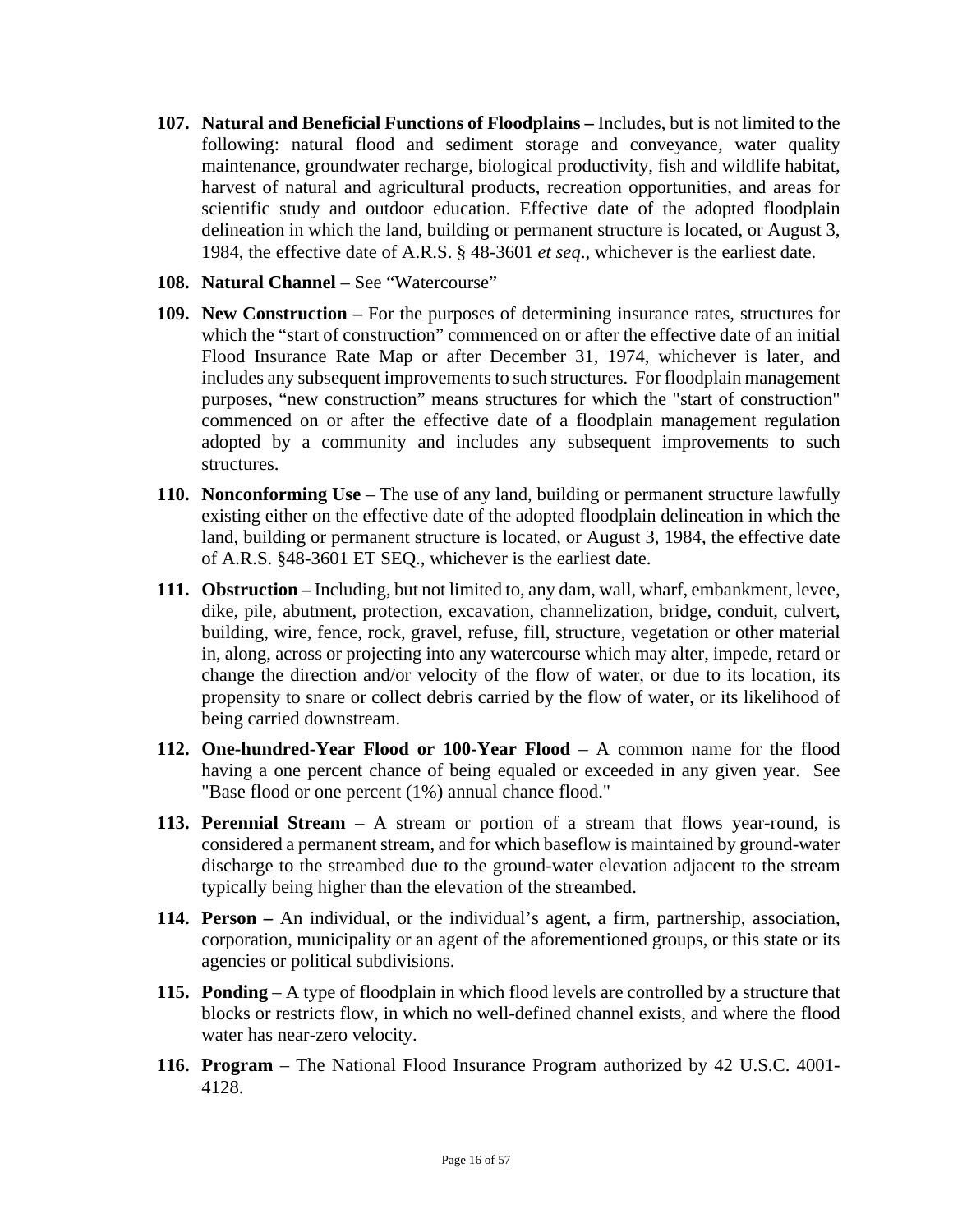107. **Natural and Beneficial Functions of Floodplains –** Includes, but is not limited to the following: natural flood and sediment storage and conveyance, water quality maintenance, groundwater recharge, biological productivity, fish and wildlife habitat, harvest of natural and agricultural products, recreation opportunities, and areas for scientific study and outdoor education. Effective date of the adopted floodplain delineation in which the land, building or permanent structure is located, or August 3, 1984, the effective date of A.R.S. § 48-3601 *et seq.*, whichever is the earliest date.

108. **Natural Channel** – See "Watercourse"

109. **New Construction –** For the purposes of determining insurance rates, structures for which the "start of construction" commenced on or after the effective date of an initial Flood Insurance Rate Map or after December 31, 1974, whichever is later, and includes any subsequent improvements to such structures. For floodplain management purposes, "new construction" means structures for which the "start of construction" commenced on or after the effective date of a floodplain management regulation adopted by a community and includes any subsequent improvements to such structures.

110. **Nonconforming Use** – The use of any land, building or permanent structure lawfully existing either on the effective date of the adopted floodplain delineation in which the land, building or permanent structure is located, or August 3, 1984, the effective date of A.R.S. §48-3601 ET SEQ., whichever is the earliest date.

111. **Obstruction –** Including, but not limited to, any dam, wall, wharf, embankment, levee, dike, pile, abutment, protection, excavation, channelization, bridge, conduit, culvert, building, wire, fence, rock, gravel, refuse, fill, structure, vegetation or other material in, along, across or projecting into any watercourse which may alter, impede, retard or change the direction and/or velocity of the flow of water, or due to its location, its propensity to snare or collect debris carried by the flow of water, or its likelihood of being carried downstream.

112. **One-hundred-Year Flood or 100-Year Flood** – A common name for the flood having a one percent chance of being equaled or exceeded in any given year. See "Base flood or one percent (1%) annual chance flood."

113. **Perennial Stream** – A stream or portion of a stream that flows year-round, is considered a permanent stream, and for which baseflow is maintained by ground-water discharge to the streambed due to the ground-water elevation adjacent to the stream typically being higher than the elevation of the streambed.

114. **Person –** An individual, or the individual's agent, a firm, partnership, association, corporation, municipality or an agent of the aforementioned groups, or this state or its agencies or political subdivisions.

115. **Ponding** – A type of floodplain in which flood levels are controlled by a structure that blocks or restricts flow, in which no well-defined channel exists, and where the flood water has near-zero velocity.

116. **Program** – The National Flood Insurance Program authorized by 42 U.S.C. 4001-4128.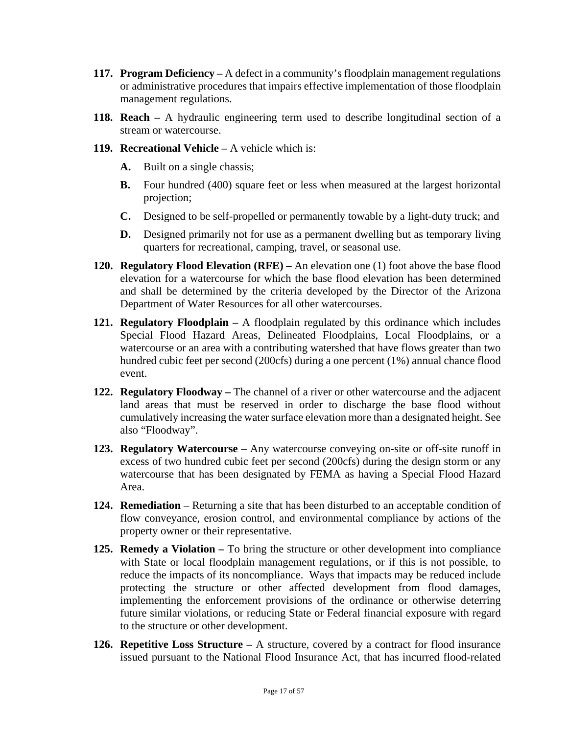**117. Program Deficiency –** A defect in a community's floodplain management regulations or administrative procedures that impairs effective implementation of those floodplain management regulations.

**118. Reach –** A hydraulic engineering term used to describe longitudinal section of a stream or watercourse.

**119. Recreational Vehicle –** A vehicle which is:

**A.** Built on a single chassis;

**B.** Four hundred (400) square feet or less when measured at the largest horizontal projection;

**C.** Designed to be self-propelled or permanently towable by a light-duty truck; and

**D.** Designed primarily not for use as a permanent dwelling but as temporary living quarters for recreational, camping, travel, or seasonal use.

**120. Regulatory Flood Elevation (RFE) –** An elevation one (1) foot above the base flood elevation for a watercourse for which the base flood elevation has been determined and shall be determined by the criteria developed by the Director of the Arizona Department of Water Resources for all other watercourses.

**121. Regulatory Floodplain –** A floodplain regulated by this ordinance which includes Special Flood Hazard Areas, Delineated Floodplains, Local Floodplains, or a watercourse or an area with a contributing watershed that have flows greater than two hundred cubic feet per second (200cfs) during a one percent (1%) annual chance flood event.

**122. Regulatory Floodway –** The channel of a river or other watercourse and the adjacent land areas that must be reserved in order to discharge the base flood without cumulatively increasing the water surface elevation more than a designated height. See also "Floodway".

**123. Regulatory Watercourse** – Any watercourse conveying on-site or off-site runoff in excess of two hundred cubic feet per second (200cfs) during the design storm or any watercourse that has been designated by FEMA as having a Special Flood Hazard Area.

**124. Remediation** – Returning a site that has been disturbed to an acceptable condition of flow conveyance, erosion control, and environmental compliance by actions of the property owner or their representative.

**125. Remedy a Violation –** To bring the structure or other development into compliance with State or local floodplain management regulations, or if this is not possible, to reduce the impacts of its noncompliance. Ways that impacts may be reduced include protecting the structure or other affected development from flood damages, implementing the enforcement provisions of the ordinance or otherwise deterring future similar violations, or reducing State or Federal financial exposure with regard to the structure or other development.

**126. Repetitive Loss Structure –** A structure, covered by a contract for flood insurance issued pursuant to the National Flood Insurance Act, that has incurred flood-related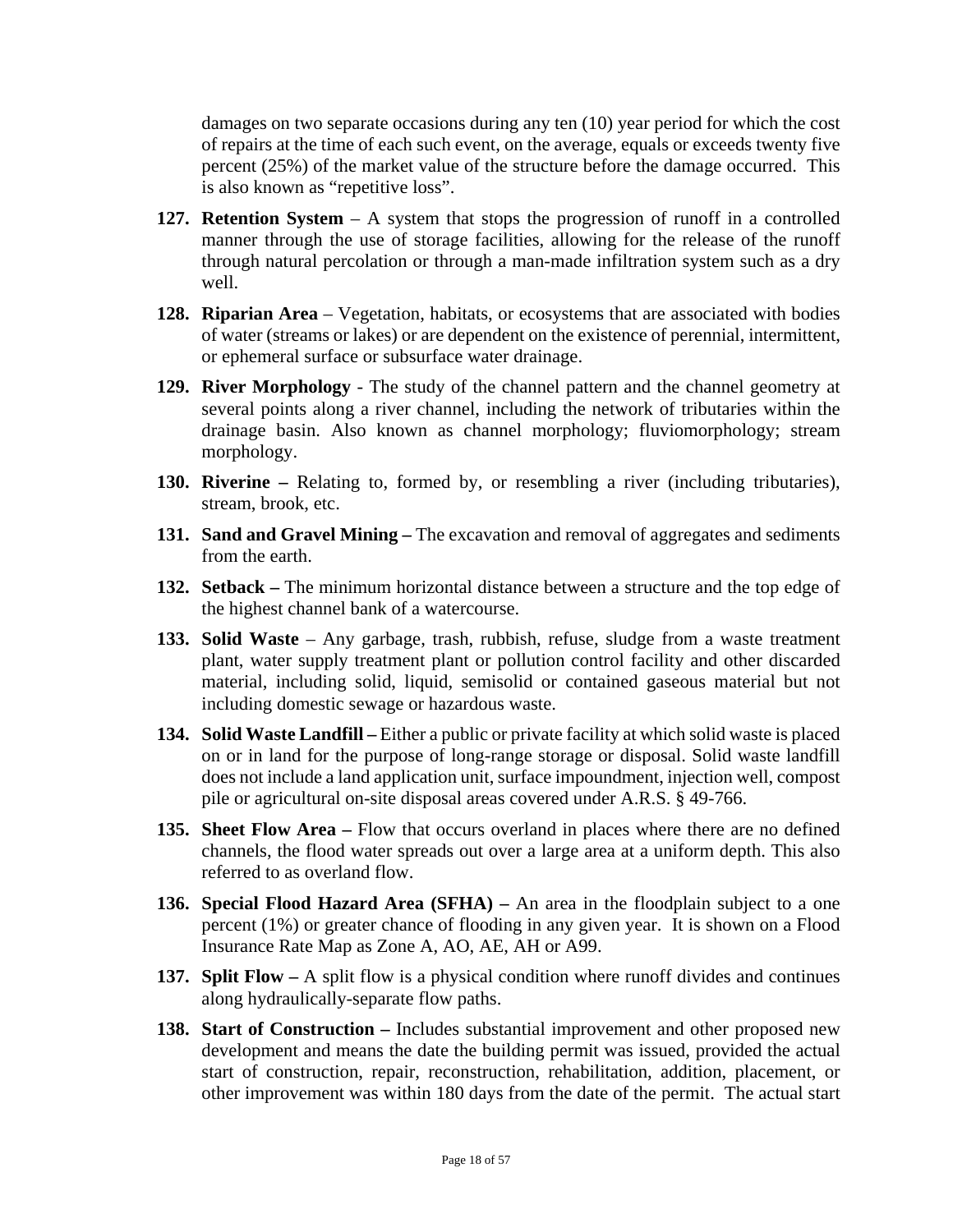damages on two separate occasions during any ten (10) year period for which the cost of repairs at the time of each such event, on the average, equals or exceeds twenty five percent (25%) of the market value of the structure before the damage occurred. This is also known as "repetitive loss".

127. **Retention System** – A system that stops the progression of runoff in a controlled manner through the use of storage facilities, allowing for the release of the runoff through natural percolation or through a man-made infiltration system such as a dry well.

128. **Riparian Area** – Vegetation, habitats, or ecosystems that are associated with bodies of water (streams or lakes) or are dependent on the existence of perennial, intermittent, or ephemeral surface or subsurface water drainage.

129. **River Morphology** - The study of the channel pattern and the channel geometry at several points along a river channel, including the network of tributaries within the drainage basin. Also known as channel morphology; fluviomorphology; stream morphology.

130. **Riverine –** Relating to, formed by, or resembling a river (including tributaries), stream, brook, etc.

131. **Sand and Gravel Mining –** The excavation and removal of aggregates and sediments from the earth.

132. **Setback –** The minimum horizontal distance between a structure and the top edge of the highest channel bank of a watercourse.

133. **Solid Waste** – Any garbage, trash, rubbish, refuse, sludge from a waste treatment plant, water supply treatment plant or pollution control facility and other discarded material, including solid, liquid, semisolid or contained gaseous material but not including domestic sewage or hazardous waste.

134. **Solid Waste Landfill –** Either a public or private facility at which solid waste is placed on or in land for the purpose of long-range storage or disposal. Solid waste landfill does not include a land application unit, surface impoundment, injection well, compost pile or agricultural on-site disposal areas covered under A.R.S. § 49-766.

135. **Sheet Flow Area –** Flow that occurs overland in places where there are no defined channels, the flood water spreads out over a large area at a uniform depth. This also referred to as overland flow.

136. **Special Flood Hazard Area (SFHA) –** An area in the floodplain subject to a one percent (1%) or greater chance of flooding in any given year. It is shown on a Flood Insurance Rate Map as Zone A, AO, AE, AH or A99.

137. **Split Flow –** A split flow is a physical condition where runoff divides and continues along hydraulically-separate flow paths.

138. **Start of Construction –** Includes substantial improvement and other proposed new development and means the date the building permit was issued, provided the actual start of construction, repair, reconstruction, rehabilitation, addition, placement, or other improvement was within 180 days from the date of the permit. The actual start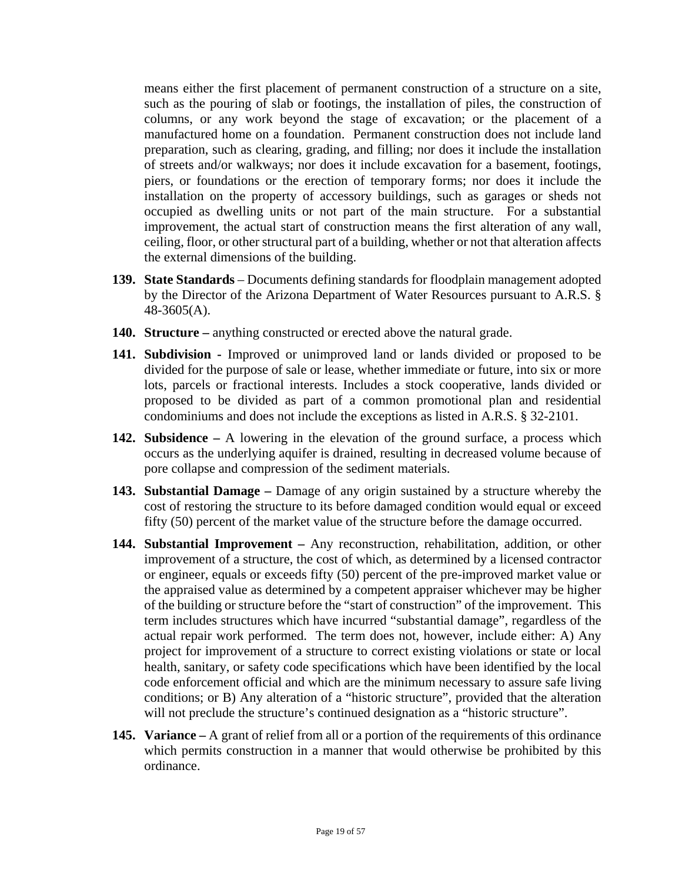means either the first placement of permanent construction of a structure on a site, such as the pouring of slab or footings, the installation of piles, the construction of columns, or any work beyond the stage of excavation; or the placement of a manufactured home on a foundation. Permanent construction does not include land preparation, such as clearing, grading, and filling; nor does it include the installation of streets and/or walkways; nor does it include excavation for a basement, footings, piers, or foundations or the erection of temporary forms; nor does it include the installation on the property of accessory buildings, such as garages or sheds not occupied as dwelling units or not part of the main structure. For a substantial improvement, the actual start of construction means the first alteration of any wall, ceiling, floor, or other structural part of a building, whether or not that alteration affects the external dimensions of the building.

**139. State Standards** – Documents defining standards for floodplain management adopted by the Director of the Arizona Department of Water Resources pursuant to A.R.S. § 48-3605(A).

**140. Structure –** anything constructed or erected above the natural grade.

**141. Subdivision -** Improved or unimproved land or lands divided or proposed to be divided for the purpose of sale or lease, whether immediate or future, into six or more lots, parcels or fractional interests. Includes a stock cooperative, lands divided or proposed to be divided as part of a common promotional plan and residential condominiums and does not include the exceptions as listed in A.R.S. § 32-2101.

**142. Subsidence –** A lowering in the elevation of the ground surface, a process which occurs as the underlying aquifer is drained, resulting in decreased volume because of pore collapse and compression of the sediment materials.

**143. Substantial Damage –** Damage of any origin sustained by a structure whereby the cost of restoring the structure to its before damaged condition would equal or exceed fifty (50) percent of the market value of the structure before the damage occurred.

**144. Substantial Improvement –** Any reconstruction, rehabilitation, addition, or other improvement of a structure, the cost of which, as determined by a licensed contractor or engineer, equals or exceeds fifty (50) percent of the pre-improved market value or the appraised value as determined by a competent appraiser whichever may be higher of the building or structure before the "start of construction" of the improvement. This term includes structures which have incurred "substantial damage", regardless of the actual repair work performed. The term does not, however, include either: A) Any project for improvement of a structure to correct existing violations or state or local health, sanitary, or safety code specifications which have been identified by the local code enforcement official and which are the minimum necessary to assure safe living conditions; or B) Any alteration of a "historic structure", provided that the alteration will not preclude the structure's continued designation as a "historic structure".

**145. Variance –** A grant of relief from all or a portion of the requirements of this ordinance which permits construction in a manner that would otherwise be prohibited by this ordinance.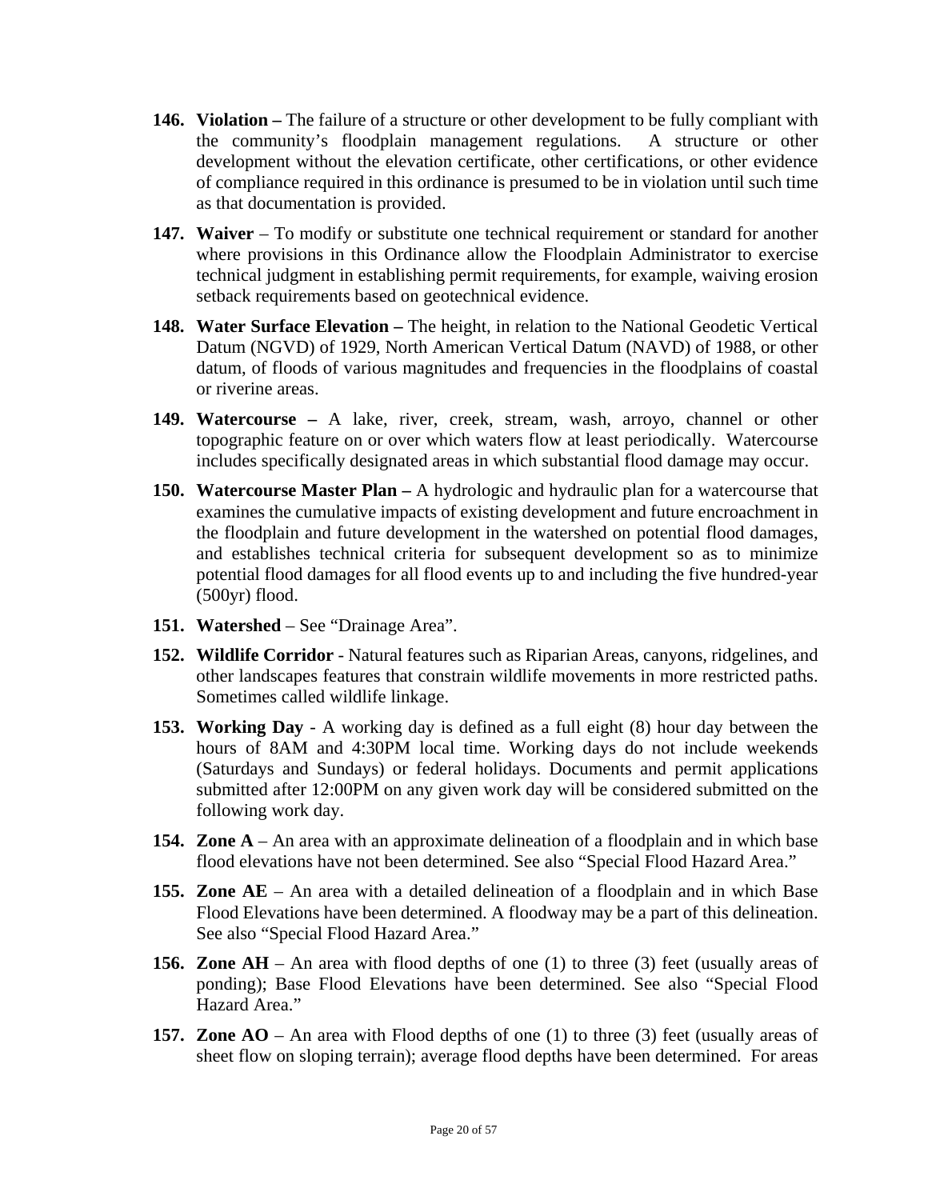146. **Violation –** The failure of a structure or other development to be fully compliant with the community's floodplain management regulations. A structure or other development without the elevation certificate, other certifications, or other evidence of compliance required in this ordinance is presumed to be in violation until such time as that documentation is provided.

147. **Waiver** – To modify or substitute one technical requirement or standard for another where provisions in this Ordinance allow the Floodplain Administrator to exercise technical judgment in establishing permit requirements, for example, waiving erosion setback requirements based on geotechnical evidence.

148. **Water Surface Elevation –** The height, in relation to the National Geodetic Vertical Datum (NGVD) of 1929, North American Vertical Datum (NAVD) of 1988, or other datum, of floods of various magnitudes and frequencies in the floodplains of coastal or riverine areas.

149. **Watercourse –** A lake, river, creek, stream, wash, arroyo, channel or other topographic feature on or over which waters flow at least periodically. Watercourse includes specifically designated areas in which substantial flood damage may occur.

150. **Watercourse Master Plan –** A hydrologic and hydraulic plan for a watercourse that examines the cumulative impacts of existing development and future encroachment in the floodplain and future development in the watershed on potential flood damages, and establishes technical criteria for subsequent development so as to minimize potential flood damages for all flood events up to and including the five hundred-year (500yr) flood.

151. **Watershed** – See "Drainage Area".

152. **Wildlife Corridor** - Natural features such as Riparian Areas, canyons, ridgelines, and other landscapes features that constrain wildlife movements in more restricted paths. Sometimes called wildlife linkage.

153. **Working Day** - A working day is defined as a full eight (8) hour day between the hours of 8AM and 4:30PM local time. Working days do not include weekends (Saturdays and Sundays) or federal holidays. Documents and permit applications submitted after 12:00PM on any given work day will be considered submitted on the following work day.

154. **Zone A** – An area with an approximate delineation of a floodplain and in which base flood elevations have not been determined. See also "Special Flood Hazard Area."

155. **Zone AE** – An area with a detailed delineation of a floodplain and in which Base Flood Elevations have been determined. A floodway may be a part of this delineation. See also "Special Flood Hazard Area."

156. **Zone AH** – An area with flood depths of one (1) to three (3) feet (usually areas of ponding); Base Flood Elevations have been determined. See also "Special Flood Hazard Area."

157. **Zone AO** – An area with Flood depths of one (1) to three (3) feet (usually areas of sheet flow on sloping terrain); average flood depths have been determined. For areas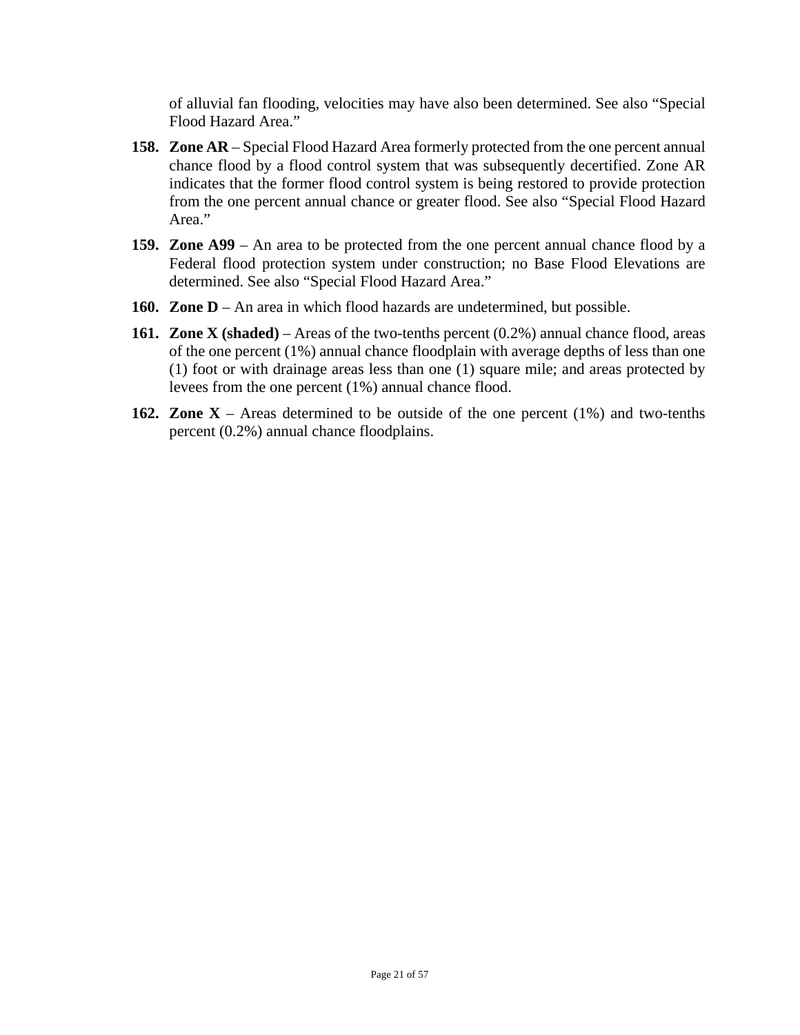of alluvial fan flooding, velocities may have also been determined. See also “Special Flood Hazard Area.”

158. **Zone AR** – Special Flood Hazard Area formerly protected from the one percent annual chance flood by a flood control system that was subsequently decertified. Zone AR indicates that the former flood control system is being restored to provide protection from the one percent annual chance or greater flood. See also “Special Flood Hazard Area.”

159. **Zone A99** – An area to be protected from the one percent annual chance flood by a Federal flood protection system under construction; no Base Flood Elevations are determined. See also “Special Flood Hazard Area.”

160. **Zone D** – An area in which flood hazards are undetermined, but possible.

161. **Zone X (shaded)** – Areas of the two-tenths percent (0.2%) annual chance flood, areas of the one percent (1%) annual chance floodplain with average depths of less than one (1) foot or with drainage areas less than one (1) square mile; and areas protected by levees from the one percent (1%) annual chance flood.

162. **Zone X** – Areas determined to be outside of the one percent (1%) and two-tenths percent (0.2%) annual chance floodplains.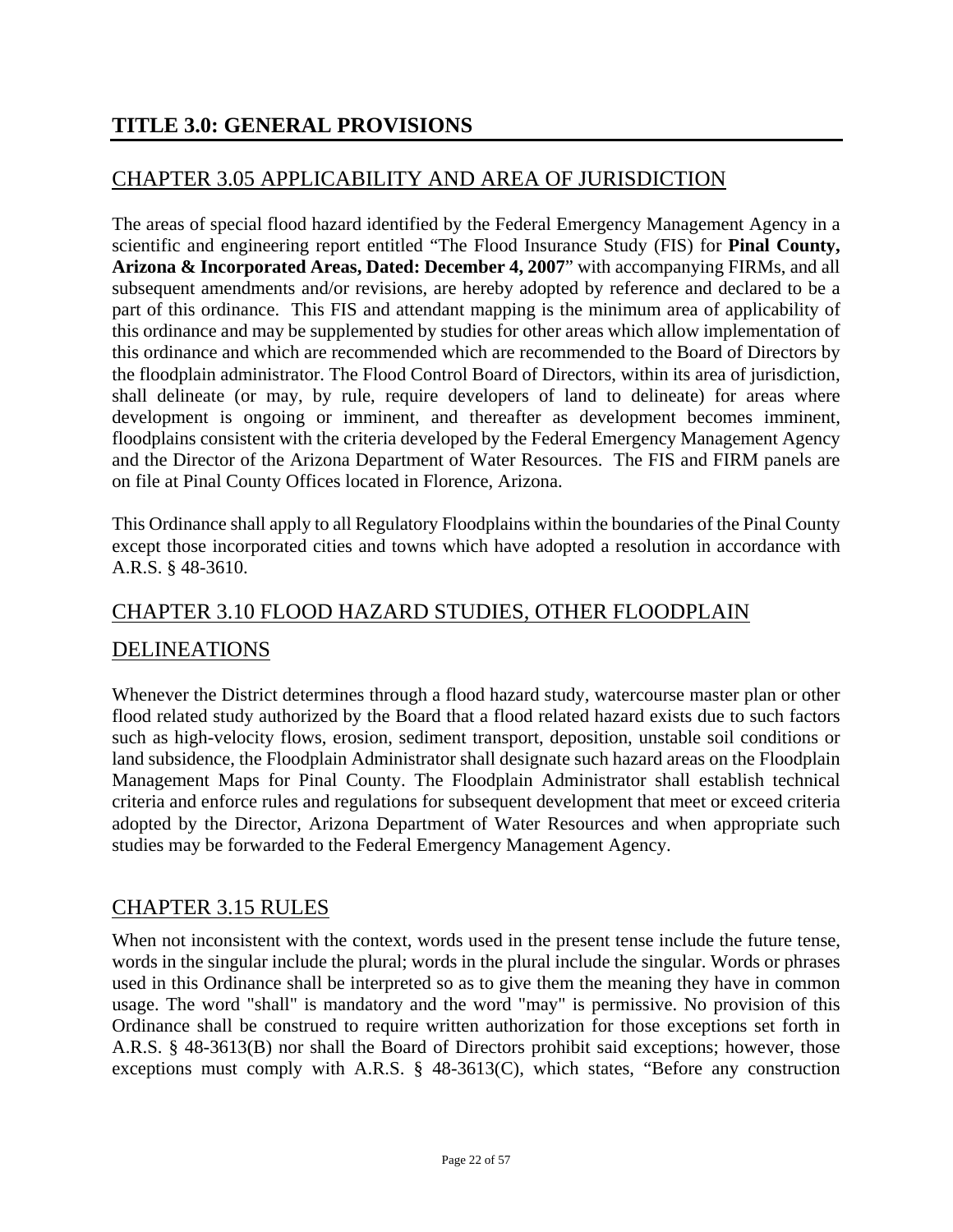# TITLE 3.0: GENERAL PROVISIONS

## CHAPTER 3.05 APPLICABILITY AND AREA OF JURISDICTION

The areas of special flood hazard identified by the Federal Emergency Management Agency in a scientific and engineering report entitled "The Flood Insurance Study (FIS) for **Pinal County, Arizona & Incorporated Areas, Dated: December 4, 2007**" with accompanying FIRMs, and all subsequent amendments and/or revisions, are hereby adopted by reference and declared to be a part of this ordinance. This FIS and attendant mapping is the minimum area of applicability of this ordinance and may be supplemented by studies for other areas which allow implementation of this ordinance and which are recommended which are recommended to the Board of Directors by the floodplain administrator. The Flood Control Board of Directors, within its area of jurisdiction, shall delineate (or may, by rule, require developers of land to delineate) for areas where development is ongoing or imminent, and thereafter as development becomes imminent, floodplains consistent with the criteria developed by the Federal Emergency Management Agency and the Director of the Arizona Department of Water Resources. The FIS and FIRM panels are on file at Pinal County Offices located in Florence, Arizona.

This Ordinance shall apply to all Regulatory Floodplains within the boundaries of the Pinal County except those incorporated cities and towns which have adopted a resolution in accordance with A.R.S. § 48-3610.

## CHAPTER 3.10 FLOOD HAZARD STUDIES, OTHER FLOODPLAIN DELINEATIONS

Whenever the District determines through a flood hazard study, watercourse master plan or other flood related study authorized by the Board that a flood related hazard exists due to such factors such as high-velocity flows, erosion, sediment transport, deposition, unstable soil conditions or land subsidence, the Floodplain Administrator shall designate such hazard areas on the Floodplain Management Maps for Pinal County. The Floodplain Administrator shall establish technical criteria and enforce rules and regulations for subsequent development that meet or exceed criteria adopted by the Director, Arizona Department of Water Resources and when appropriate such studies may be forwarded to the Federal Emergency Management Agency.

## CHAPTER 3.15 RULES

When not inconsistent with the context, words used in the present tense include the future tense, words in the singular include the plural; words in the plural include the singular. Words or phrases used in this Ordinance shall be interpreted so as to give them the meaning they have in common usage. The word "shall" is mandatory and the word "may" is permissive. No provision of this Ordinance shall be construed to require written authorization for those exceptions set forth in A.R.S. § 48-3613(B) nor shall the Board of Directors prohibit said exceptions; however, those exceptions must comply with A.R.S. § 48-3613(C), which states, "Before any construction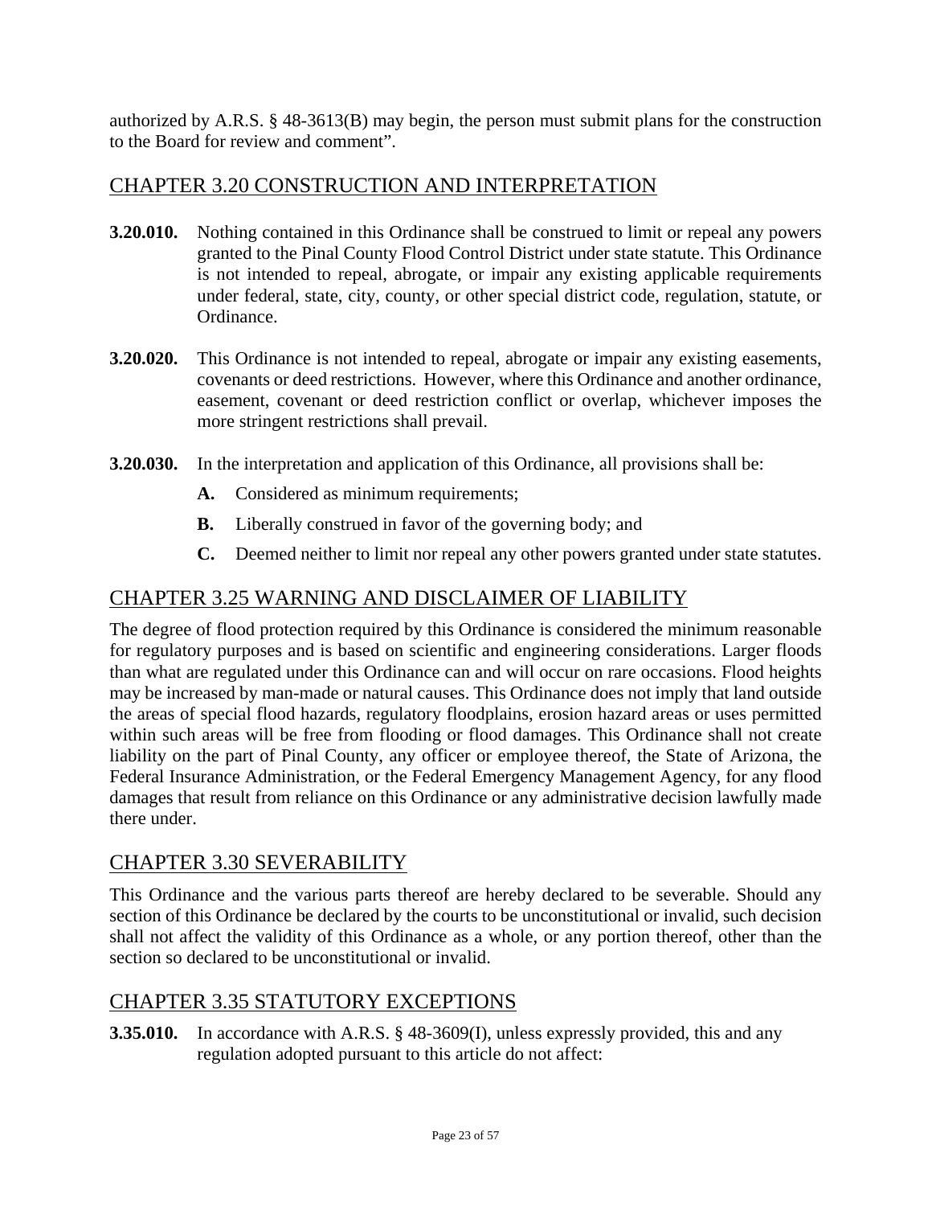authorized by A.R.S. § 48-3613(B) may begin, the person must submit plans for the construction to the Board for review and comment".

## CHAPTER 3.20 CONSTRUCTION AND INTERPRETATION

**3.20.010.** Nothing contained in this Ordinance shall be construed to limit or repeal any powers granted to the Pinal County Flood Control District under state statute. This Ordinance is not intended to repeal, abrogate, or impair any existing applicable requirements under federal, state, city, county, or other special district code, regulation, statute, or Ordinance.

**3.20.020.** This Ordinance is not intended to repeal, abrogate or impair any existing easements, covenants or deed restrictions. However, where this Ordinance and another ordinance, easement, covenant or deed restriction conflict or overlap, whichever imposes the more stringent restrictions shall prevail.

**3.20.030.** In the interpretation and application of this Ordinance, all provisions shall be:

- **A.** Considered as minimum requirements;
- **B.** Liberally construed in favor of the governing body; and
- **C.** Deemed neither to limit nor repeal any other powers granted under state statutes.

## CHAPTER 3.25 WARNING AND DISCLAIMER OF LIABILITY

The degree of flood protection required by this Ordinance is considered the minimum reasonable for regulatory purposes and is based on scientific and engineering considerations. Larger floods than what are regulated under this Ordinance can and will occur on rare occasions. Flood heights may be increased by man-made or natural causes. This Ordinance does not imply that land outside the areas of special flood hazards, regulatory floodplains, erosion hazard areas or uses permitted within such areas will be free from flooding or flood damages. This Ordinance shall not create liability on the part of Pinal County, any officer or employee thereof, the State of Arizona, the Federal Insurance Administration, or the Federal Emergency Management Agency, for any flood damages that result from reliance on this Ordinance or any administrative decision lawfully made there under.

## CHAPTER 3.30 SEVERABILITY

This Ordinance and the various parts thereof are hereby declared to be severable. Should any section of this Ordinance be declared by the courts to be unconstitutional or invalid, such decision shall not affect the validity of this Ordinance as a whole, or any portion thereof, other than the section so declared to be unconstitutional or invalid.

## CHAPTER 3.35 STATUTORY EXCEPTIONS

**3.35.010.** In accordance with A.R.S. § 48-3609(I), unless expressly provided, this and any regulation adopted pursuant to this article do not affect: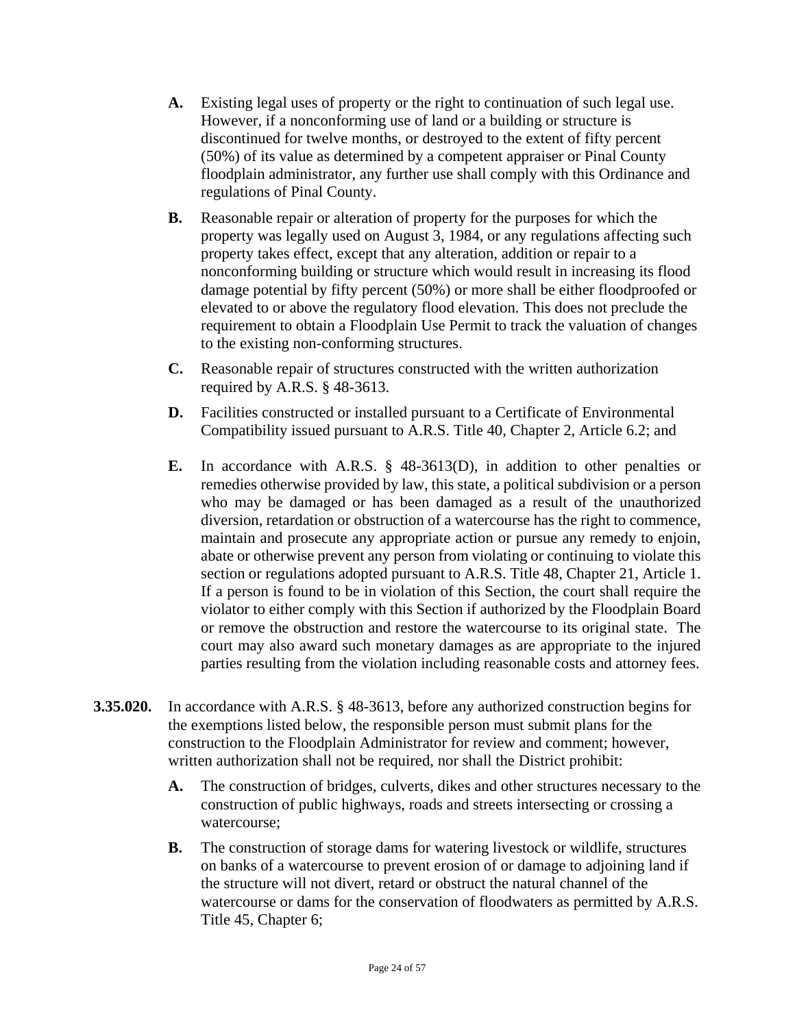**A.** Existing legal uses of property or the right to continuation of such legal use. However, if a nonconforming use of land or a building or structure is discontinued for twelve months, or destroyed to the extent of fifty percent (50%) of its value as determined by a competent appraiser or Pinal County floodplain administrator, any further use shall comply with this Ordinance and regulations of Pinal County.

**B.** Reasonable repair or alteration of property for the purposes for which the property was legally used on August 3, 1984, or any regulations affecting such property takes effect, except that any alteration, addition or repair to a nonconforming building or structure which would result in increasing its flood damage potential by fifty percent (50%) or more shall be either floodproofed or elevated to or above the regulatory flood elevation. This does not preclude the requirement to obtain a Floodplain Use Permit to track the valuation of changes to the existing non-conforming structures.

**C.** Reasonable repair of structures constructed with the written authorization required by A.R.S. § 48-3613.

**D.** Facilities constructed or installed pursuant to a Certificate of Environmental Compatibility issued pursuant to A.R.S. Title 40, Chapter 2, Article 6.2; and

**E.** In accordance with A.R.S. § 48-3613(D), in addition to other penalties or remedies otherwise provided by law, this state, a political subdivision or a person who may be damaged or has been damaged as a result of the unauthorized diversion, retardation or obstruction of a watercourse has the right to commence, maintain and prosecute any appropriate action or pursue any remedy to enjoin, abate or otherwise prevent any person from violating or continuing to violate this section or regulations adopted pursuant to A.R.S. Title 48, Chapter 21, Article 1. If a person is found to be in violation of this Section, the court shall require the violator to either comply with this Section if authorized by the Floodplain Board or remove the obstruction and restore the watercourse to its original state. The court may also award such monetary damages as are appropriate to the injured parties resulting from the violation including reasonable costs and attorney fees.

**3.35.020.** In accordance with A.R.S. § 48-3613, before any authorized construction begins for the exemptions listed below, the responsible person must submit plans for the construction to the Floodplain Administrator for review and comment; however, written authorization shall not be required, nor shall the District prohibit:

**A.** The construction of bridges, culverts, dikes and other structures necessary to the construction of public highways, roads and streets intersecting or crossing a watercourse;

**B.** The construction of storage dams for watering livestock or wildlife, structures on banks of a watercourse to prevent erosion of or damage to adjoining land if the structure will not divert, retard or obstruct the natural channel of the watercourse or dams for the conservation of floodwaters as permitted by A.R.S. Title 45, Chapter 6;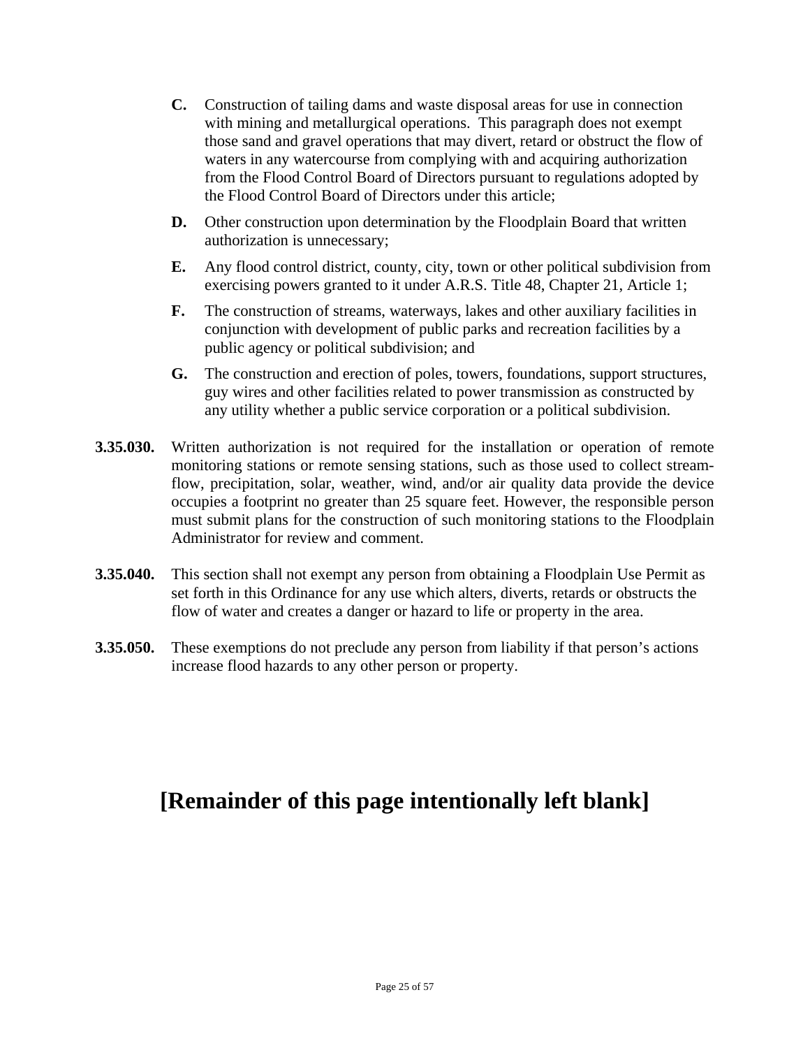**C.** Construction of tailing dams and waste disposal areas for use in connection with mining and metallurgical operations. This paragraph does not exempt those sand and gravel operations that may divert, retard or obstruct the flow of waters in any watercourse from complying with and acquiring authorization from the Flood Control Board of Directors pursuant to regulations adopted by the Flood Control Board of Directors under this article;

**D.** Other construction upon determination by the Floodplain Board that written authorization is unnecessary;

**E.** Any flood control district, county, city, town or other political subdivision from exercising powers granted to it under A.R.S. Title 48, Chapter 21, Article 1;

**F.** The construction of streams, waterways, lakes and other auxiliary facilities in conjunction with development of public parks and recreation facilities by a public agency or political subdivision; and

**G.** The construction and erection of poles, towers, foundations, support structures, guy wires and other facilities related to power transmission as constructed by any utility whether a public service corporation or a political subdivision.

**3.35.030.** Written authorization is not required for the installation or operation of remote monitoring stations or remote sensing stations, such as those used to collect stream-flow, precipitation, solar, weather, wind, and/or air quality data provide the device occupies a footprint no greater than 25 square feet. However, the responsible person must submit plans for the construction of such monitoring stations to the Floodplain Administrator for review and comment.

**3.35.040.** This section shall not exempt any person from obtaining a Floodplain Use Permit as set forth in this Ordinance for any use which alters, diverts, retards or obstructs the flow of water and creates a danger or hazard to life or property in the area.

**3.35.050.** These exemptions do not preclude any person from liability if that person's actions increase flood hazards to any other person or property.

**[Remainder of this page intentionally left blank]**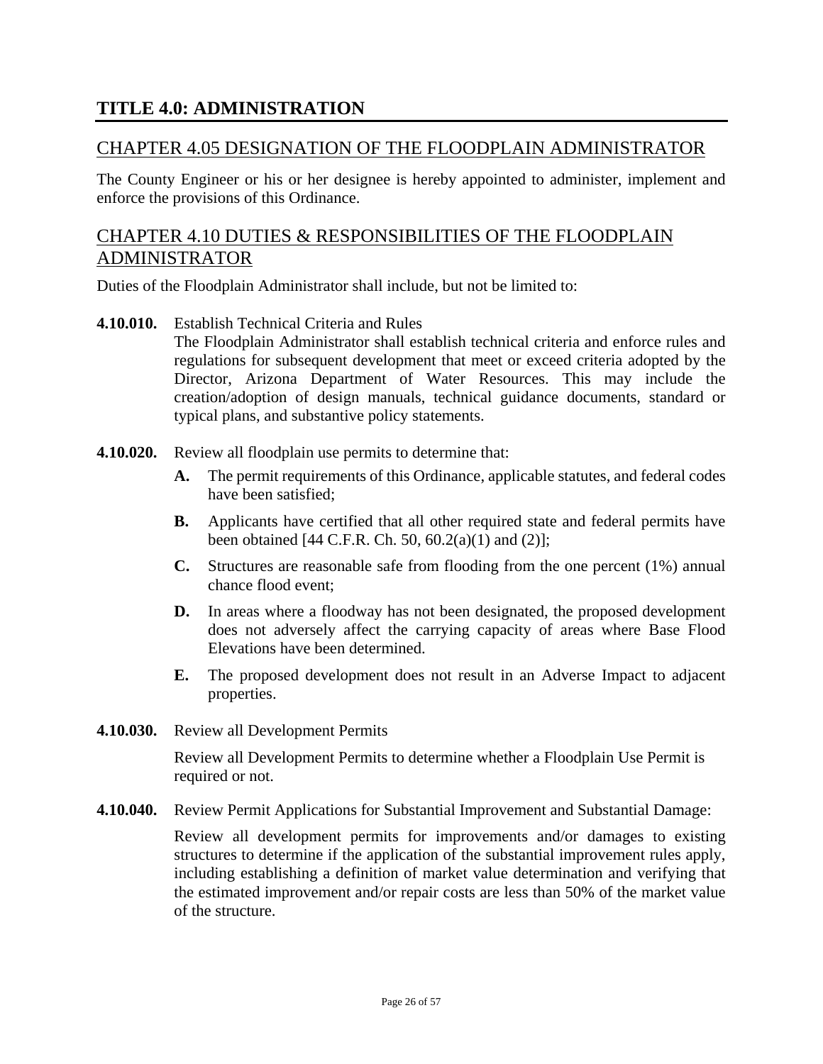# TITLE 4.0: ADMINISTRATION

## CHAPTER 4.05 DESIGNATION OF THE FLOODPLAIN ADMINISTRATOR

The County Engineer or his or her designee is hereby appointed to administer, implement and enforce the provisions of this Ordinance.

## CHAPTER 4.10 DUTIES & RESPONSIBILITIES OF THE FLOODPLAIN ADMINISTRATOR

Duties of the Floodplain Administrator shall include, but not be limited to:

**4.10.010.** Establish Technical Criteria and Rules

The Floodplain Administrator shall establish technical criteria and enforce rules and regulations for subsequent development that meet or exceed criteria adopted by the Director, Arizona Department of Water Resources. This may include the creation/adoption of design manuals, technical guidance documents, standard or typical plans, and substantive policy statements.

**4.10.020.** Review all floodplain use permits to determine that:

- **A.** The permit requirements of this Ordinance, applicable statutes, and federal codes have been satisfied;
- **B.** Applicants have certified that all other required state and federal permits have been obtained [44 C.F.R. Ch. 50, 60.2(a)(1) and (2)];
- **C.** Structures are reasonable safe from flooding from the one percent (1%) annual chance flood event;
- **D.** In areas where a floodway has not been designated, the proposed development does not adversely affect the carrying capacity of areas where Base Flood Elevations have been determined.
- **E.** The proposed development does not result in an Adverse Impact to adjacent properties.

**4.10.030.** Review all Development Permits

Review all Development Permits to determine whether a Floodplain Use Permit is required or not.

**4.10.040.** Review Permit Applications for Substantial Improvement and Substantial Damage:

Review all development permits for improvements and/or damages to existing structures to determine if the application of the substantial improvement rules apply, including establishing a definition of market value determination and verifying that the estimated improvement and/or repair costs are less than 50% of the market value of the structure.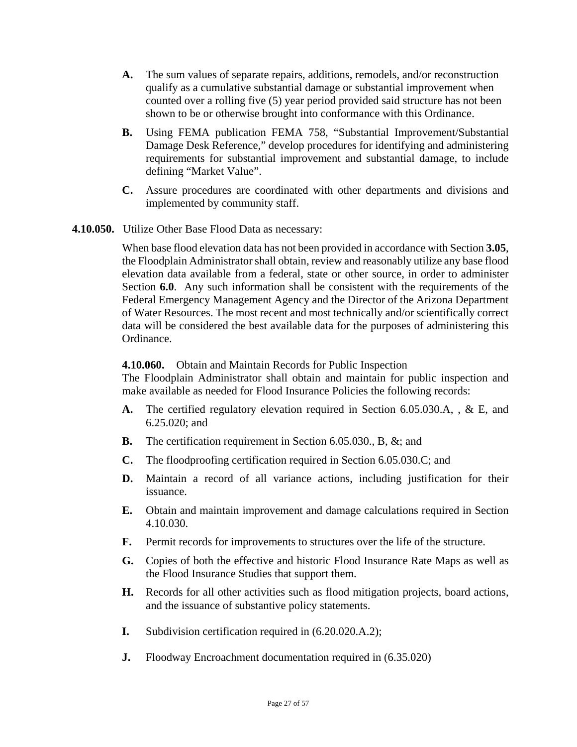- **A.** The sum values of separate repairs, additions, remodels, and/or reconstruction qualify as a cumulative substantial damage or substantial improvement when counted over a rolling five (5) year period provided said structure has not been shown to be or otherwise brought into conformance with this Ordinance.
- **B.** Using FEMA publication FEMA 758, "Substantial Improvement/Substantial Damage Desk Reference," develop procedures for identifying and administering requirements for substantial improvement and substantial damage, to include defining "Market Value".
- **C.** Assure procedures are coordinated with other departments and divisions and implemented by community staff.

**4.10.050.** Utilize Other Base Flood Data as necessary:

When base flood elevation data has not been provided in accordance with Section **3.05**, the Floodplain Administrator shall obtain, review and reasonably utilize any base flood elevation data available from a federal, state or other source, in order to administer Section **6.0**. Any such information shall be consistent with the requirements of the Federal Emergency Management Agency and the Director of the Arizona Department of Water Resources. The most recent and most technically and/or scientifically correct data will be considered the best available data for the purposes of administering this Ordinance.

**4.10.060.** Obtain and Maintain Records for Public Inspection

The Floodplain Administrator shall obtain and maintain for public inspection and make available as needed for Flood Insurance Policies the following records:

- **A.** The certified regulatory elevation required in Section 6.05.030.A, , & E, and 6.25.020; and
- **B.** The certification requirement in Section 6.05.030., B, &; and
- **C.** The floodproofing certification required in Section 6.05.030.C; and
- **D.** Maintain a record of all variance actions, including justification for their issuance.
- **E.** Obtain and maintain improvement and damage calculations required in Section 4.10.030.
- **F.** Permit records for improvements to structures over the life of the structure.
- **G.** Copies of both the effective and historic Flood Insurance Rate Maps as well as the Flood Insurance Studies that support them.
- **H.** Records for all other activities such as flood mitigation projects, board actions, and the issuance of substantive policy statements.
- **I.** Subdivision certification required in (6.20.020.A.2);
- **J.** Floodway Encroachment documentation required in (6.35.020)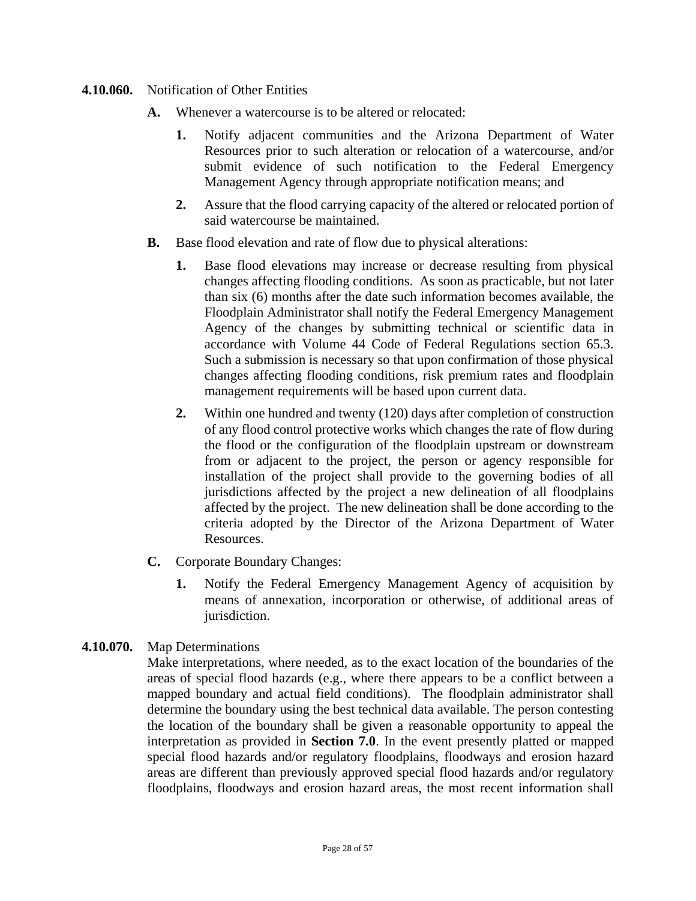**4.10.060.** Notification of Other Entities

**A.** Whenever a watercourse is to be altered or relocated:

**1.** Notify adjacent communities and the Arizona Department of Water Resources prior to such alteration or relocation of a watercourse, and/or submit evidence of such notification to the Federal Emergency Management Agency through appropriate notification means; and

**2.** Assure that the flood carrying capacity of the altered or relocated portion of said watercourse be maintained.

**B.** Base flood elevation and rate of flow due to physical alterations:

**1.** Base flood elevations may increase or decrease resulting from physical changes affecting flooding conditions. As soon as practicable, but not later than six (6) months after the date such information becomes available, the Floodplain Administrator shall notify the Federal Emergency Management Agency of the changes by submitting technical or scientific data in accordance with Volume 44 Code of Federal Regulations section 65.3. Such a submission is necessary so that upon confirmation of those physical changes affecting flooding conditions, risk premium rates and floodplain management requirements will be based upon current data.

**2.** Within one hundred and twenty (120) days after completion of construction of any flood control protective works which changes the rate of flow during the flood or the configuration of the floodplain upstream or downstream from or adjacent to the project, the person or agency responsible for installation of the project shall provide to the governing bodies of all jurisdictions affected by the project a new delineation of all floodplains affected by the project. The new delineation shall be done according to the criteria adopted by the Director of the Arizona Department of Water Resources.

**C.** Corporate Boundary Changes:

**1.** Notify the Federal Emergency Management Agency of acquisition by means of annexation, incorporation or otherwise, of additional areas of jurisdiction.

**4.10.070.** Map Determinations

Make interpretations, where needed, as to the exact location of the boundaries of the areas of special flood hazards (e.g., where there appears to be a conflict between a mapped boundary and actual field conditions). The floodplain administrator shall determine the boundary using the best technical data available. The person contesting the location of the boundary shall be given a reasonable opportunity to appeal the interpretation as provided in **Section 7.0**. In the event presently platted or mapped special flood hazards and/or regulatory floodplains, floodways and erosion hazard areas are different than previously approved special flood hazards and/or regulatory floodplains, floodways and erosion hazard areas, the most recent information shall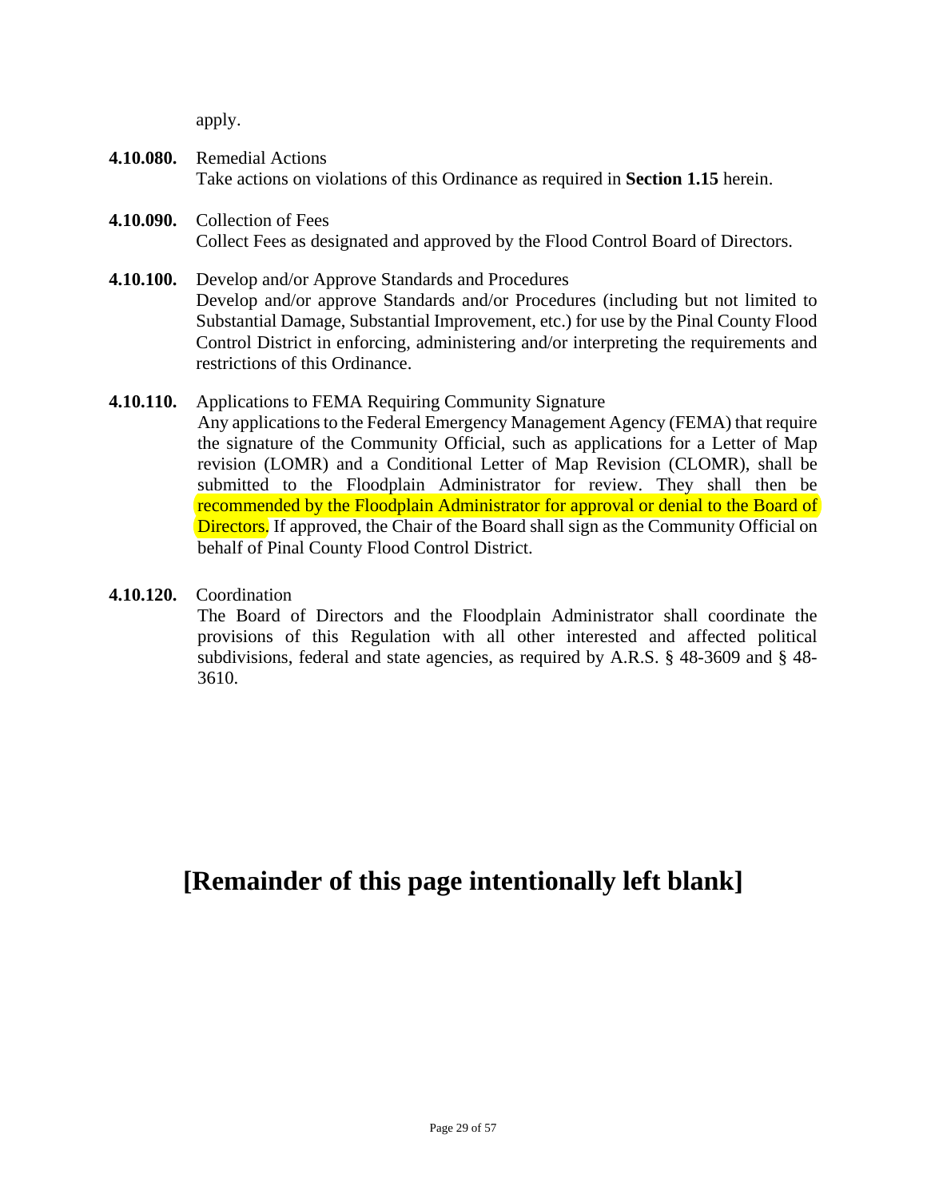apply.

**4.10.080.** Remedial Actions
Take actions on violations of this Ordinance as required in **Section 1.15** herein.

**4.10.090.** Collection of Fees
Collect Fees as designated and approved by the Flood Control Board of Directors.

**4.10.100.** Develop and/or Approve Standards and Procedures
Develop and/or approve Standards and/or Procedures (including but not limited to Substantial Damage, Substantial Improvement, etc.) for use by the Pinal County Flood Control District in enforcing, administering and/or interpreting the requirements and restrictions of this Ordinance.

**4.10.110.** Applications to FEMA Requiring Community Signature
Any applications to the Federal Emergency Management Agency (FEMA) that require the signature of the Community Official, such as applications for a Letter of Map revision (LOMR) and a Conditional Letter of Map Revision (CLOMR), shall be submitted to the Floodplain Administrator for review. They shall then be recommended by the Floodplain Administrator for approval or denial to the Board of Directors. If approved, the Chair of the Board shall sign as the Community Official on behalf of Pinal County Flood Control District.

**4.10.120.** Coordination
The Board of Directors and the Floodplain Administrator shall coordinate the provisions of this Regulation with all other interested and affected political subdivisions, federal and state agencies, as required by A.R.S. § 48-3609 and § 48-3610.

**[Remainder of this page intentionally left blank]**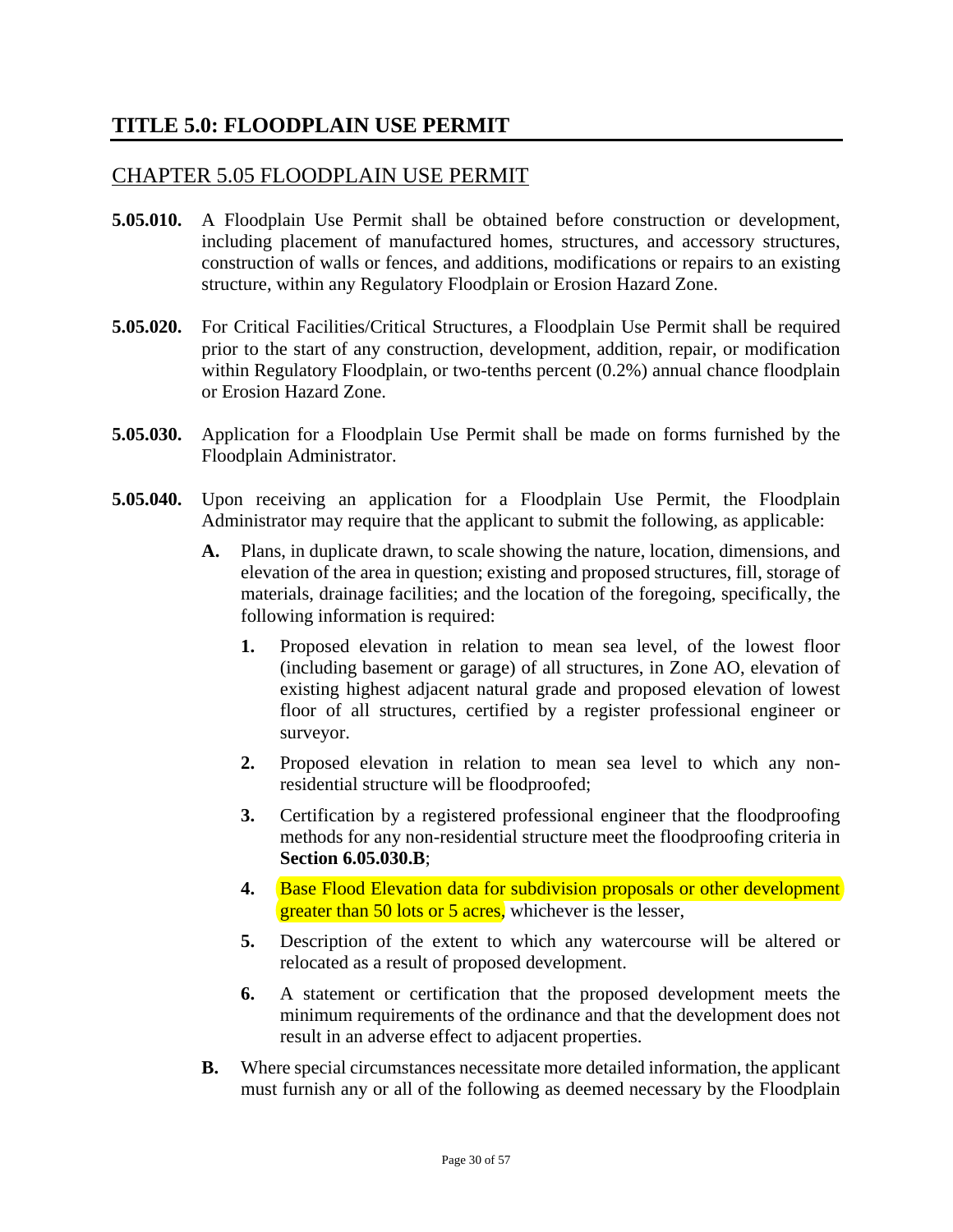# TITLE 5.0: FLOODPLAIN USE PERMIT

## CHAPTER 5.05 FLOODPLAIN USE PERMIT

**5.05.010.** A Floodplain Use Permit shall be obtained before construction or development, including placement of manufactured homes, structures, and accessory structures, construction of walls or fences, and additions, modifications or repairs to an existing structure, within any Regulatory Floodplain or Erosion Hazard Zone.

**5.05.020.** For Critical Facilities/Critical Structures, a Floodplain Use Permit shall be required prior to the start of any construction, development, addition, repair, or modification within Regulatory Floodplain, or two-tenths percent (0.2%) annual chance floodplain or Erosion Hazard Zone.

**5.05.030.** Application for a Floodplain Use Permit shall be made on forms furnished by the Floodplain Administrator.

**5.05.040.** Upon receiving an application for a Floodplain Use Permit, the Floodplain Administrator may require that the applicant to submit the following, as applicable:

- **A.** Plans, in duplicate drawn, to scale showing the nature, location, dimensions, and elevation of the area in question; existing and proposed structures, fill, storage of materials, drainage facilities; and the location of the foregoing, specifically, the following information is required:
  - **1.** Proposed elevation in relation to mean sea level, of the lowest floor (including basement or garage) of all structures, in Zone AO, elevation of existing highest adjacent natural grade and proposed elevation of lowest floor of all structures, certified by a register professional engineer or surveyor.
  - **2.** Proposed elevation in relation to mean sea level to which any non-residential structure will be floodproofed;
  - **3.** Certification by a registered professional engineer that the floodproofing methods for any non-residential structure meet the floodproofing criteria in **Section 6.05.030.B**;
  - **4.** Base Flood Elevation data for subdivision proposals or other development greater than 50 lots or 5 acres, whichever is the lesser,
  - **5.** Description of the extent to which any watercourse will be altered or relocated as a result of proposed development.
  - **6.** A statement or certification that the proposed development meets the minimum requirements of the ordinance and that the development does not result in an adverse effect to adjacent properties.
- **B.** Where special circumstances necessitate more detailed information, the applicant must furnish any or all of the following as deemed necessary by the Floodplain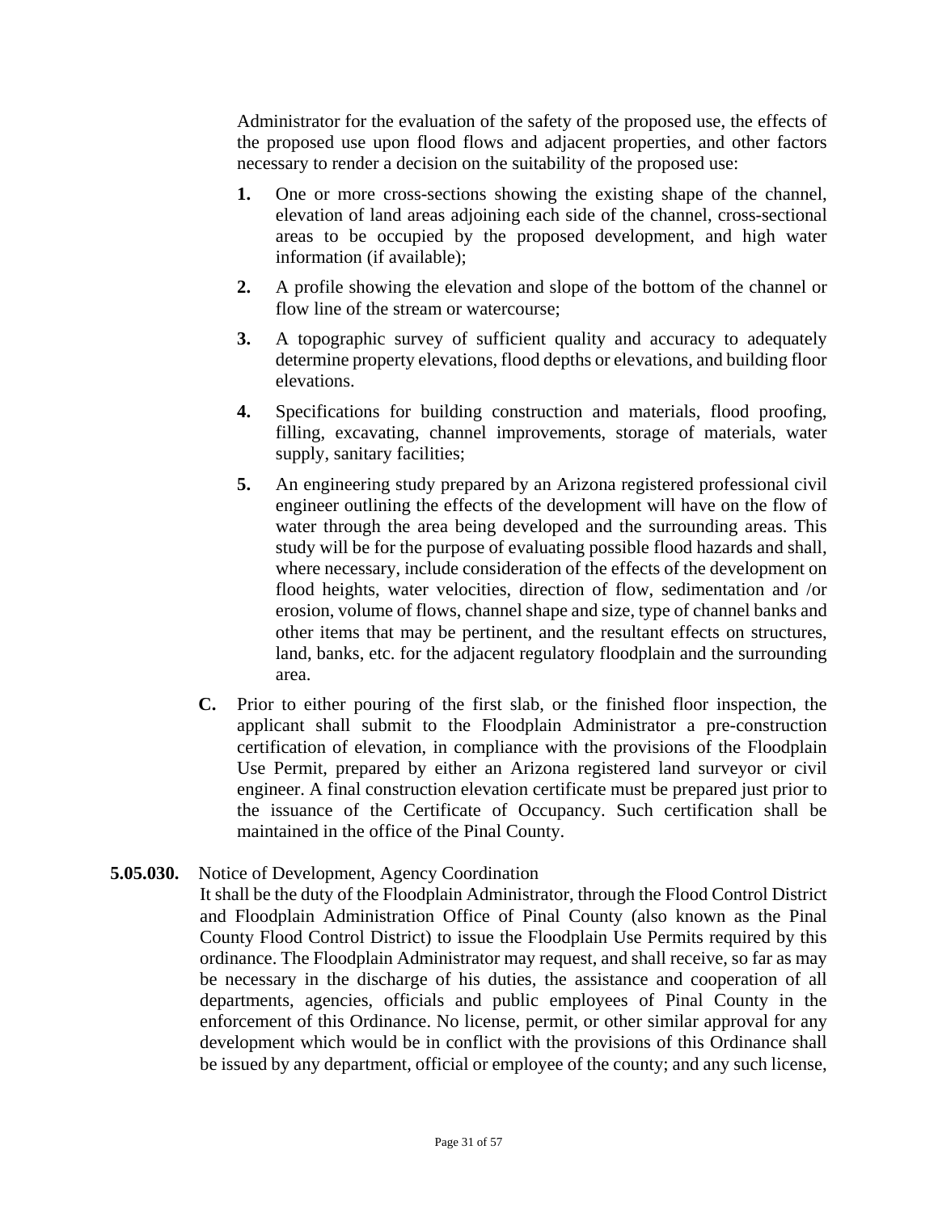Administrator for the evaluation of the safety of the proposed use, the effects of the proposed use upon flood flows and adjacent properties, and other factors necessary to render a decision on the suitability of the proposed use:

1. One or more cross-sections showing the existing shape of the channel, elevation of land areas adjoining each side of the channel, cross-sectional areas to be occupied by the proposed development, and high water information (if available);

2. A profile showing the elevation and slope of the bottom of the channel or flow line of the stream or watercourse;

3. A topographic survey of sufficient quality and accuracy to adequately determine property elevations, flood depths or elevations, and building floor elevations.

4. Specifications for building construction and materials, flood proofing, filling, excavating, channel improvements, storage of materials, water supply, sanitary facilities;

5. An engineering study prepared by an Arizona registered professional civil engineer outlining the effects of the development will have on the flow of water through the area being developed and the surrounding areas. This study will be for the purpose of evaluating possible flood hazards and shall, where necessary, include consideration of the effects of the development on flood heights, water velocities, direction of flow, sedimentation and /or erosion, volume of flows, channel shape and size, type of channel banks and other items that may be pertinent, and the resultant effects on structures, land, banks, etc. for the adjacent regulatory floodplain and the surrounding area.

**C.** Prior to either pouring of the first slab, or the finished floor inspection, the applicant shall submit to the Floodplain Administrator a pre-construction certification of elevation, in compliance with the provisions of the Floodplain Use Permit, prepared by either an Arizona registered land surveyor or civil engineer. A final construction elevation certificate must be prepared just prior to the issuance of the Certificate of Occupancy. Such certification shall be maintained in the office of the Pinal County.

**5.05.030.** Notice of Development, Agency Coordination

It shall be the duty of the Floodplain Administrator, through the Flood Control District and Floodplain Administration Office of Pinal County (also known as the Pinal County Flood Control District) to issue the Floodplain Use Permits required by this ordinance. The Floodplain Administrator may request, and shall receive, so far as may be necessary in the discharge of his duties, the assistance and cooperation of all departments, agencies, officials and public employees of Pinal County in the enforcement of this Ordinance. No license, permit, or other similar approval for any development which would be in conflict with the provisions of this Ordinance shall be issued by any department, official or employee of the county; and any such license,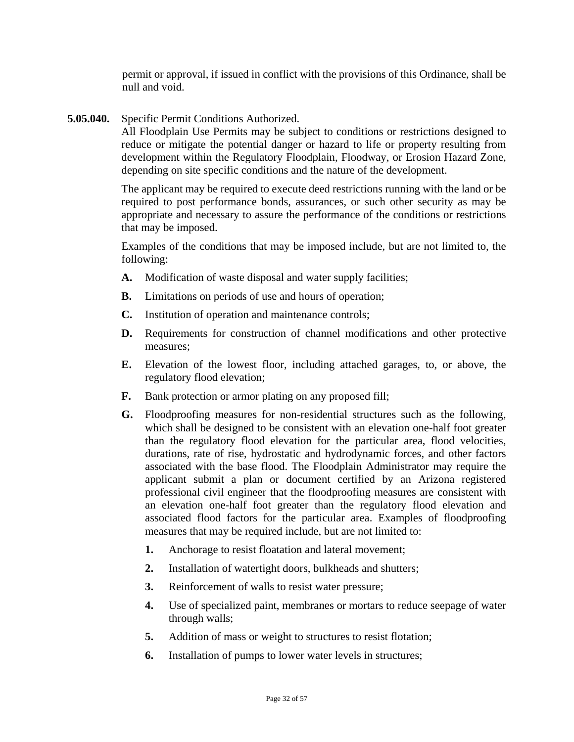permit or approval, if issued in conflict with the provisions of this Ordinance, shall be null and void.

**5.05.040.** Specific Permit Conditions Authorized.

All Floodplain Use Permits may be subject to conditions or restrictions designed to reduce or mitigate the potential danger or hazard to life or property resulting from development within the Regulatory Floodplain, Floodway, or Erosion Hazard Zone, depending on site specific conditions and the nature of the development.

The applicant may be required to execute deed restrictions running with the land or be required to post performance bonds, assurances, or such other security as may be appropriate and necessary to assure the performance of the conditions or restrictions that may be imposed.

Examples of the conditions that may be imposed include, but are not limited to, the following:

**A.** Modification of waste disposal and water supply facilities;

**B.** Limitations on periods of use and hours of operation;

**C.** Institution of operation and maintenance controls;

**D.** Requirements for construction of channel modifications and other protective measures;

**E.** Elevation of the lowest floor, including attached garages, to, or above, the regulatory flood elevation;

**F.** Bank protection or armor plating on any proposed fill;

**G.** Floodproofing measures for non-residential structures such as the following, which shall be designed to be consistent with an elevation one-half foot greater than the regulatory flood elevation for the particular area, flood velocities, durations, rate of rise, hydrostatic and hydrodynamic forces, and other factors associated with the base flood. The Floodplain Administrator may require the applicant submit a plan or document certified by an Arizona registered professional civil engineer that the floodproofing measures are consistent with an elevation one-half foot greater than the regulatory flood elevation and associated flood factors for the particular area. Examples of floodproofing measures that may be required include, but are not limited to:

  **1.** Anchorage to resist floatation and lateral movement;

  **2.** Installation of watertight doors, bulkheads and shutters;

  **3.** Reinforcement of walls to resist water pressure;

  **4.** Use of specialized paint, membranes or mortars to reduce seepage of water through walls;

  **5.** Addition of mass or weight to structures to resist flotation;

  **6.** Installation of pumps to lower water levels in structures;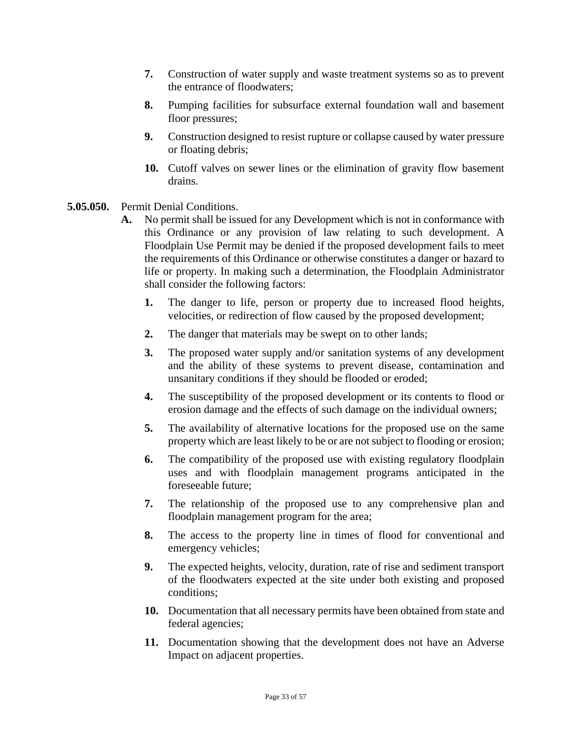7. Construction of water supply and waste treatment systems so as to prevent the entrance of floodwaters;

8. Pumping facilities for subsurface external foundation wall and basement floor pressures;

9. Construction designed to resist rupture or collapse caused by water pressure or floating debris;

10. Cutoff valves on sewer lines or the elimination of gravity flow basement drains.

**5.05.050.** Permit Denial Conditions.

**A.** No permit shall be issued for any Development which is not in conformance with this Ordinance or any provision of law relating to such development. A Floodplain Use Permit may be denied if the proposed development fails to meet the requirements of this Ordinance or otherwise constitutes a danger or hazard to life or property. In making such a determination, the Floodplain Administrator shall consider the following factors:

1. The danger to life, person or property due to increased flood heights, velocities, or redirection of flow caused by the proposed development;

2. The danger that materials may be swept on to other lands;

3. The proposed water supply and/or sanitation systems of any development and the ability of these systems to prevent disease, contamination and unsanitary conditions if they should be flooded or eroded;

4. The susceptibility of the proposed development or its contents to flood or erosion damage and the effects of such damage on the individual owners;

5. The availability of alternative locations for the proposed use on the same property which are least likely to be or are not subject to flooding or erosion;

6. The compatibility of the proposed use with existing regulatory floodplain uses and with floodplain management programs anticipated in the foreseeable future;

7. The relationship of the proposed use to any comprehensive plan and floodplain management program for the area;

8. The access to the property line in times of flood for conventional and emergency vehicles;

9. The expected heights, velocity, duration, rate of rise and sediment transport of the floodwaters expected at the site under both existing and proposed conditions;

10. Documentation that all necessary permits have been obtained from state and federal agencies;

11. Documentation showing that the development does not have an Adverse Impact on adjacent properties.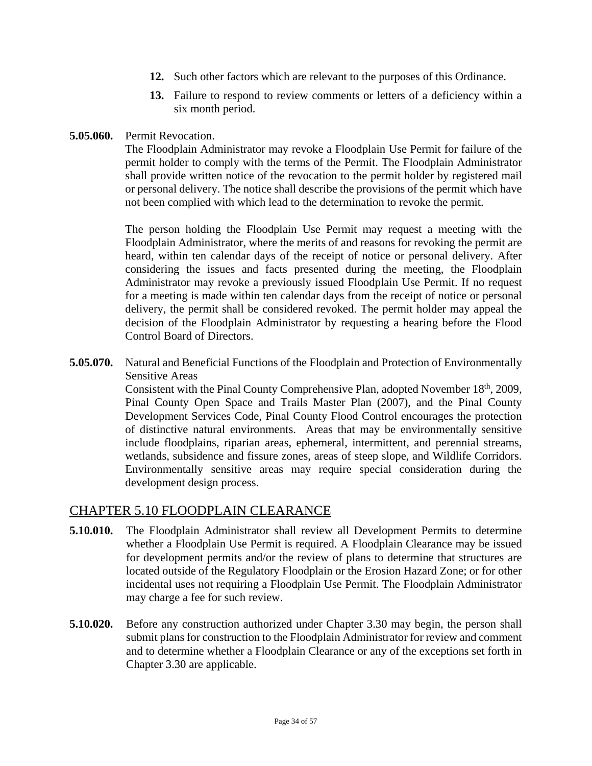**12.** Such other factors which are relevant to the purposes of this Ordinance.

**13.** Failure to respond to review comments or letters of a deficiency within a six month period.

**5.05.060.** Permit Revocation.

The Floodplain Administrator may revoke a Floodplain Use Permit for failure of the permit holder to comply with the terms of the Permit. The Floodplain Administrator shall provide written notice of the revocation to the permit holder by registered mail or personal delivery. The notice shall describe the provisions of the permit which have not been complied with which lead to the determination to revoke the permit.

The person holding the Floodplain Use Permit may request a meeting with the Floodplain Administrator, where the merits of and reasons for revoking the permit are heard, within ten calendar days of the receipt of notice or personal delivery. After considering the issues and facts presented during the meeting, the Floodplain Administrator may revoke a previously issued Floodplain Use Permit. If no request for a meeting is made within ten calendar days from the receipt of notice or personal delivery, the permit shall be considered revoked. The permit holder may appeal the decision of the Floodplain Administrator by requesting a hearing before the Flood Control Board of Directors.

**5.05.070.** Natural and Beneficial Functions of the Floodplain and Protection of Environmentally Sensitive Areas

Consistent with the Pinal County Comprehensive Plan, adopted November 18th, 2009, Pinal County Open Space and Trails Master Plan (2007), and the Pinal County Development Services Code, Pinal County Flood Control encourages the protection of distinctive natural environments. Areas that may be environmentally sensitive include floodplains, riparian areas, ephemeral, intermittent, and perennial streams, wetlands, subsidence and fissure zones, areas of steep slope, and Wildlife Corridors. Environmentally sensitive areas may require special consideration during the development design process.

## CHAPTER 5.10 FLOODPLAIN CLEARANCE

**5.10.010.** The Floodplain Administrator shall review all Development Permits to determine whether a Floodplain Use Permit is required. A Floodplain Clearance may be issued for development permits and/or the review of plans to determine that structures are located outside of the Regulatory Floodplain or the Erosion Hazard Zone; or for other incidental uses not requiring a Floodplain Use Permit. The Floodplain Administrator may charge a fee for such review.

**5.10.020.** Before any construction authorized under Chapter 3.30 may begin, the person shall submit plans for construction to the Floodplain Administrator for review and comment and to determine whether a Floodplain Clearance or any of the exceptions set forth in Chapter 3.30 are applicable.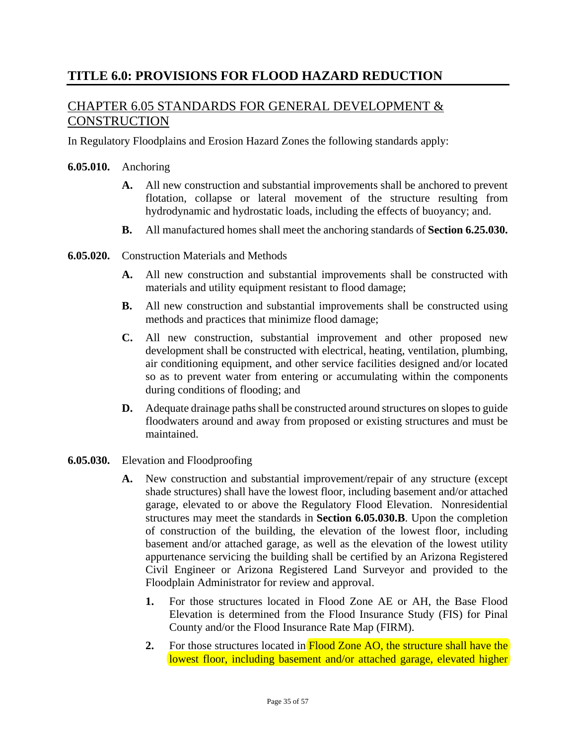# TITLE 6.0: PROVISIONS FOR FLOOD HAZARD REDUCTION

## CHAPTER 6.05 STANDARDS FOR GENERAL DEVELOPMENT & CONSTRUCTION

In Regulatory Floodplains and Erosion Hazard Zones the following standards apply:

**6.05.010.** Anchoring

- **A.** All new construction and substantial improvements shall be anchored to prevent flotation, collapse or lateral movement of the structure resulting from hydrodynamic and hydrostatic loads, including the effects of buoyancy; and.
- **B.** All manufactured homes shall meet the anchoring standards of **Section 6.25.030.**

**6.05.020.** Construction Materials and Methods

- **A.** All new construction and substantial improvements shall be constructed with materials and utility equipment resistant to flood damage;
- **B.** All new construction and substantial improvements shall be constructed using methods and practices that minimize flood damage;
- **C.** All new construction, substantial improvement and other proposed new development shall be constructed with electrical, heating, ventilation, plumbing, air conditioning equipment, and other service facilities designed and/or located so as to prevent water from entering or accumulating within the components during conditions of flooding; and
- **D.** Adequate drainage paths shall be constructed around structures on slopes to guide floodwaters around and away from proposed or existing structures and must be maintained.

**6.05.030.** Elevation and Floodproofing

- **A.** New construction and substantial improvement/repair of any structure (except shade structures) shall have the lowest floor, including basement and/or attached garage, elevated to or above the Regulatory Flood Elevation. Nonresidential structures may meet the standards in **Section 6.05.030.B**. Upon the completion of construction of the building, the elevation of the lowest floor, including basement and/or attached garage, as well as the elevation of the lowest utility appurtenance servicing the building shall be certified by an Arizona Registered Civil Engineer or Arizona Registered Land Surveyor and provided to the Floodplain Administrator for review and approval.
  - **1.** For those structures located in Flood Zone AE or AH, the Base Flood Elevation is determined from the Flood Insurance Study (FIS) for Pinal County and/or the Flood Insurance Rate Map (FIRM).
  - **2.** For those structures located in Flood Zone AO, the structure shall have the lowest floor, including basement and/or attached garage, elevated higher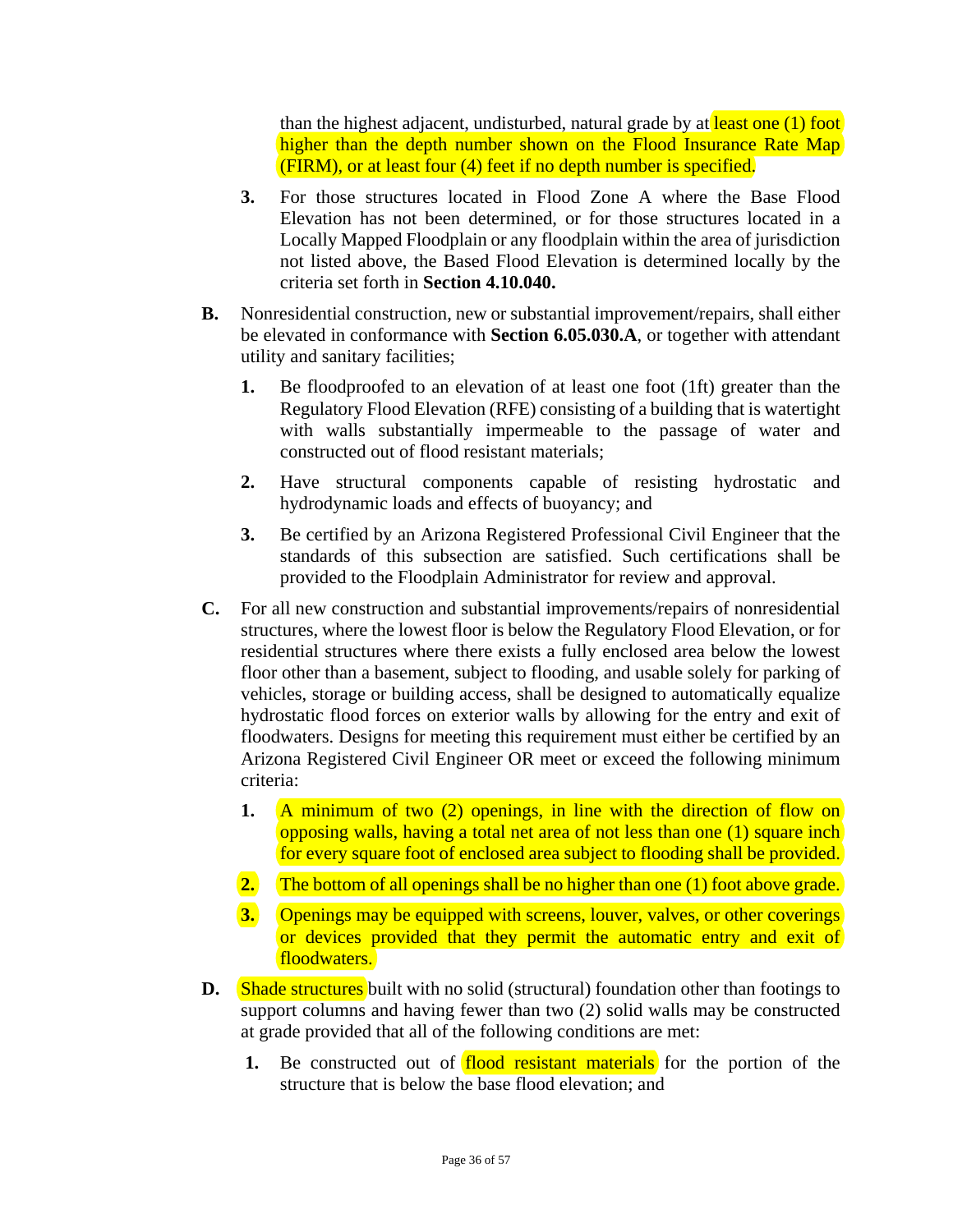than the highest adjacent, undisturbed, natural grade by at least one (1) foot higher than the depth number shown on the Flood Insurance Rate Map (FIRM), or at least four (4) feet if no depth number is specified.

3. For those structures located in Flood Zone A where the Base Flood Elevation has not been determined, or for those structures located in a Locally Mapped Floodplain or any floodplain within the area of jurisdiction not listed above, the Based Flood Elevation is determined locally by the criteria set forth in **Section 4.10.040.**

**B.** Nonresidential construction, new or substantial improvement/repairs, shall either be elevated in conformance with **Section 6.05.030.A**, or together with attendant utility and sanitary facilities;

1. Be floodproofed to an elevation of at least one foot (1ft) greater than the Regulatory Flood Elevation (RFE) consisting of a building that is watertight with walls substantially impermeable to the passage of water and constructed out of flood resistant materials;

2. Have structural components capable of resisting hydrostatic and hydrodynamic loads and effects of buoyancy; and

3. Be certified by an Arizona Registered Professional Civil Engineer that the standards of this subsection are satisfied. Such certifications shall be provided to the Floodplain Administrator for review and approval.

**C.** For all new construction and substantial improvements/repairs of nonresidential structures, where the lowest floor is below the Regulatory Flood Elevation, or for residential structures where there exists a fully enclosed area below the lowest floor other than a basement, subject to flooding, and usable solely for parking of vehicles, storage or building access, shall be designed to automatically equalize hydrostatic flood forces on exterior walls by allowing for the entry and exit of floodwaters. Designs for meeting this requirement must either be certified by an Arizona Registered Civil Engineer OR meet or exceed the following minimum criteria:

1. A minimum of two (2) openings, in line with the direction of flow on opposing walls, having a total net area of not less than one (1) square inch for every square foot of enclosed area subject to flooding shall be provided.

2. The bottom of all openings shall be no higher than one (1) foot above grade.

3. Openings may be equipped with screens, louver, valves, or other coverings or devices provided that they permit the automatic entry and exit of floodwaters.

**D.** Shade structures built with no solid (structural) foundation other than footings to support columns and having fewer than two (2) solid walls may be constructed at grade provided that all of the following conditions are met:

1. Be constructed out of flood resistant materials for the portion of the structure that is below the base flood elevation; and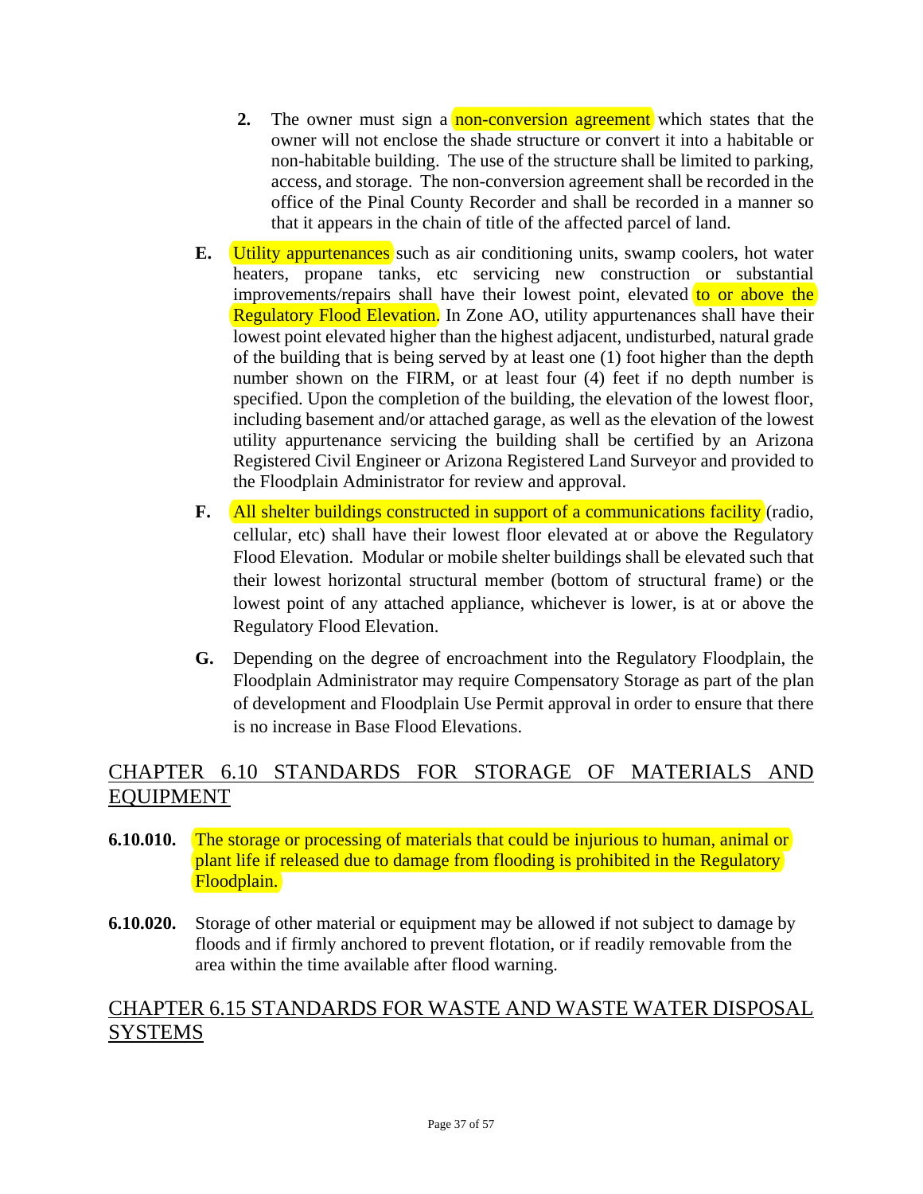2. The owner must sign a non-conversion agreement which states that the owner will not enclose the shade structure or convert it into a habitable or non-habitable building. The use of the structure shall be limited to parking, access, and storage. The non-conversion agreement shall be recorded in the office of the Pinal County Recorder and shall be recorded in a manner so that it appears in the chain of title of the affected parcel of land.

**E.** Utility appurtenances such as air conditioning units, swamp coolers, hot water heaters, propane tanks, etc servicing new construction or substantial improvements/repairs shall have their lowest point, elevated to or above the Regulatory Flood Elevation. In Zone AO, utility appurtenances shall have their lowest point elevated higher than the highest adjacent, undisturbed, natural grade of the building that is being served by at least one (1) foot higher than the depth number shown on the FIRM, or at least four (4) feet if no depth number is specified. Upon the completion of the building, the elevation of the lowest floor, including basement and/or attached garage, as well as the elevation of the lowest utility appurtenance servicing the building shall be certified by an Arizona Registered Civil Engineer or Arizona Registered Land Surveyor and provided to the Floodplain Administrator for review and approval.

**F.** All shelter buildings constructed in support of a communications facility (radio, cellular, etc) shall have their lowest floor elevated at or above the Regulatory Flood Elevation. Modular or mobile shelter buildings shall be elevated such that their lowest horizontal structural member (bottom of structural frame) or the lowest point of any attached appliance, whichever is lower, is at or above the Regulatory Flood Elevation.

**G.** Depending on the degree of encroachment into the Regulatory Floodplain, the Floodplain Administrator may require Compensatory Storage as part of the plan of development and Floodplain Use Permit approval in order to ensure that there is no increase in Base Flood Elevations.

## CHAPTER 6.10 STANDARDS FOR STORAGE OF MATERIALS AND EQUIPMENT

**6.10.010.** The storage or processing of materials that could be injurious to human, animal or plant life if released due to damage from flooding is prohibited in the Regulatory Floodplain.

**6.10.020.** Storage of other material or equipment may be allowed if not subject to damage by floods and if firmly anchored to prevent flotation, or if readily removable from the area within the time available after flood warning.

## CHAPTER 6.15 STANDARDS FOR WASTE AND WASTE WATER DISPOSAL SYSTEMS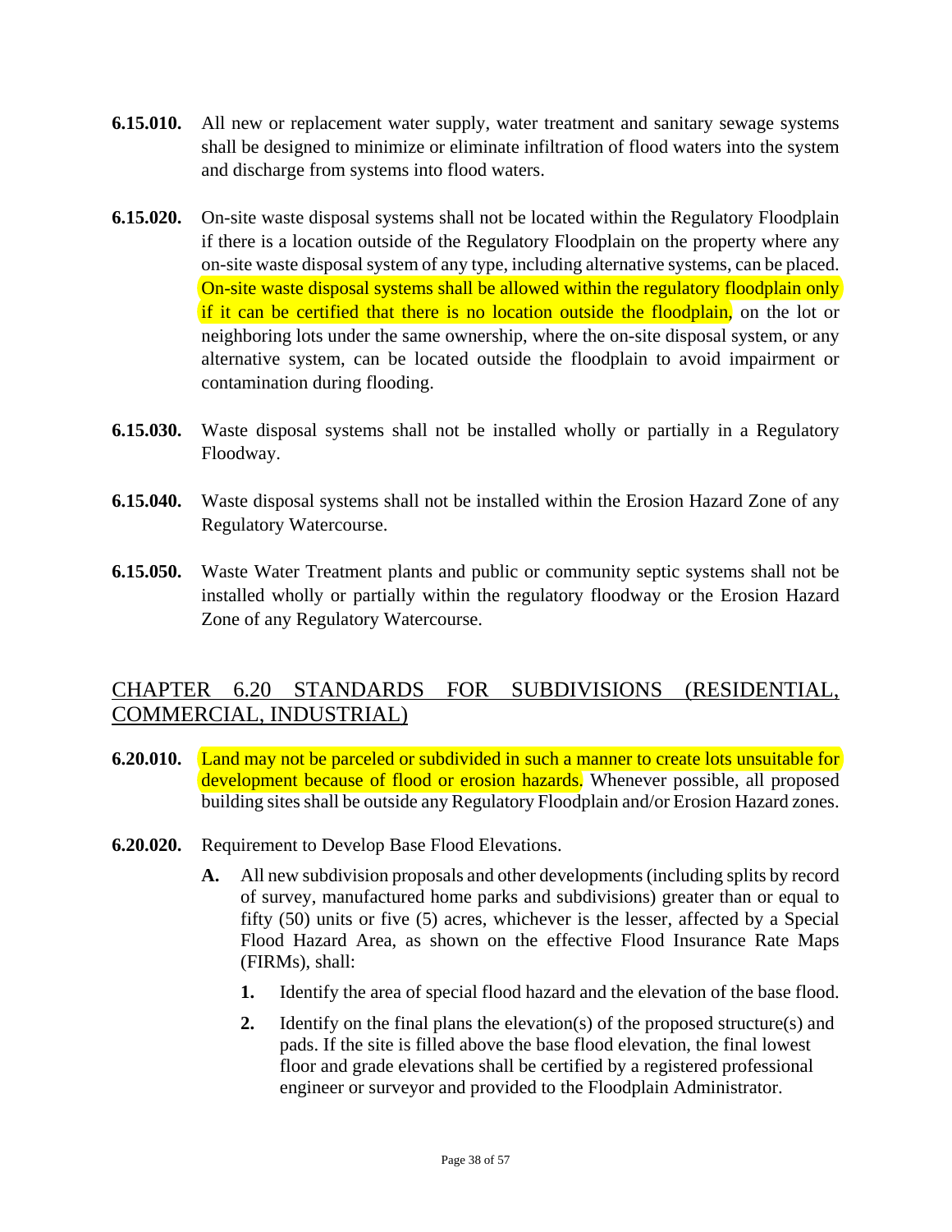**6.15.010.** All new or replacement water supply, water treatment and sanitary sewage systems shall be designed to minimize or eliminate infiltration of flood waters into the system and discharge from systems into flood waters.

**6.15.020.** On-site waste disposal systems shall not be located within the Regulatory Floodplain if there is a location outside of the Regulatory Floodplain on the property where any on-site waste disposal system of any type, including alternative systems, can be placed. On-site waste disposal systems shall be allowed within the regulatory floodplain only if it can be certified that there is no location outside the floodplain, on the lot or neighboring lots under the same ownership, where the on-site disposal system, or any alternative system, can be located outside the floodplain to avoid impairment or contamination during flooding.

**6.15.030.** Waste disposal systems shall not be installed wholly or partially in a Regulatory Floodway.

**6.15.040.** Waste disposal systems shall not be installed within the Erosion Hazard Zone of any Regulatory Watercourse.

**6.15.050.** Waste Water Treatment plants and public or community septic systems shall not be installed wholly or partially within the regulatory floodway or the Erosion Hazard Zone of any Regulatory Watercourse.

## CHAPTER 6.20 STANDARDS FOR SUBDIVISIONS (RESIDENTIAL, COMMERCIAL, INDUSTRIAL)

**6.20.010.** Land may not be parceled or subdivided in such a manner to create lots unsuitable for development because of flood or erosion hazards. Whenever possible, all proposed building sites shall be outside any Regulatory Floodplain and/or Erosion Hazard zones.

**6.20.020.** Requirement to Develop Base Flood Elevations.

- **A.** All new subdivision proposals and other developments (including splits by record of survey, manufactured home parks and subdivisions) greater than or equal to fifty (50) units or five (5) acres, whichever is the lesser, affected by a Special Flood Hazard Area, as shown on the effective Flood Insurance Rate Maps (FIRMs), shall:
  - **1.** Identify the area of special flood hazard and the elevation of the base flood.
  - **2.** Identify on the final plans the elevation(s) of the proposed structure(s) and pads. If the site is filled above the base flood elevation, the final lowest floor and grade elevations shall be certified by a registered professional engineer or surveyor and provided to the Floodplain Administrator.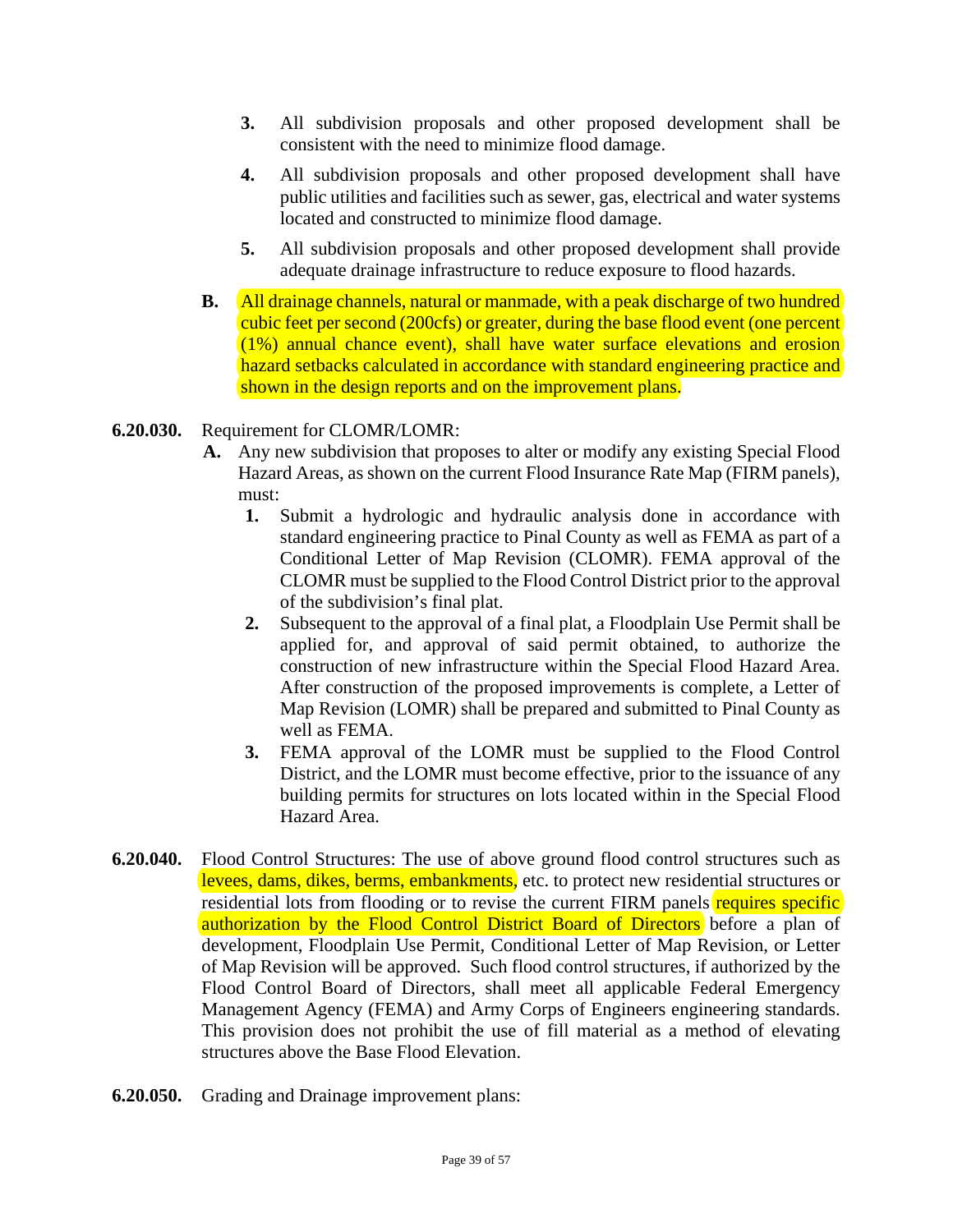3. All subdivision proposals and other proposed development shall be consistent with the need to minimize flood damage.

4. All subdivision proposals and other proposed development shall have public utilities and facilities such as sewer, gas, electrical and water systems located and constructed to minimize flood damage.

5. All subdivision proposals and other proposed development shall provide adequate drainage infrastructure to reduce exposure to flood hazards.

**B.** All drainage channels, natural or manmade, with a peak discharge of two hundred cubic feet per second (200cfs) or greater, during the base flood event (one percent (1%) annual chance event), shall have water surface elevations and erosion hazard setbacks calculated in accordance with standard engineering practice and shown in the design reports and on the improvement plans.

**6.20.030.** Requirement for CLOMR/LOMR:

**A.** Any new subdivision that proposes to alter or modify any existing Special Flood Hazard Areas, as shown on the current Flood Insurance Rate Map (FIRM panels), must:

1. Submit a hydrologic and hydraulic analysis done in accordance with standard engineering practice to Pinal County as well as FEMA as part of a Conditional Letter of Map Revision (CLOMR). FEMA approval of the CLOMR must be supplied to the Flood Control District prior to the approval of the subdivision's final plat.
2. Subsequent to the approval of a final plat, a Floodplain Use Permit shall be applied for, and approval of said permit obtained, to authorize the construction of new infrastructure within the Special Flood Hazard Area. After construction of the proposed improvements is complete, a Letter of Map Revision (LOMR) shall be prepared and submitted to Pinal County as well as FEMA.
3. FEMA approval of the LOMR must be supplied to the Flood Control District, and the LOMR must become effective, prior to the issuance of any building permits for structures on lots located within in the Special Flood Hazard Area.

**6.20.040.** Flood Control Structures: The use of above ground flood control structures such as levees, dams, dikes, berms, embankments, etc. to protect new residential structures or residential lots from flooding or to revise the current FIRM panels requires specific authorization by the Flood Control District Board of Directors before a plan of development, Floodplain Use Permit, Conditional Letter of Map Revision, or Letter of Map Revision will be approved. Such flood control structures, if authorized by the Flood Control Board of Directors, shall meet all applicable Federal Emergency Management Agency (FEMA) and Army Corps of Engineers engineering standards. This provision does not prohibit the use of fill material as a method of elevating structures above the Base Flood Elevation.

**6.20.050.** Grading and Drainage improvement plans: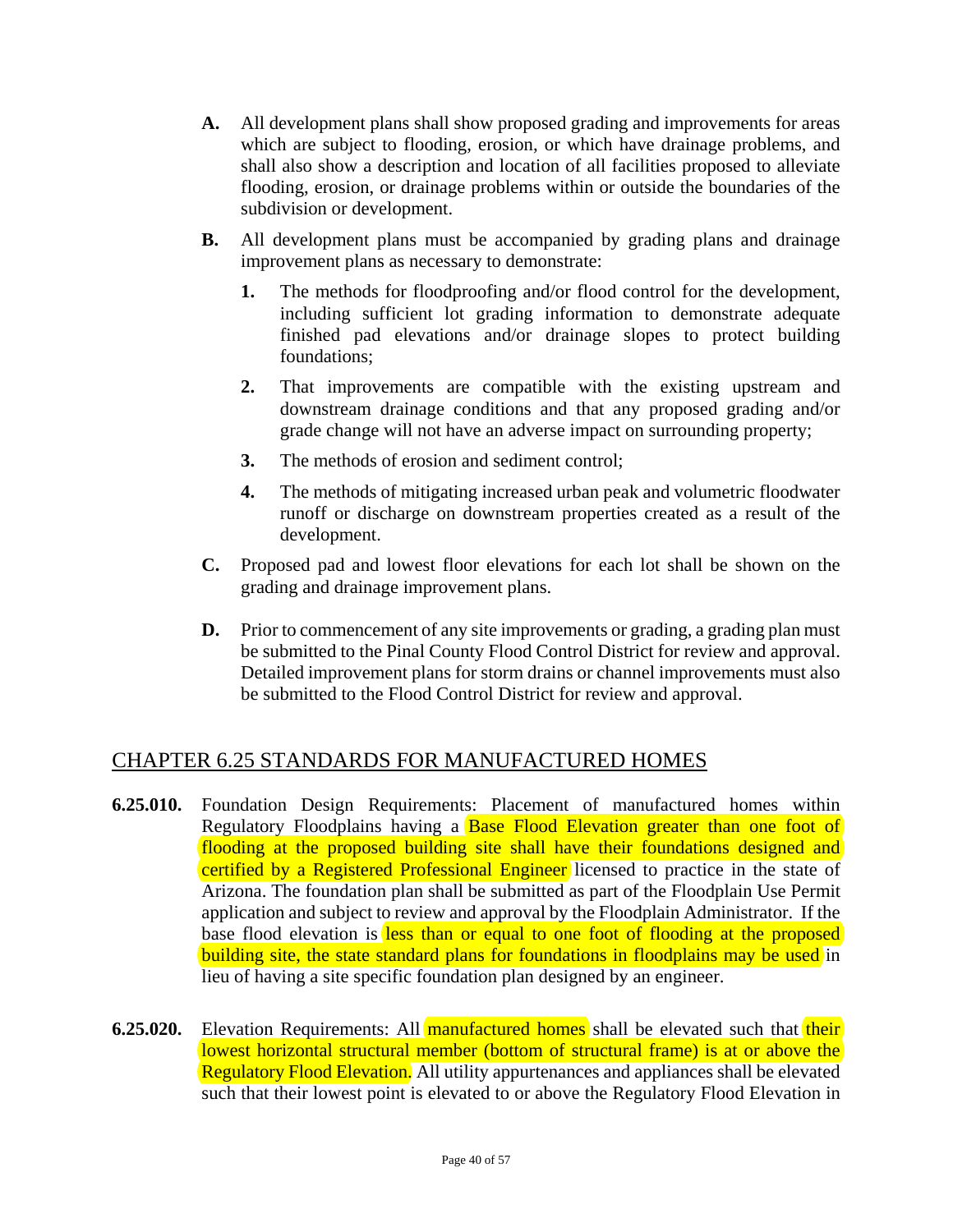**A.** All development plans shall show proposed grading and improvements for areas which are subject to flooding, erosion, or which have drainage problems, and shall also show a description and location of all facilities proposed to alleviate flooding, erosion, or drainage problems within or outside the boundaries of the subdivision or development.

**B.** All development plans must be accompanied by grading plans and drainage improvement plans as necessary to demonstrate:

**1.** The methods for floodproofing and/or flood control for the development, including sufficient lot grading information to demonstrate adequate finished pad elevations and/or drainage slopes to protect building foundations;

**2.** That improvements are compatible with the existing upstream and downstream drainage conditions and that any proposed grading and/or grade change will not have an adverse impact on surrounding property;

**3.** The methods of erosion and sediment control;

**4.** The methods of mitigating increased urban peak and volumetric floodwater runoff or discharge on downstream properties created as a result of the development.

**C.** Proposed pad and lowest floor elevations for each lot shall be shown on the grading and drainage improvement plans.

**D.** Prior to commencement of any site improvements or grading, a grading plan must be submitted to the Pinal County Flood Control District for review and approval. Detailed improvement plans for storm drains or channel improvements must also be submitted to the Flood Control District for review and approval.

## CHAPTER 6.25 STANDARDS FOR MANUFACTURED HOMES

**6.25.010.** Foundation Design Requirements: Placement of manufactured homes within Regulatory Floodplains having a Base Flood Elevation greater than one foot of flooding at the proposed building site shall have their foundations designed and certified by a Registered Professional Engineer licensed to practice in the state of Arizona. The foundation plan shall be submitted as part of the Floodplain Use Permit application and subject to review and approval by the Floodplain Administrator. If the base flood elevation is less than or equal to one foot of flooding at the proposed building site, the state standard plans for foundations in floodplains may be used in lieu of having a site specific foundation plan designed by an engineer.

**6.25.020.** Elevation Requirements: All manufactured homes shall be elevated such that their lowest horizontal structural member (bottom of structural frame) is at or above the Regulatory Flood Elevation. All utility appurtenances and appliances shall be elevated such that their lowest point is elevated to or above the Regulatory Flood Elevation in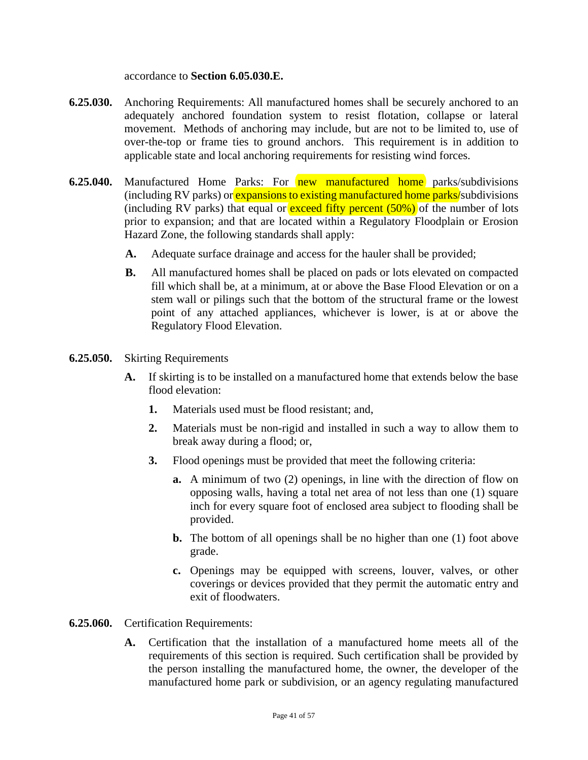accordance to **Section 6.05.030.E.**

**6.25.030.** Anchoring Requirements: All manufactured homes shall be securely anchored to an adequately anchored foundation system to resist flotation, collapse or lateral movement. Methods of anchoring may include, but are not to be limited to, use of over-the-top or frame ties to ground anchors. This requirement is in addition to applicable state and local anchoring requirements for resisting wind forces.

**6.25.040.** Manufactured Home Parks: For new manufactured home parks/subdivisions (including RV parks) or expansions to existing manufactured home parks/subdivisions (including RV parks) that equal or exceed fifty percent (50%) of the number of lots prior to expansion; and that are located within a Regulatory Floodplain or Erosion Hazard Zone, the following standards shall apply:

- **A.** Adequate surface drainage and access for the hauler shall be provided;
- **B.** All manufactured homes shall be placed on pads or lots elevated on compacted fill which shall be, at a minimum, at or above the Base Flood Elevation or on a stem wall or pilings such that the bottom of the structural frame or the lowest point of any attached appliances, whichever is lower, is at or above the Regulatory Flood Elevation.

**6.25.050.** Skirting Requirements

- **A.** If skirting is to be installed on a manufactured home that extends below the base flood elevation:
  - **1.** Materials used must be flood resistant; and,
  - **2.** Materials must be non-rigid and installed in such a way to allow them to break away during a flood; or,
  - **3.** Flood openings must be provided that meet the following criteria:
    - **a.** A minimum of two (2) openings, in line with the direction of flow on opposing walls, having a total net area of not less than one (1) square inch for every square foot of enclosed area subject to flooding shall be provided.
    - **b.** The bottom of all openings shall be no higher than one (1) foot above grade.
    - **c.** Openings may be equipped with screens, louver, valves, or other coverings or devices provided that they permit the automatic entry and exit of floodwaters.

**6.25.060.** Certification Requirements:

- **A.** Certification that the installation of a manufactured home meets all of the requirements of this section is required. Such certification shall be provided by the person installing the manufactured home, the owner, the developer of the manufactured home park or subdivision, or an agency regulating manufactured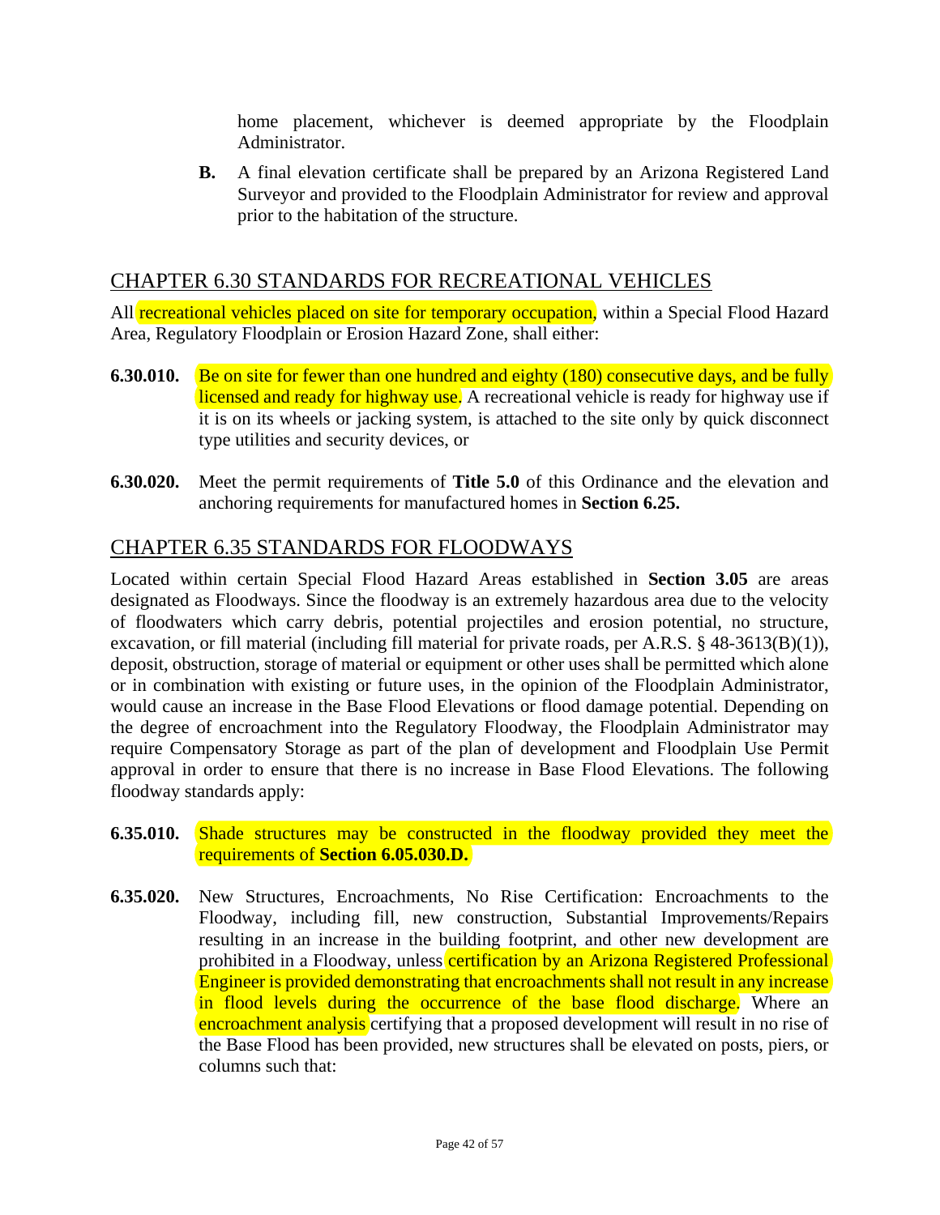home placement, whichever is deemed appropriate by the Floodplain Administrator.

**B.** A final elevation certificate shall be prepared by an Arizona Registered Land Surveyor and provided to the Floodplain Administrator for review and approval prior to the habitation of the structure.

## CHAPTER 6.30 STANDARDS FOR RECREATIONAL VEHICLES

All recreational vehicles placed on site for temporary occupation, within a Special Flood Hazard Area, Regulatory Floodplain or Erosion Hazard Zone, shall either:

**6.30.010.** Be on site for fewer than one hundred and eighty (180) consecutive days, and be fully licensed and ready for highway use. A recreational vehicle is ready for highway use if it is on its wheels or jacking system, is attached to the site only by quick disconnect type utilities and security devices, or

**6.30.020.** Meet the permit requirements of **Title 5.0** of this Ordinance and the elevation and anchoring requirements for manufactured homes in **Section 6.25.**

## CHAPTER 6.35 STANDARDS FOR FLOODWAYS

Located within certain Special Flood Hazard Areas established in **Section 3.05** are areas designated as Floodways. Since the floodway is an extremely hazardous area due to the velocity of floodwaters which carry debris, potential projectiles and erosion potential, no structure, excavation, or fill material (including fill material for private roads, per A.R.S. § 48-3613(B)(1)), deposit, obstruction, storage of material or equipment or other uses shall be permitted which alone or in combination with existing or future uses, in the opinion of the Floodplain Administrator, would cause an increase in the Base Flood Elevations or flood damage potential. Depending on the degree of encroachment into the Regulatory Floodway, the Floodplain Administrator may require Compensatory Storage as part of the plan of development and Floodplain Use Permit approval in order to ensure that there is no increase in Base Flood Elevations. The following floodway standards apply:

**6.35.010.** Shade structures may be constructed in the floodway provided they meet the requirements of **Section 6.05.030.D.**

**6.35.020.** New Structures, Encroachments, No Rise Certification: Encroachments to the Floodway, including fill, new construction, Substantial Improvements/Repairs resulting in an increase in the building footprint, and other new development are prohibited in a Floodway, unless certification by an Arizona Registered Professional Engineer is provided demonstrating that encroachments shall not result in any increase in flood levels during the occurrence of the base flood discharge. Where an encroachment analysis certifying that a proposed development will result in no rise of the Base Flood has been provided, new structures shall be elevated on posts, piers, or columns such that: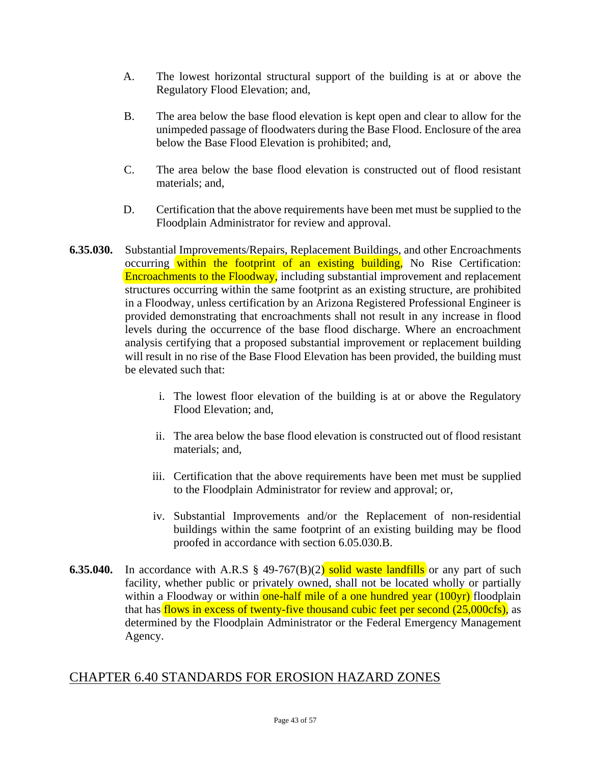A. The lowest horizontal structural support of the building is at or above the Regulatory Flood Elevation; and,

B. The area below the base flood elevation is kept open and clear to allow for the unimpeded passage of floodwaters during the Base Flood. Enclosure of the area below the Base Flood Elevation is prohibited; and,

C. The area below the base flood elevation is constructed out of flood resistant materials; and,

D. Certification that the above requirements have been met must be supplied to the Floodplain Administrator for review and approval.

**6.35.030.** Substantial Improvements/Repairs, Replacement Buildings, and other Encroachments occurring within the footprint of an existing building, No Rise Certification: Encroachments to the Floodway, including substantial improvement and replacement structures occurring within the same footprint as an existing structure, are prohibited in a Floodway, unless certification by an Arizona Registered Professional Engineer is provided demonstrating that encroachments shall not result in any increase in flood levels during the occurrence of the base flood discharge. Where an encroachment analysis certifying that a proposed substantial improvement or replacement building will result in no rise of the Base Flood Elevation has been provided, the building must be elevated such that:

i. The lowest floor elevation of the building is at or above the Regulatory Flood Elevation; and,

ii. The area below the base flood elevation is constructed out of flood resistant materials; and,

iii. Certification that the above requirements have been met must be supplied to the Floodplain Administrator for review and approval; or,

iv. Substantial Improvements and/or the Replacement of non-residential buildings within the same footprint of an existing building may be flood proofed in accordance with section 6.05.030.B.

**6.35.040.** In accordance with A.R.S § 49-767(B)(2) solid waste landfills or any part of such facility, whether public or privately owned, shall not be located wholly or partially within a Floodway or within one-half mile of a one hundred year (100yr) floodplain that has flows in excess of twenty-five thousand cubic feet per second (25,000cfs), as determined by the Floodplain Administrator or the Federal Emergency Management Agency.

## CHAPTER 6.40 STANDARDS FOR EROSION HAZARD ZONES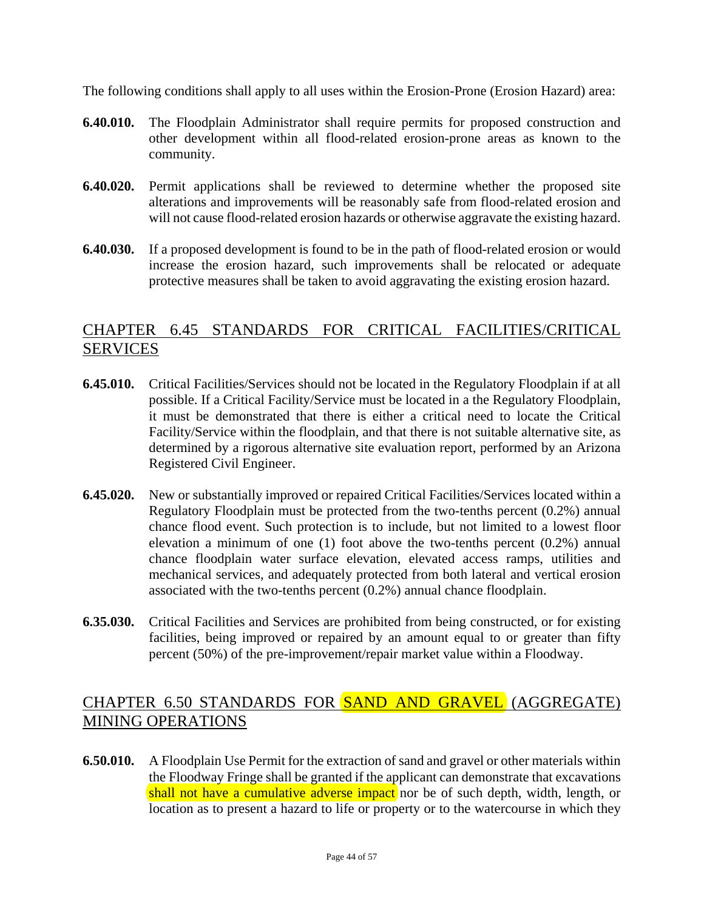The following conditions shall apply to all uses within the Erosion-Prone (Erosion Hazard) area:

**6.40.010.** The Floodplain Administrator shall require permits for proposed construction and other development within all flood-related erosion-prone areas as known to the community.

**6.40.020.** Permit applications shall be reviewed to determine whether the proposed site alterations and improvements will be reasonably safe from flood-related erosion and will not cause flood-related erosion hazards or otherwise aggravate the existing hazard.

**6.40.030.** If a proposed development is found to be in the path of flood-related erosion or would increase the erosion hazard, such improvements shall be relocated or adequate protective measures shall be taken to avoid aggravating the existing erosion hazard.

## CHAPTER 6.45 STANDARDS FOR CRITICAL FACILITIES/CRITICAL SERVICES

**6.45.010.** Critical Facilities/Services should not be located in the Regulatory Floodplain if at all possible. If a Critical Facility/Service must be located in a the Regulatory Floodplain, it must be demonstrated that there is either a critical need to locate the Critical Facility/Service within the floodplain, and that there is not suitable alternative site, as determined by a rigorous alternative site evaluation report, performed by an Arizona Registered Civil Engineer.

**6.45.020.** New or substantially improved or repaired Critical Facilities/Services located within a Regulatory Floodplain must be protected from the two-tenths percent (0.2%) annual chance flood event. Such protection is to include, but not limited to a lowest floor elevation a minimum of one (1) foot above the two-tenths percent (0.2%) annual chance floodplain water surface elevation, elevated access ramps, utilities and mechanical services, and adequately protected from both lateral and vertical erosion associated with the two-tenths percent (0.2%) annual chance floodplain.

**6.35.030.** Critical Facilities and Services are prohibited from being constructed, or for existing facilities, being improved or repaired by an amount equal to or greater than fifty percent (50%) of the pre-improvement/repair market value within a Floodway.

## CHAPTER 6.50 STANDARDS FOR SAND AND GRAVEL (AGGREGATE) MINING OPERATIONS

**6.50.010.** A Floodplain Use Permit for the extraction of sand and gravel or other materials within the Floodway Fringe shall be granted if the applicant can demonstrate that excavations shall not have a cumulative adverse impact nor be of such depth, width, length, or location as to present a hazard to life or property or to the watercourse in which they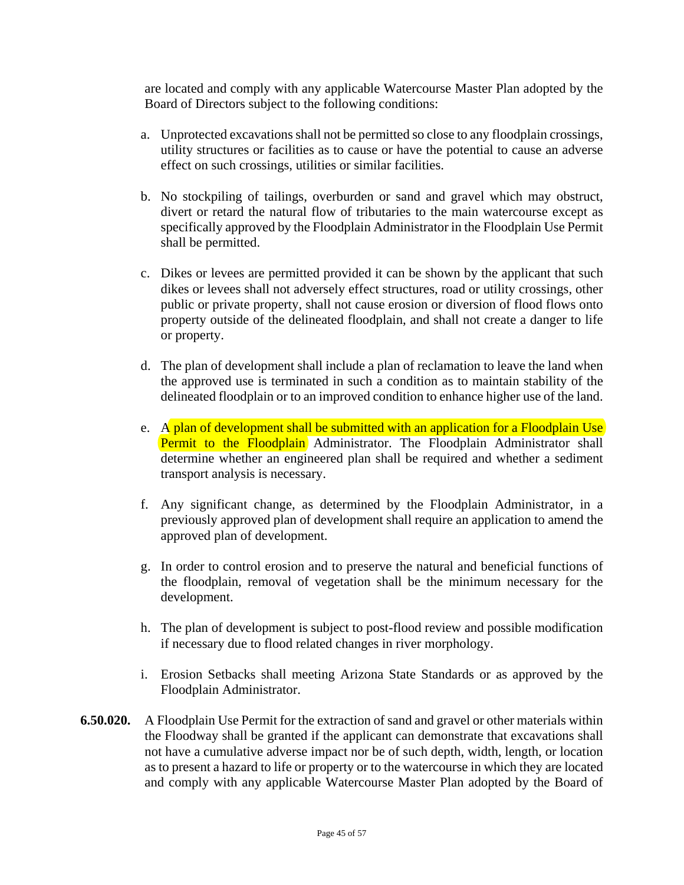are located and comply with any applicable Watercourse Master Plan adopted by the Board of Directors subject to the following conditions:

a. Unprotected excavations shall not be permitted so close to any floodplain crossings, utility structures or facilities as to cause or have the potential to cause an adverse effect on such crossings, utilities or similar facilities.

b. No stockpiling of tailings, overburden or sand and gravel which may obstruct, divert or retard the natural flow of tributaries to the main watercourse except as specifically approved by the Floodplain Administrator in the Floodplain Use Permit shall be permitted.

c. Dikes or levees are permitted provided it can be shown by the applicant that such dikes or levees shall not adversely effect structures, road or utility crossings, other public or private property, shall not cause erosion or diversion of flood flows onto property outside of the delineated floodplain, and shall not create a danger to life or property.

d. The plan of development shall include a plan of reclamation to leave the land when the approved use is terminated in such a condition as to maintain stability of the delineated floodplain or to an improved condition to enhance higher use of the land.

e. A plan of development shall be submitted with an application for a Floodplain Use Permit to the Floodplain Administrator. The Floodplain Administrator shall determine whether an engineered plan shall be required and whether a sediment transport analysis is necessary.

f. Any significant change, as determined by the Floodplain Administrator, in a previously approved plan of development shall require an application to amend the approved plan of development.

g. In order to control erosion and to preserve the natural and beneficial functions of the floodplain, removal of vegetation shall be the minimum necessary for the development.

h. The plan of development is subject to post-flood review and possible modification if necessary due to flood related changes in river morphology.

i. Erosion Setbacks shall meeting Arizona State Standards or as approved by the Floodplain Administrator.

**6.50.020.** A Floodplain Use Permit for the extraction of sand and gravel or other materials within the Floodway shall be granted if the applicant can demonstrate that excavations shall not have a cumulative adverse impact nor be of such depth, width, length, or location as to present a hazard to life or property or to the watercourse in which they are located and comply with any applicable Watercourse Master Plan adopted by the Board of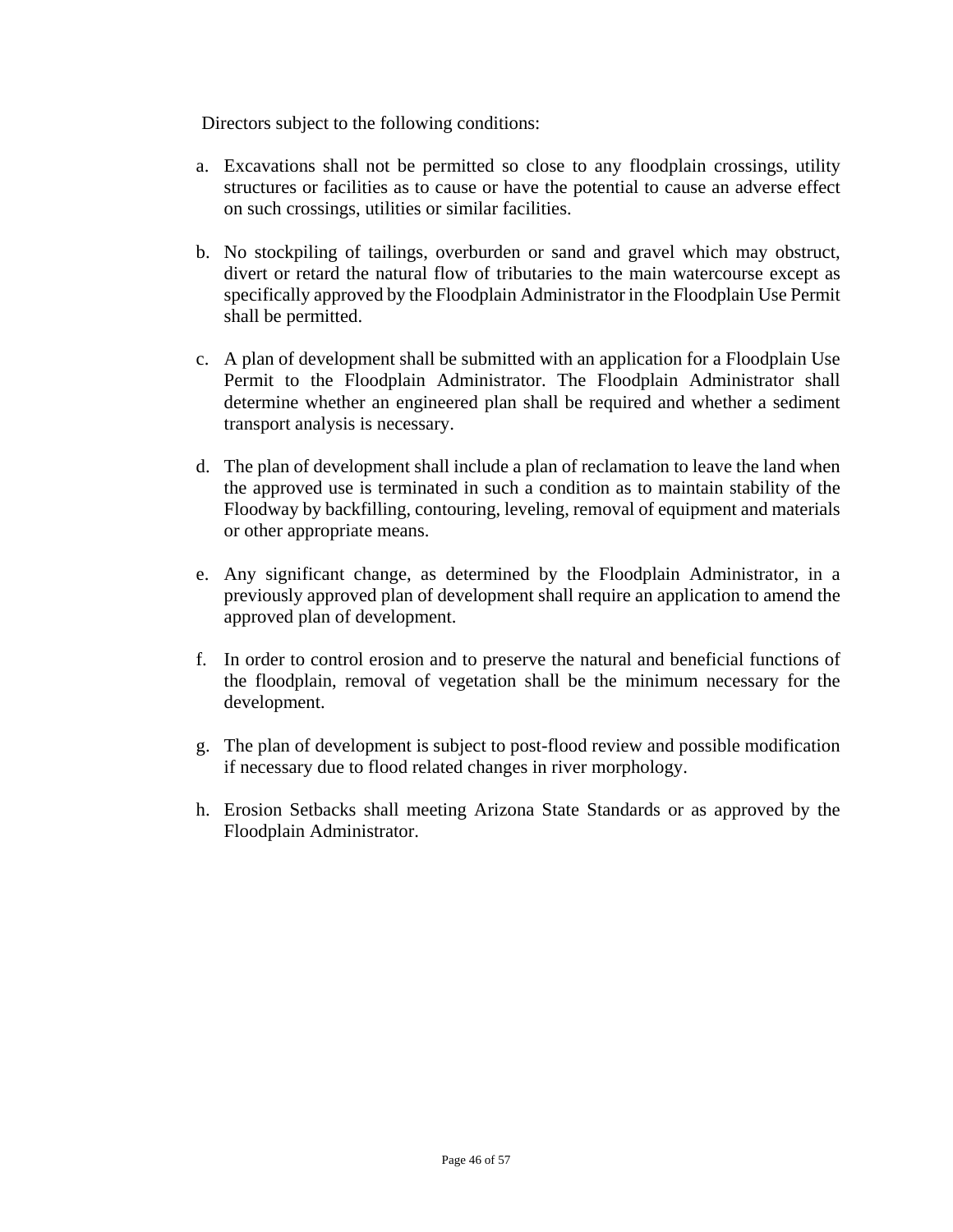Directors subject to the following conditions:

a. Excavations shall not be permitted so close to any floodplain crossings, utility structures or facilities as to cause or have the potential to cause an adverse effect on such crossings, utilities or similar facilities.

b. No stockpiling of tailings, overburden or sand and gravel which may obstruct, divert or retard the natural flow of tributaries to the main watercourse except as specifically approved by the Floodplain Administrator in the Floodplain Use Permit shall be permitted.

c. A plan of development shall be submitted with an application for a Floodplain Use Permit to the Floodplain Administrator. The Floodplain Administrator shall determine whether an engineered plan shall be required and whether a sediment transport analysis is necessary.

d. The plan of development shall include a plan of reclamation to leave the land when the approved use is terminated in such a condition as to maintain stability of the Floodway by backfilling, contouring, leveling, removal of equipment and materials or other appropriate means.

e. Any significant change, as determined by the Floodplain Administrator, in a previously approved plan of development shall require an application to amend the approved plan of development.

f. In order to control erosion and to preserve the natural and beneficial functions of the floodplain, removal of vegetation shall be the minimum necessary for the development.

g. The plan of development is subject to post-flood review and possible modification if necessary due to flood related changes in river morphology.

h. Erosion Setbacks shall meeting Arizona State Standards or as approved by the Floodplain Administrator.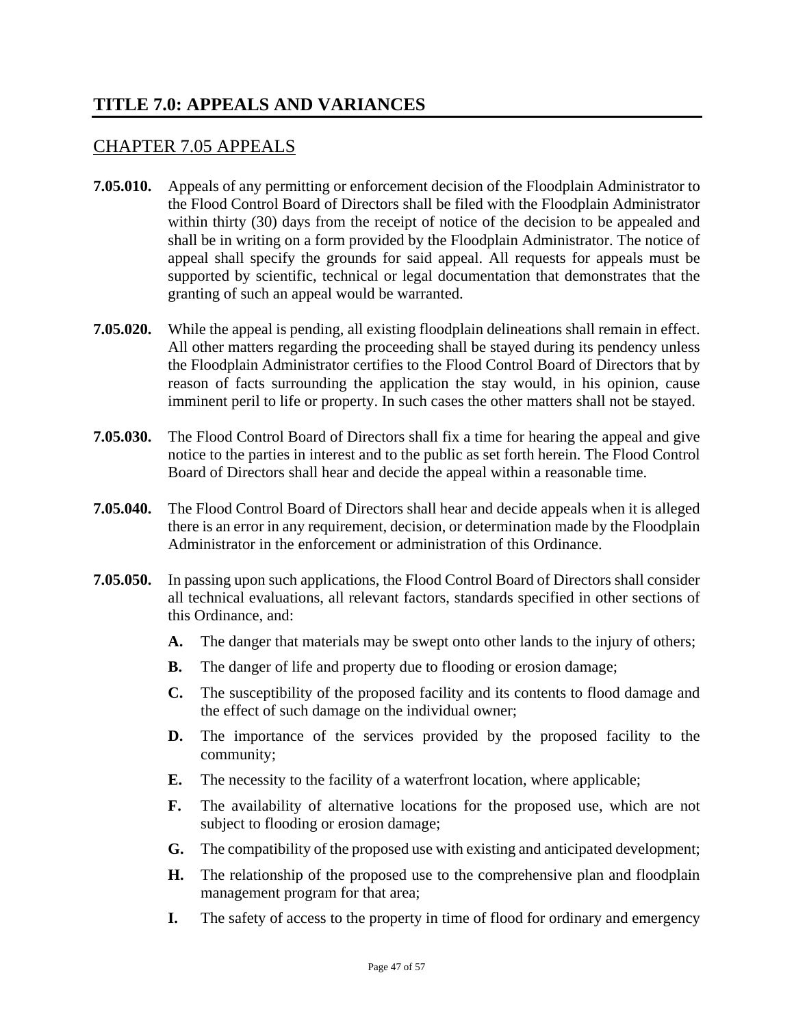# TITLE 7.0: APPEALS AND VARIANCES

## CHAPTER 7.05 APPEALS

**7.05.010.** Appeals of any permitting or enforcement decision of the Floodplain Administrator to the Flood Control Board of Directors shall be filed with the Floodplain Administrator within thirty (30) days from the receipt of notice of the decision to be appealed and shall be in writing on a form provided by the Floodplain Administrator. The notice of appeal shall specify the grounds for said appeal. All requests for appeals must be supported by scientific, technical or legal documentation that demonstrates that the granting of such an appeal would be warranted.

**7.05.020.** While the appeal is pending, all existing floodplain delineations shall remain in effect. All other matters regarding the proceeding shall be stayed during its pendency unless the Floodplain Administrator certifies to the Flood Control Board of Directors that by reason of facts surrounding the application the stay would, in his opinion, cause imminent peril to life or property. In such cases the other matters shall not be stayed.

**7.05.030.** The Flood Control Board of Directors shall fix a time for hearing the appeal and give notice to the parties in interest and to the public as set forth herein. The Flood Control Board of Directors shall hear and decide the appeal within a reasonable time.

**7.05.040.** The Flood Control Board of Directors shall hear and decide appeals when it is alleged there is an error in any requirement, decision, or determination made by the Floodplain Administrator in the enforcement or administration of this Ordinance.

**7.05.050.** In passing upon such applications, the Flood Control Board of Directors shall consider all technical evaluations, all relevant factors, standards specified in other sections of this Ordinance, and:

- **A.** The danger that materials may be swept onto other lands to the injury of others;
- **B.** The danger of life and property due to flooding or erosion damage;
- **C.** The susceptibility of the proposed facility and its contents to flood damage and the effect of such damage on the individual owner;
- **D.** The importance of the services provided by the proposed facility to the community;
- **E.** The necessity to the facility of a waterfront location, where applicable;
- **F.** The availability of alternative locations for the proposed use, which are not subject to flooding or erosion damage;
- **G.** The compatibility of the proposed use with existing and anticipated development;
- **H.** The relationship of the proposed use to the comprehensive plan and floodplain management program for that area;
- **I.** The safety of access to the property in time of flood for ordinary and emergency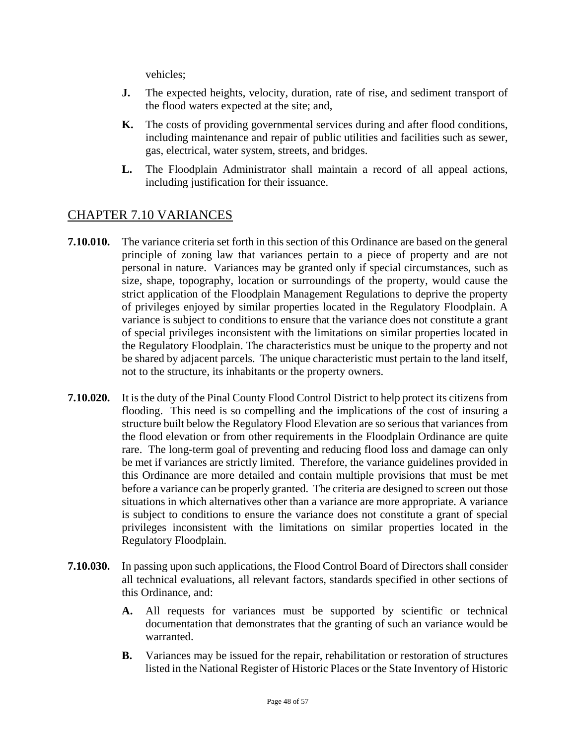vehicles;

**J.** The expected heights, velocity, duration, rate of rise, and sediment transport of the flood waters expected at the site; and,

**K.** The costs of providing governmental services during and after flood conditions, including maintenance and repair of public utilities and facilities such as sewer, gas, electrical, water system, streets, and bridges.

**L.** The Floodplain Administrator shall maintain a record of all appeal actions, including justification for their issuance.

## CHAPTER 7.10 VARIANCES

**7.10.010.** The variance criteria set forth in this section of this Ordinance are based on the general principle of zoning law that variances pertain to a piece of property and are not personal in nature. Variances may be granted only if special circumstances, such as size, shape, topography, location or surroundings of the property, would cause the strict application of the Floodplain Management Regulations to deprive the property of privileges enjoyed by similar properties located in the Regulatory Floodplain. A variance is subject to conditions to ensure that the variance does not constitute a grant of special privileges inconsistent with the limitations on similar properties located in the Regulatory Floodplain. The characteristics must be unique to the property and not be shared by adjacent parcels. The unique characteristic must pertain to the land itself, not to the structure, its inhabitants or the property owners.

**7.10.020.** It is the duty of the Pinal County Flood Control District to help protect its citizens from flooding. This need is so compelling and the implications of the cost of insuring a structure built below the Regulatory Flood Elevation are so serious that variances from the flood elevation or from other requirements in the Floodplain Ordinance are quite rare. The long-term goal of preventing and reducing flood loss and damage can only be met if variances are strictly limited. Therefore, the variance guidelines provided in this Ordinance are more detailed and contain multiple provisions that must be met before a variance can be properly granted. The criteria are designed to screen out those situations in which alternatives other than a variance are more appropriate. A variance is subject to conditions to ensure the variance does not constitute a grant of special privileges inconsistent with the limitations on similar properties located in the Regulatory Floodplain.

**7.10.030.** In passing upon such applications, the Flood Control Board of Directors shall consider all technical evaluations, all relevant factors, standards specified in other sections of this Ordinance, and:

**A.** All requests for variances must be supported by scientific or technical documentation that demonstrates that the granting of such an variance would be warranted.

**B.** Variances may be issued for the repair, rehabilitation or restoration of structures listed in the National Register of Historic Places or the State Inventory of Historic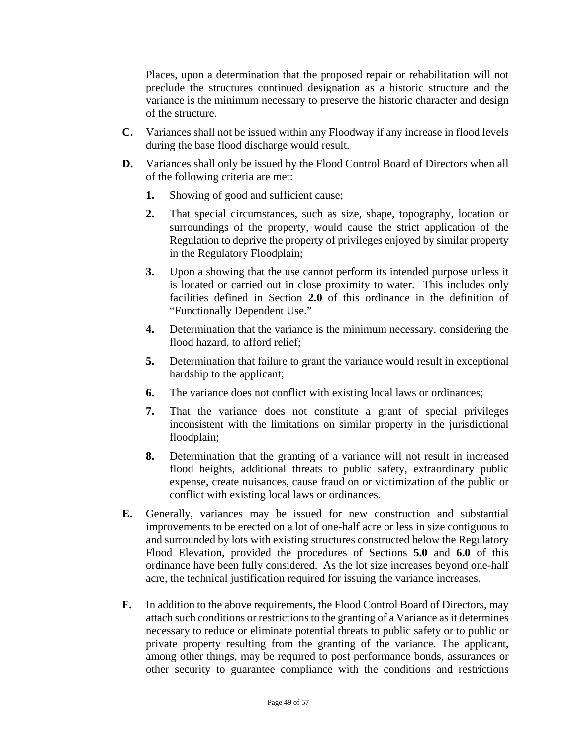Places, upon a determination that the proposed repair or rehabilitation will not preclude the structures continued designation as a historic structure and the variance is the minimum necessary to preserve the historic character and design of the structure.

**C.** Variances shall not be issued within any Floodway if any increase in flood levels during the base flood discharge would result.

**D.** Variances shall only be issued by the Flood Control Board of Directors when all of the following criteria are met:

**1.** Showing of good and sufficient cause;

**2.** That special circumstances, such as size, shape, topography, location or surroundings of the property, would cause the strict application of the Regulation to deprive the property of privileges enjoyed by similar property in the Regulatory Floodplain;

**3.** Upon a showing that the use cannot perform its intended purpose unless it is located or carried out in close proximity to water. This includes only facilities defined in Section **2.0** of this ordinance in the definition of "Functionally Dependent Use."

**4.** Determination that the variance is the minimum necessary, considering the flood hazard, to afford relief;

**5.** Determination that failure to grant the variance would result in exceptional hardship to the applicant;

**6.** The variance does not conflict with existing local laws or ordinances;

**7.** That the variance does not constitute a grant of special privileges inconsistent with the limitations on similar property in the jurisdictional floodplain;

**8.** Determination that the granting of a variance will not result in increased flood heights, additional threats to public safety, extraordinary public expense, create nuisances, cause fraud on or victimization of the public or conflict with existing local laws or ordinances.

**E.** Generally, variances may be issued for new construction and substantial improvements to be erected on a lot of one-half acre or less in size contiguous to and surrounded by lots with existing structures constructed below the Regulatory Flood Elevation, provided the procedures of Sections **5.0** and **6.0** of this ordinance have been fully considered. As the lot size increases beyond one-half acre, the technical justification required for issuing the variance increases.

**F.** In addition to the above requirements, the Flood Control Board of Directors, may attach such conditions or restrictions to the granting of a Variance as it determines necessary to reduce or eliminate potential threats to public safety or to public or private property resulting from the granting of the variance. The applicant, among other things, may be required to post performance bonds, assurances or other security to guarantee compliance with the conditions and restrictions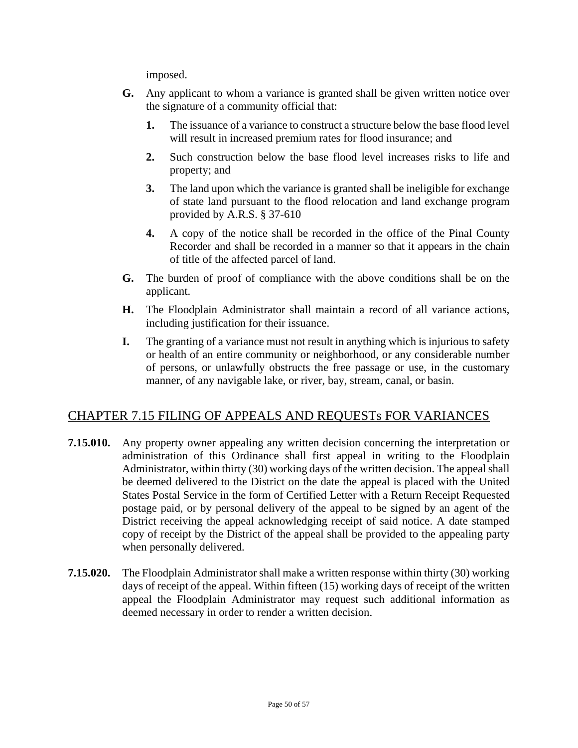imposed.

**G.** Any applicant to whom a variance is granted shall be given written notice over the signature of a community official that:

   **1.** The issuance of a variance to construct a structure below the base flood level will result in increased premium rates for flood insurance; and

   **2.** Such construction below the base flood level increases risks to life and property; and

   **3.** The land upon which the variance is granted shall be ineligible for exchange of state land pursuant to the flood relocation and land exchange program provided by A.R.S. § 37-610

   **4.** A copy of the notice shall be recorded in the office of the Pinal County Recorder and shall be recorded in a manner so that it appears in the chain of title of the affected parcel of land.

**G.** The burden of proof of compliance with the above conditions shall be on the applicant.

**H.** The Floodplain Administrator shall maintain a record of all variance actions, including justification for their issuance.

**I.** The granting of a variance must not result in anything which is injurious to safety or health of an entire community or neighborhood, or any considerable number of persons, or unlawfully obstructs the free passage or use, in the customary manner, of any navigable lake, or river, bay, stream, canal, or basin.

## CHAPTER 7.15 FILING OF APPEALS AND REQUESTs FOR VARIANCES

**7.15.010.** Any property owner appealing any written decision concerning the interpretation or administration of this Ordinance shall first appeal in writing to the Floodplain Administrator, within thirty (30) working days of the written decision. The appeal shall be deemed delivered to the District on the date the appeal is placed with the United States Postal Service in the form of Certified Letter with a Return Receipt Requested postage paid, or by personal delivery of the appeal to be signed by an agent of the District receiving the appeal acknowledging receipt of said notice. A date stamped copy of receipt by the District of the appeal shall be provided to the appealing party when personally delivered.

**7.15.020.** The Floodplain Administrator shall make a written response within thirty (30) working days of receipt of the appeal. Within fifteen (15) working days of receipt of the written appeal the Floodplain Administrator may request such additional information as deemed necessary in order to render a written decision.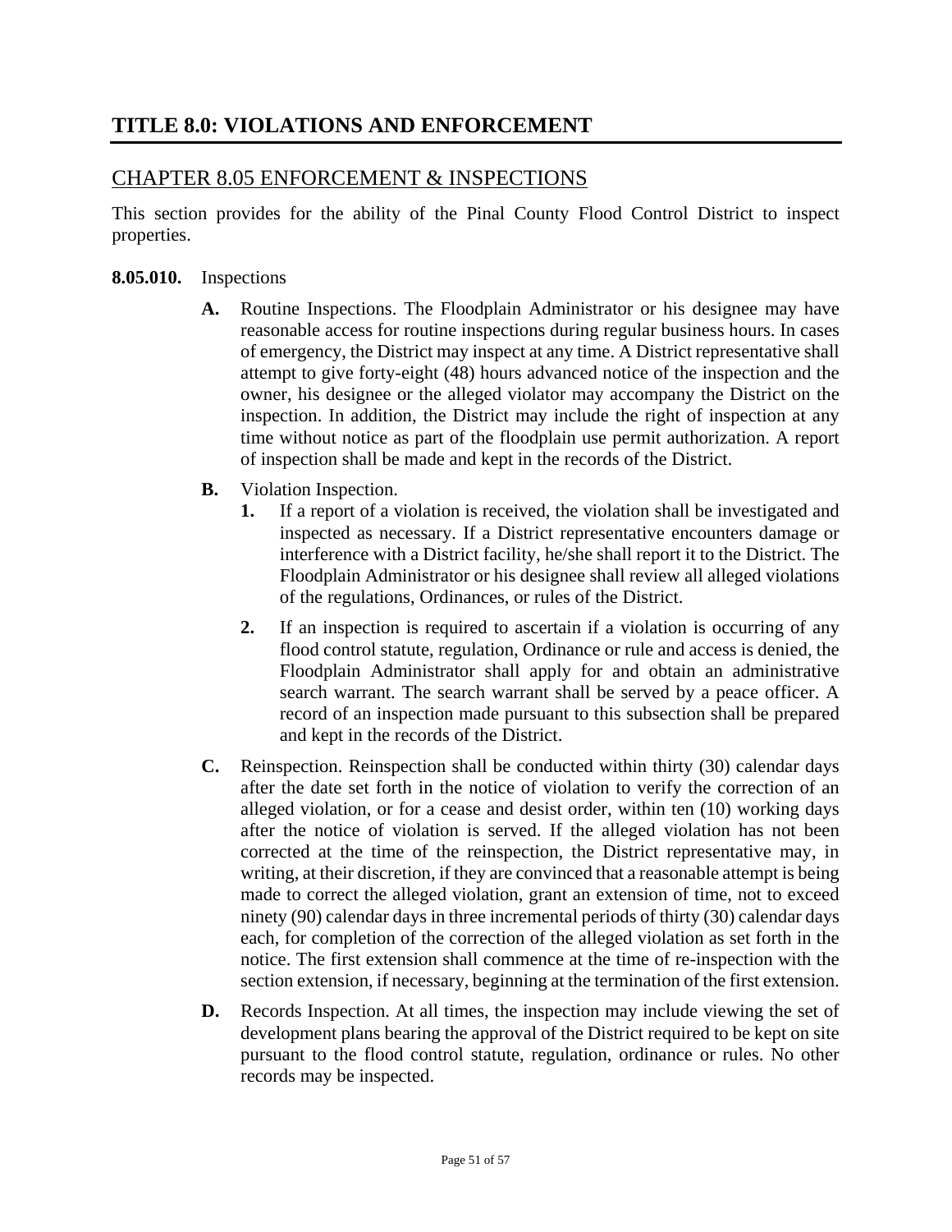# TITLE 8.0: VIOLATIONS AND ENFORCEMENT

## CHAPTER 8.05 ENFORCEMENT & INSPECTIONS

This section provides for the ability of the Pinal County Flood Control District to inspect properties.

**8.05.010.** Inspections

- **A.** Routine Inspections. The Floodplain Administrator or his designee may have reasonable access for routine inspections during regular business hours. In cases of emergency, the District may inspect at any time. A District representative shall attempt to give forty-eight (48) hours advanced notice of the inspection and the owner, his designee or the alleged violator may accompany the District on the inspection. In addition, the District may include the right of inspection at any time without notice as part of the floodplain use permit authorization. A report of inspection shall be made and kept in the records of the District.

- **B.** Violation Inspection.
  - **1.** If a report of a violation is received, the violation shall be investigated and inspected as necessary. If a District representative encounters damage or interference with a District facility, he/she shall report it to the District. The Floodplain Administrator or his designee shall review all alleged violations of the regulations, Ordinances, or rules of the District.
  - **2.** If an inspection is required to ascertain if a violation is occurring of any flood control statute, regulation, Ordinance or rule and access is denied, the Floodplain Administrator shall apply for and obtain an administrative search warrant. The search warrant shall be served by a peace officer. A record of an inspection made pursuant to this subsection shall be prepared and kept in the records of the District.

- **C.** Reinspection. Reinspection shall be conducted within thirty (30) calendar days after the date set forth in the notice of violation to verify the correction of an alleged violation, or for a cease and desist order, within ten (10) working days after the notice of violation is served. If the alleged violation has not been corrected at the time of the reinspection, the District representative may, in writing, at their discretion, if they are convinced that a reasonable attempt is being made to correct the alleged violation, grant an extension of time, not to exceed ninety (90) calendar days in three incremental periods of thirty (30) calendar days each, for completion of the correction of the alleged violation as set forth in the notice. The first extension shall commence at the time of re-inspection with the section extension, if necessary, beginning at the termination of the first extension.

- **D.** Records Inspection. At all times, the inspection may include viewing the set of development plans bearing the approval of the District required to be kept on site pursuant to the flood control statute, regulation, ordinance or rules. No other records may be inspected.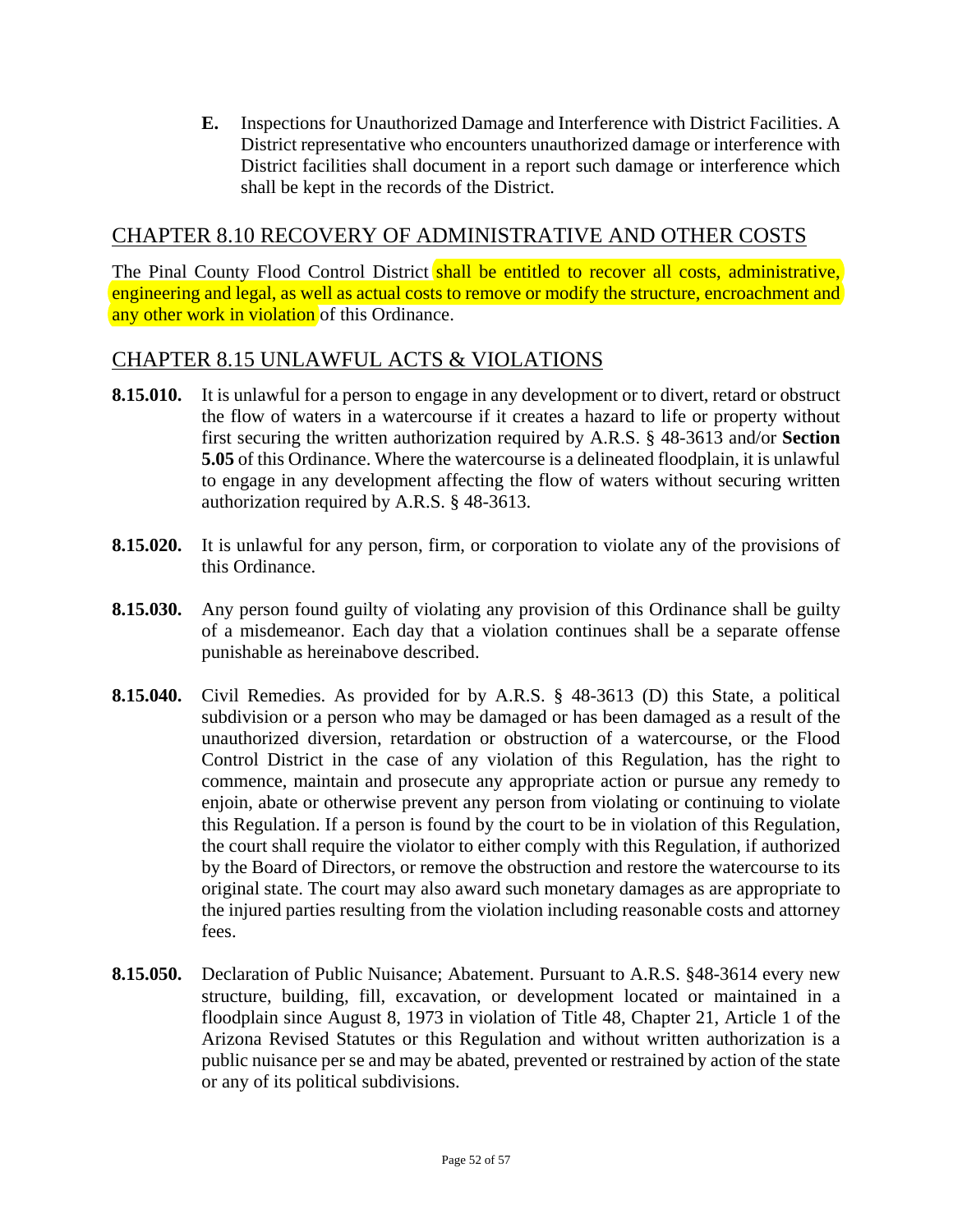**E.** Inspections for Unauthorized Damage and Interference with District Facilities. A District representative who encounters unauthorized damage or interference with District facilities shall document in a report such damage or interference which shall be kept in the records of the District.

## CHAPTER 8.10 RECOVERY OF ADMINISTRATIVE AND OTHER COSTS

The Pinal County Flood Control District shall be entitled to recover all costs, administrative, engineering and legal, as well as actual costs to remove or modify the structure, encroachment and any other work in violation of this Ordinance.

## CHAPTER 8.15 UNLAWFUL ACTS & VIOLATIONS

**8.15.010.** It is unlawful for a person to engage in any development or to divert, retard or obstruct the flow of waters in a watercourse if it creates a hazard to life or property without first securing the written authorization required by A.R.S. § 48-3613 and/or **Section 5.05** of this Ordinance. Where the watercourse is a delineated floodplain, it is unlawful to engage in any development affecting the flow of waters without securing written authorization required by A.R.S. § 48-3613.

**8.15.020.** It is unlawful for any person, firm, or corporation to violate any of the provisions of this Ordinance.

**8.15.030.** Any person found guilty of violating any provision of this Ordinance shall be guilty of a misdemeanor. Each day that a violation continues shall be a separate offense punishable as hereinabove described.

**8.15.040.** Civil Remedies. As provided for by A.R.S. § 48-3613 (D) this State, a political subdivision or a person who may be damaged or has been damaged as a result of the unauthorized diversion, retardation or obstruction of a watercourse, or the Flood Control District in the case of any violation of this Regulation, has the right to commence, maintain and prosecute any appropriate action or pursue any remedy to enjoin, abate or otherwise prevent any person from violating or continuing to violate this Regulation. If a person is found by the court to be in violation of this Regulation, the court shall require the violator to either comply with this Regulation, if authorized by the Board of Directors, or remove the obstruction and restore the watercourse to its original state. The court may also award such monetary damages as are appropriate to the injured parties resulting from the violation including reasonable costs and attorney fees.

**8.15.050.** Declaration of Public Nuisance; Abatement. Pursuant to A.R.S. §48-3614 every new structure, building, fill, excavation, or development located or maintained in a floodplain since August 8, 1973 in violation of Title 48, Chapter 21, Article 1 of the Arizona Revised Statutes or this Regulation and without written authorization is a public nuisance per se and may be abated, prevented or restrained by action of the state or any of its political subdivisions.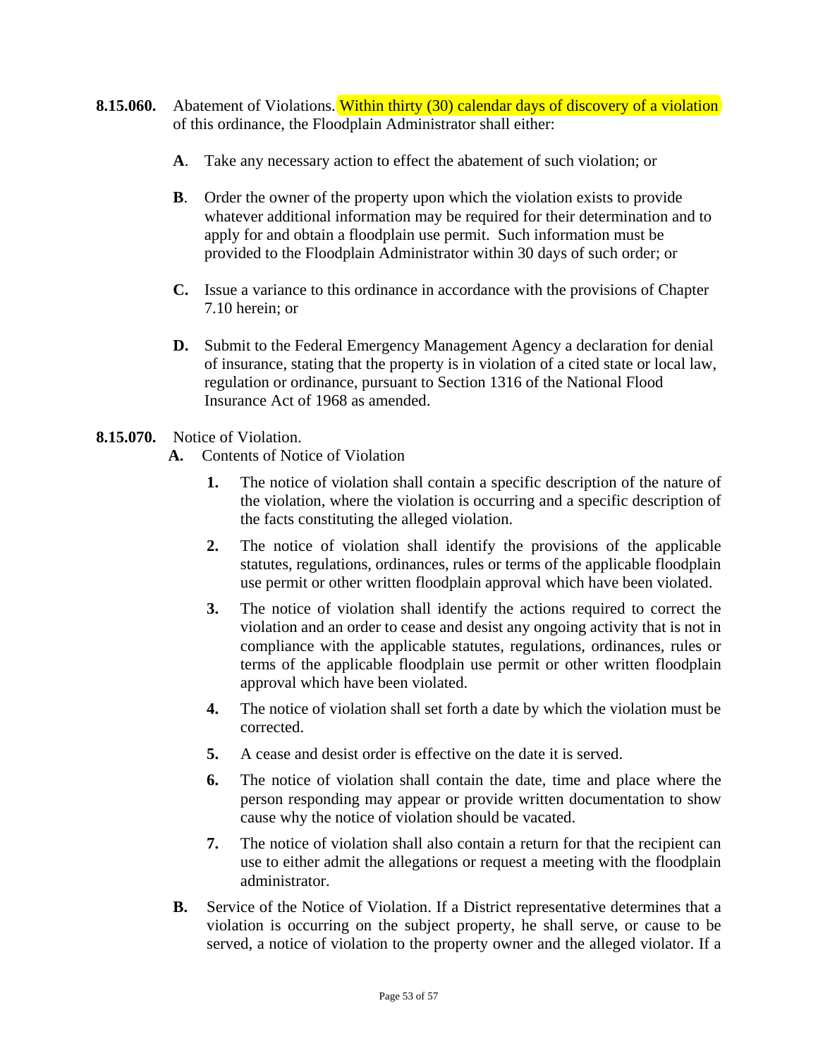**8.15.060.** Abatement of Violations. Within thirty (30) calendar days of discovery of a violation of this ordinance, the Floodplain Administrator shall either:

**A**. Take any necessary action to effect the abatement of such violation; or

**B**. Order the owner of the property upon which the violation exists to provide whatever additional information may be required for their determination and to apply for and obtain a floodplain use permit. Such information must be provided to the Floodplain Administrator within 30 days of such order; or

**C.** Issue a variance to this ordinance in accordance with the provisions of Chapter 7.10 herein; or

**D.** Submit to the Federal Emergency Management Agency a declaration for denial of insurance, stating that the property is in violation of a cited state or local law, regulation or ordinance, pursuant to Section 1316 of the National Flood Insurance Act of 1968 as amended.

**8.15.070.** Notice of Violation.

**A.** Contents of Notice of Violation

1. The notice of violation shall contain a specific description of the nature of the violation, where the violation is occurring and a specific description of the facts constituting the alleged violation.
2. The notice of violation shall identify the provisions of the applicable statutes, regulations, ordinances, rules or terms of the applicable floodplain use permit or other written floodplain approval which have been violated.
3. The notice of violation shall identify the actions required to correct the violation and an order to cease and desist any ongoing activity that is not in compliance with the applicable statutes, regulations, ordinances, rules or terms of the applicable floodplain use permit or other written floodplain approval which have been violated.
4. The notice of violation shall set forth a date by which the violation must be corrected.
5. A cease and desist order is effective on the date it is served.
6. The notice of violation shall contain the date, time and place where the person responding may appear or provide written documentation to show cause why the notice of violation should be vacated.
7. The notice of violation shall also contain a return for that the recipient can use to either admit the allegations or request a meeting with the floodplain administrator.

**B.** Service of the Notice of Violation. If a District representative determines that a violation is occurring on the subject property, he shall serve, or cause to be served, a notice of violation to the property owner and the alleged violator. If a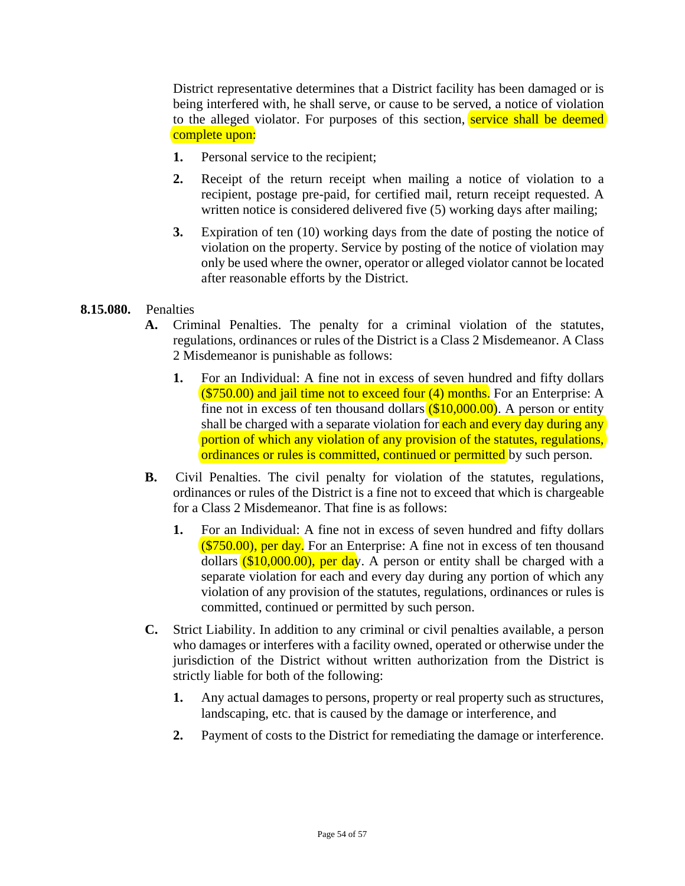District representative determines that a District facility has been damaged or is being interfered with, he shall serve, or cause to be served, a notice of violation to the alleged violator. For purposes of this section, service shall be deemed complete upon:

1. Personal service to the recipient;

2. Receipt of the return receipt when mailing a notice of violation to a recipient, postage pre-paid, for certified mail, return receipt requested. A written notice is considered delivered five (5) working days after mailing;

3. Expiration of ten (10) working days from the date of posting the notice of violation on the property. Service by posting of the notice of violation may only be used where the owner, operator or alleged violator cannot be located after reasonable efforts by the District.

**8.15.080.** Penalties

**A.** Criminal Penalties. The penalty for a criminal violation of the statutes, regulations, ordinances or rules of the District is a Class 2 Misdemeanor. A Class 2 Misdemeanor is punishable as follows:

1. For an Individual: A fine not in excess of seven hundred and fifty dollars ($750.00) and jail time not to exceed four (4) months. For an Enterprise: A fine not in excess of ten thousand dollars ($10,000.00). A person or entity shall be charged with a separate violation for each and every day during any portion of which any violation of any provision of the statutes, regulations, ordinances or rules is committed, continued or permitted by such person.

**B.** Civil Penalties. The civil penalty for violation of the statutes, regulations, ordinances or rules of the District is a fine not to exceed that which is chargeable for a Class 2 Misdemeanor. That fine is as follows:

1. For an Individual: A fine not in excess of seven hundred and fifty dollars ($750.00), per day. For an Enterprise: A fine not in excess of ten thousand dollars ($10,000.00), per day. A person or entity shall be charged with a separate violation for each and every day during any portion of which any violation of any provision of the statutes, regulations, ordinances or rules is committed, continued or permitted by such person.

**C.** Strict Liability. In addition to any criminal or civil penalties available, a person who damages or interferes with a facility owned, operated or otherwise under the jurisdiction of the District without written authorization from the District is strictly liable for both of the following:

1. Any actual damages to persons, property or real property such as structures, landscaping, etc. that is caused by the damage or interference, and

2. Payment of costs to the District for remediating the damage or interference.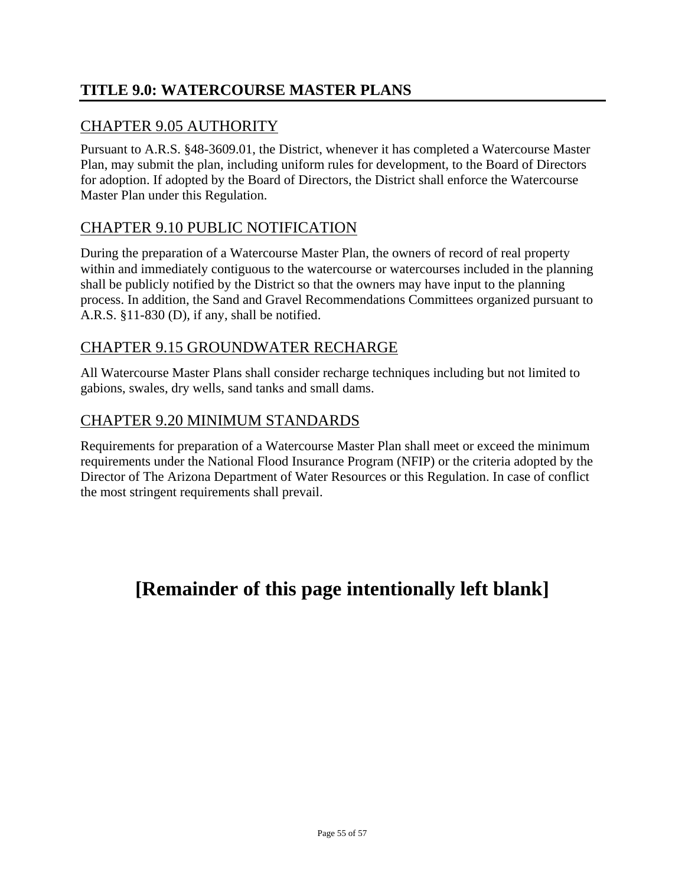# TITLE 9.0: WATERCOURSE MASTER PLANS

## CHAPTER 9.05 AUTHORITY

Pursuant to A.R.S. §48-3609.01, the District, whenever it has completed a Watercourse Master Plan, may submit the plan, including uniform rules for development, to the Board of Directors for adoption. If adopted by the Board of Directors, the District shall enforce the Watercourse Master Plan under this Regulation.

## CHAPTER 9.10 PUBLIC NOTIFICATION

During the preparation of a Watercourse Master Plan, the owners of record of real property within and immediately contiguous to the watercourse or watercourses included in the planning shall be publicly notified by the District so that the owners may have input to the planning process. In addition, the Sand and Gravel Recommendations Committees organized pursuant to A.R.S. §11-830 (D), if any, shall be notified.

## CHAPTER 9.15 GROUNDWATER RECHARGE

All Watercourse Master Plans shall consider recharge techniques including but not limited to gabions, swales, dry wells, sand tanks and small dams.

## CHAPTER 9.20 MINIMUM STANDARDS

Requirements for preparation of a Watercourse Master Plan shall meet or exceed the minimum requirements under the National Flood Insurance Program (NFIP) or the criteria adopted by the Director of The Arizona Department of Water Resources or this Regulation. In case of conflict the most stringent requirements shall prevail.

**[Remainder of this page intentionally left blank]**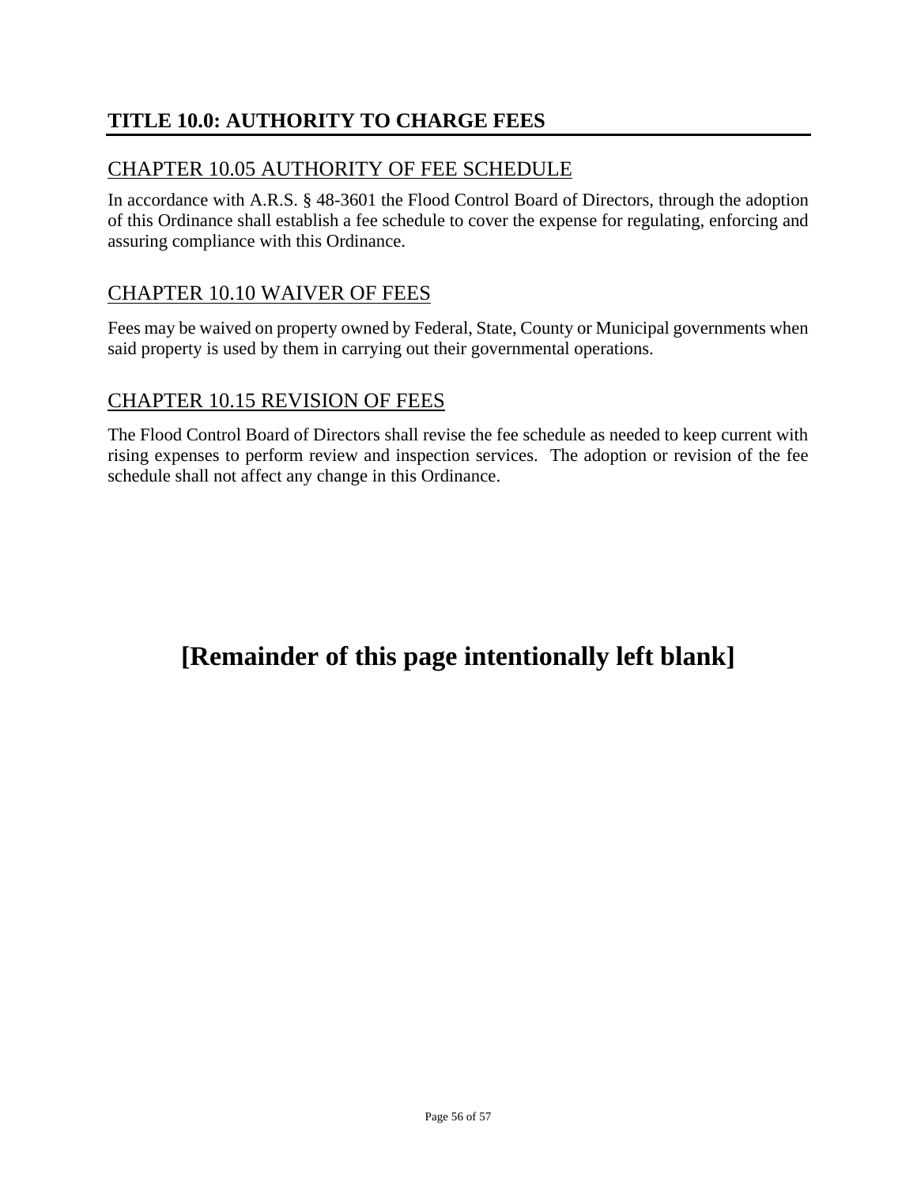# TITLE 10.0: AUTHORITY TO CHARGE FEES

## CHAPTER 10.05 AUTHORITY OF FEE SCHEDULE

In accordance with A.R.S. § 48-3601 the Flood Control Board of Directors, through the adoption of this Ordinance shall establish a fee schedule to cover the expense for regulating, enforcing and assuring compliance with this Ordinance.

## CHAPTER 10.10 WAIVER OF FEES

Fees may be waived on property owned by Federal, State, County or Municipal governments when said property is used by them in carrying out their governmental operations.

## CHAPTER 10.15 REVISION OF FEES

The Flood Control Board of Directors shall revise the fee schedule as needed to keep current with rising expenses to perform review and inspection services. The adoption or revision of the fee schedule shall not affect any change in this Ordinance.

**[Remainder of this page intentionally left blank]**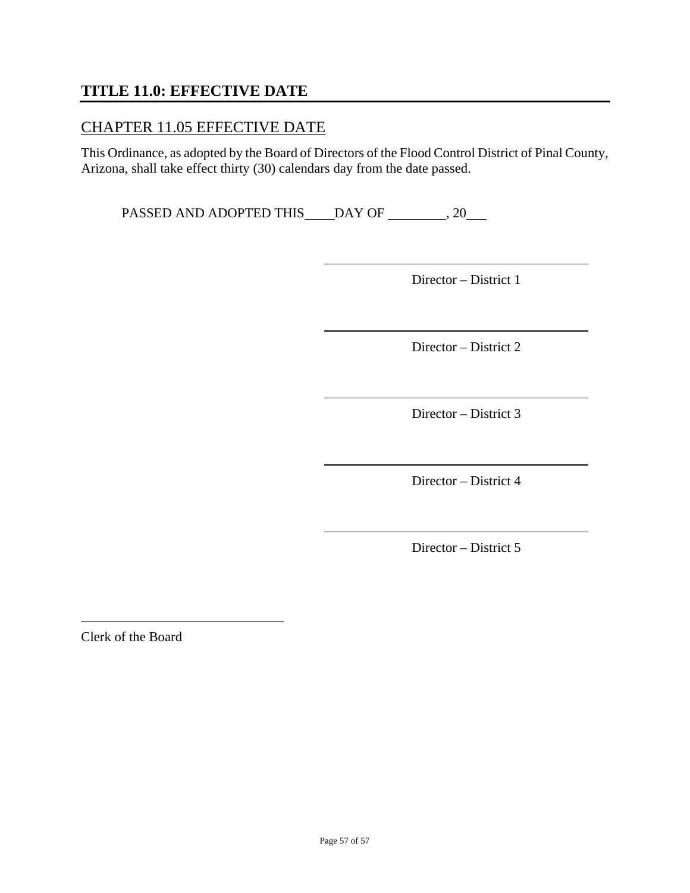## TITLE 11.0: EFFECTIVE DATE

### CHAPTER 11.05 EFFECTIVE DATE

This Ordinance, as adopted by the Board of Directors of the Flood Control District of Pinal County, Arizona, shall take effect thirty (30) calendars day from the date passed.

PASSED AND ADOPTED THIS\_\_\_\_DAY OF \_\_\_\_\_\_\_\_\_, 20\_\_\_

\_\_\_\_\_\_\_\_\_\_\_\_\_\_\_\_\_\_\_\_\_\_\_\_\_\_\_\_\_\_\_\_\_\_\_\_\_\_\_\_

Director – District 1

\_\_\_\_\_\_\_\_\_\_\_\_\_\_\_\_\_\_\_\_\_\_\_\_\_\_\_\_\_\_\_\_\_\_\_\_\_\_\_\_

Director – District 2

\_\_\_\_\_\_\_\_\_\_\_\_\_\_\_\_\_\_\_\_\_\_\_\_\_\_\_\_\_\_\_\_\_\_\_\_\_\_\_\_

Director – District 3

\_\_\_\_\_\_\_\_\_\_\_\_\_\_\_\_\_\_\_\_\_\_\_\_\_\_\_\_\_\_\_\_\_\_\_\_\_\_\_\_

Director – District 4

\_\_\_\_\_\_\_\_\_\_\_\_\_\_\_\_\_\_\_\_\_\_\_\_\_\_\_\_\_\_\_\_\_\_\_\_\_\_\_\_

Director – District 5

\_\_\_\_\_\_\_\_\_\_\_\_\_\_\_\_\_\_\_\_\_\_\_\_\_\_\_\_\_\_\_\_

Clerk of the Board